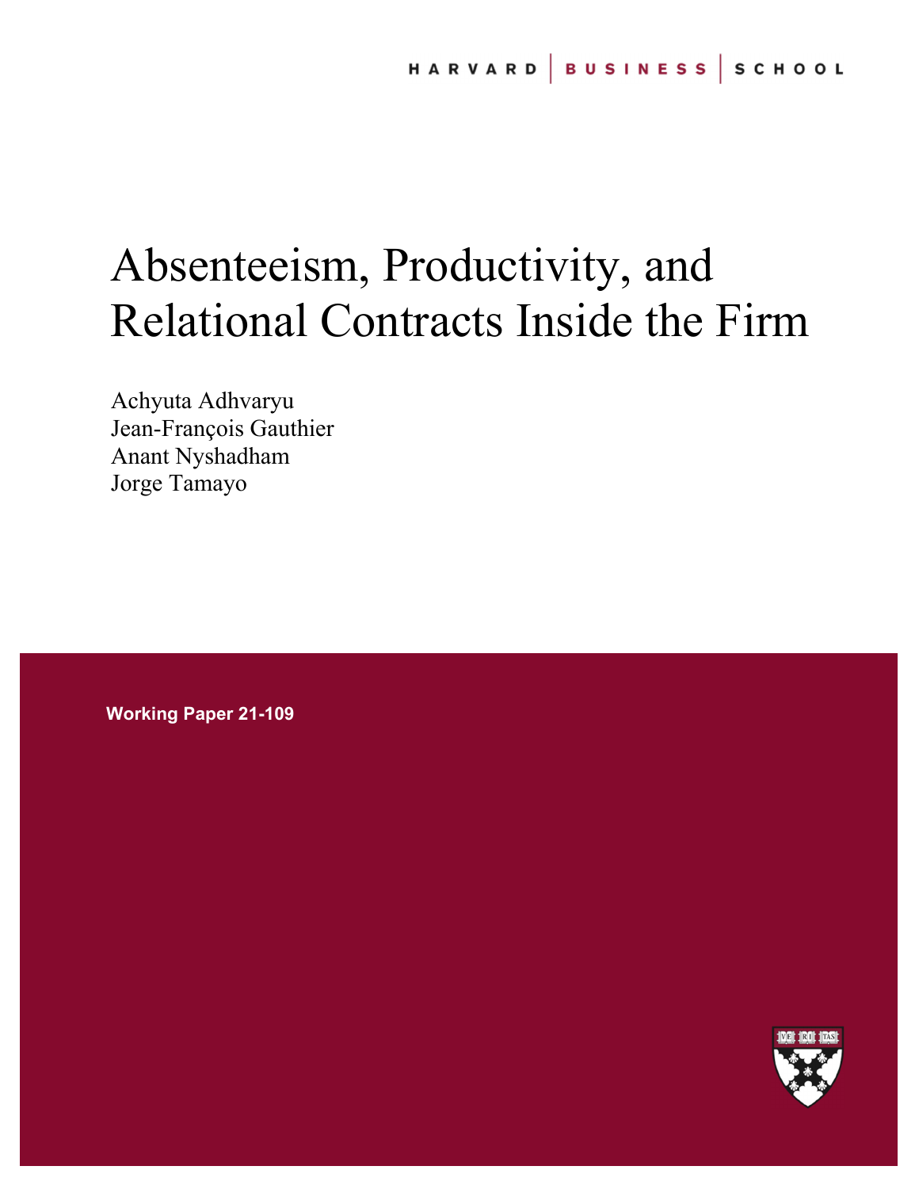HARVARD | BUSINESS | SCHOOL

# Absenteeism, Productivity, and Relational Contracts Inside the Firm

Achyuta Adhvaryu
Jean-François Gauthier
Anant Nyshadham
Jorge Tamayo

**Working Paper 21-109**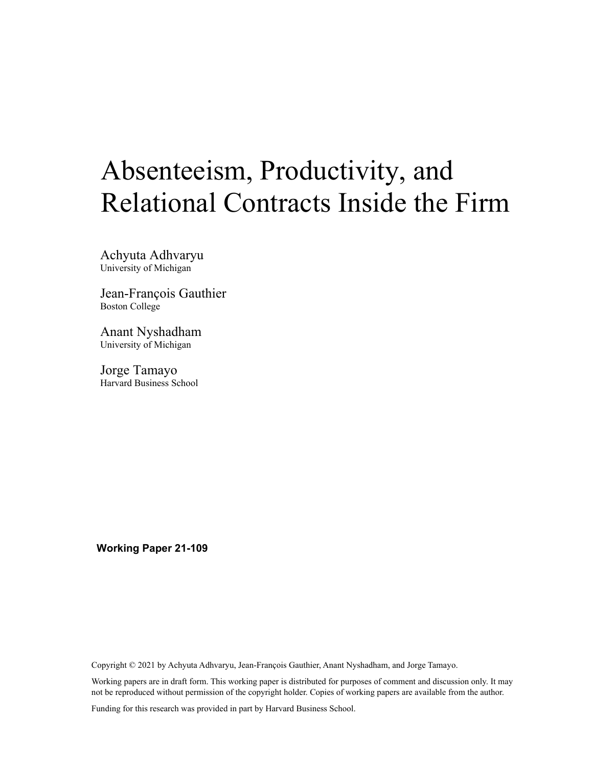# Absenteeism, Productivity, and Relational Contracts Inside the Firm

Achyuta Adhvaryu
University of Michigan

Jean-François Gauthier
Boston College

Anant Nyshadham
University of Michigan

Jorge Tamayo
Harvard Business School

**Working Paper 21-109**

Copyright © 2021 by Achyuta Adhvaryu, Jean-François Gauthier, Anant Nyshadham, and Jorge Tamayo.

Working papers are in draft form. This working paper is distributed for purposes of comment and discussion only. It may not be reproduced without permission of the copyright holder. Copies of working papers are available from the author.

Funding for this research was provided in part by Harvard Business School.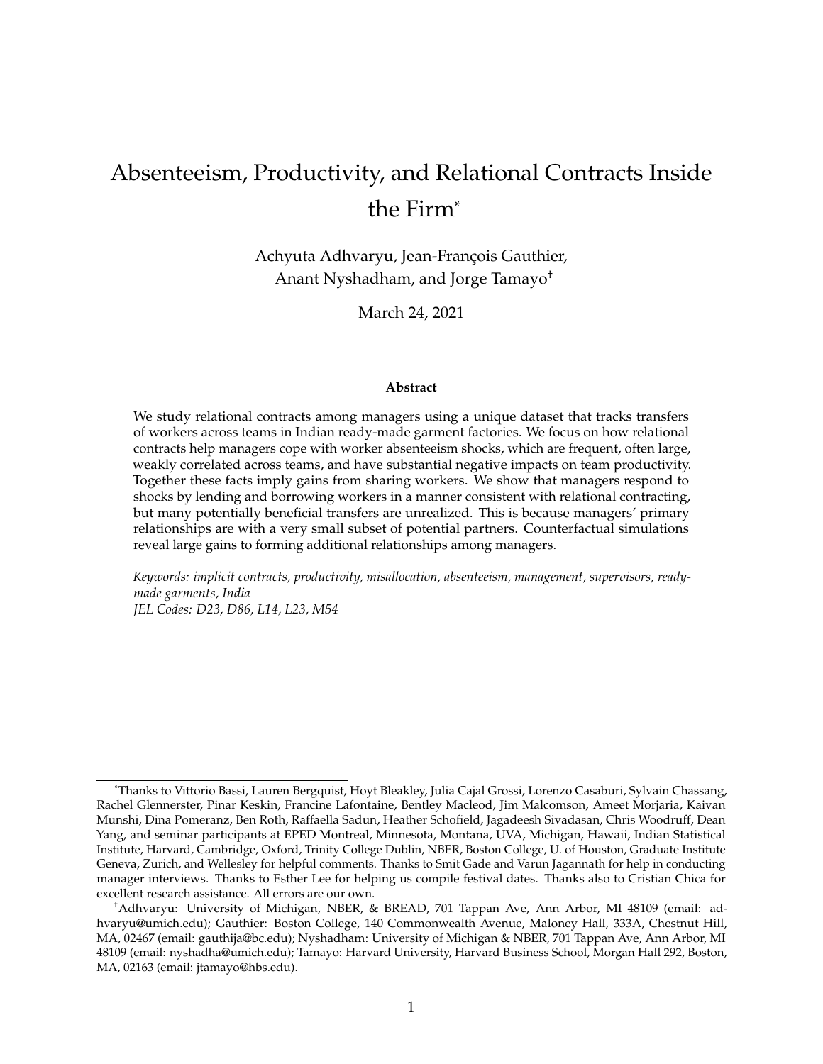# Absenteeism, Productivity, and Relational Contracts Inside the Firm*

Achyuta Adhvaryu, Jean-François Gauthier, Anant Nyshadham, and Jorge Tamayo†

March 24, 2021

### Abstract

We study relational contracts among managers using a unique dataset that tracks transfers of workers across teams in Indian ready-made garment factories. We focus on how relational contracts help managers cope with worker absenteeism shocks, which are frequent, often large, weakly correlated across teams, and have substantial negative impacts on team productivity. Together these facts imply gains from sharing workers. We show that managers respond to shocks by lending and borrowing workers in a manner consistent with relational contracting, but many potentially beneficial transfers are unrealized. This is because managers' primary relationships are with a very small subset of potential partners. Counterfactual simulations reveal large gains to forming additional relationships among managers.

*Keywords: implicit contracts, productivity, misallocation, absenteeism, management, supervisors, ready-made garments, India*
*JEL Codes: D23, D86, L14, L23, M54*

---

*Thanks to Vittorio Bassi, Lauren Bergquist, Hoyt Bleakley, Julia Cajal Grossi, Lorenzo Casaburi, Sylvain Chassang, Rachel Glennerster, Pinar Keskin, Francine Lafontaine, Bentley Macleod, Jim Malcomson, Ameet Morjaria, Kaivan Munshi, Dina Pomeranz, Ben Roth, Raffaella Sadun, Heather Schofield, Jagadeesh Sivadasan, Chris Woodruff, Dean Yang, and seminar participants at EPED Montreal, Minnesota, Montana, UVA, Michigan, Hawaii, Indian Statistical Institute, Harvard, Cambridge, Oxford, Trinity College Dublin, NBER, Boston College, U. of Houston, Graduate Institute Geneva, Zurich, and Wellesley for helpful comments. Thanks to Smit Gade and Varun Jagannath for help in conducting manager interviews. Thanks to Esther Lee for helping us compile festival dates. Thanks also to Cristian Chica for excellent research assistance. All errors are our own.

†Adhvaryu: University of Michigan, NBER, & BREAD, 701 Tappan Ave, Ann Arbor, MI 48109 (email: adhvaryu@umich.edu); Gauthier: Boston College, 140 Commonwealth Avenue, Maloney Hall, 333A, Chestnut Hill, MA, 02467 (email: gauthija@bc.edu); Nyshadham: University of Michigan & NBER, 701 Tappan Ave, Ann Arbor, MI 48109 (email: nyshadha@umich.edu); Tamayo: Harvard University, Harvard Business School, Morgan Hall 292, Boston, MA, 02163 (email: jtamayo@hbs.edu).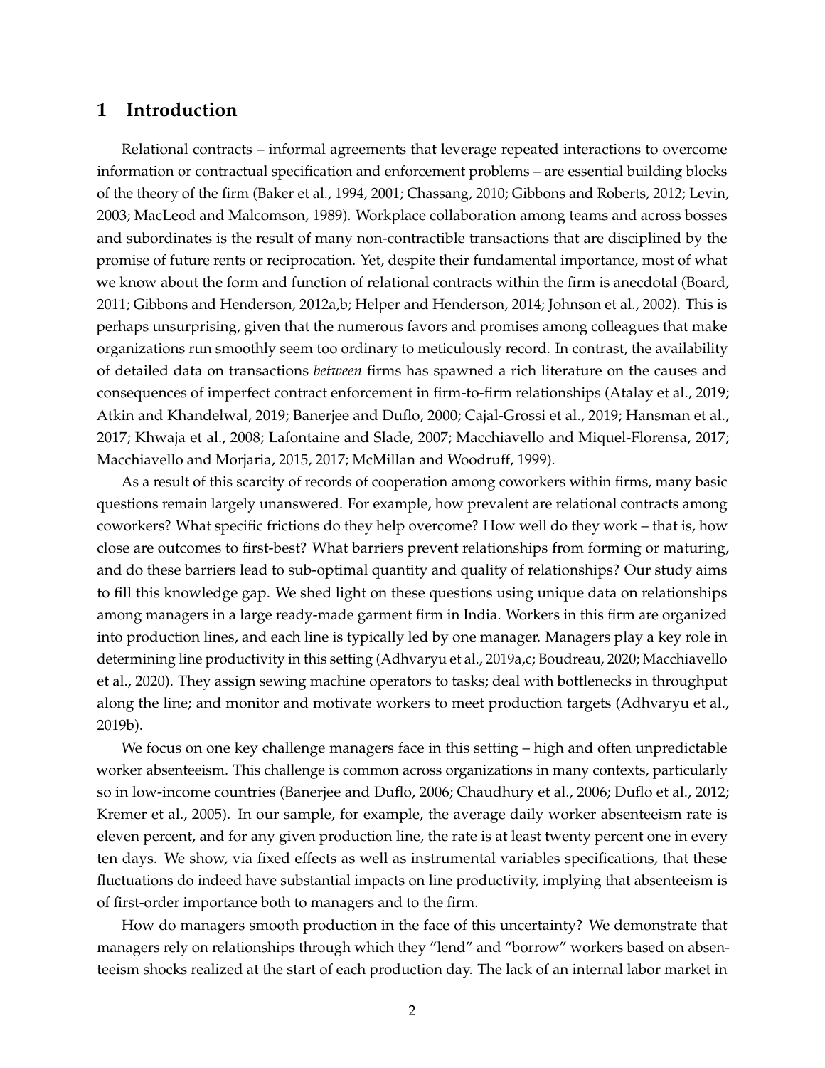## 1 Introduction

Relational contracts – informal agreements that leverage repeated interactions to overcome information or contractual specification and enforcement problems – are essential building blocks of the theory of the firm (Baker et al., 1994, 2001; Chassang, 2010; Gibbons and Roberts, 2012; Levin, 2003; MacLeod and Malcomson, 1989). Workplace collaboration among teams and across bosses and subordinates is the result of many non-contractible transactions that are disciplined by the promise of future rents or reciprocation. Yet, despite their fundamental importance, most of what we know about the form and function of relational contracts within the firm is anecdotal (Board, 2011; Gibbons and Henderson, 2012a,b; Helper and Henderson, 2014; Johnson et al., 2002). This is perhaps unsurprising, given that the numerous favors and promises among colleagues that make organizations run smoothly seem too ordinary to meticulously record. In contrast, the availability of detailed data on transactions *between* firms has spawned a rich literature on the causes and consequences of imperfect contract enforcement in firm-to-firm relationships (Atalay et al., 2019; Atkin and Khandelwal, 2019; Banerjee and Duflo, 2000; Cajal-Grossi et al., 2019; Hansman et al., 2017; Khwaja et al., 2008; Lafontaine and Slade, 2007; Macchiavello and Miquel-Florensa, 2017; Macchiavello and Morjaria, 2015, 2017; McMillan and Woodruff, 1999).

As a result of this scarcity of records of cooperation among coworkers within firms, many basic questions remain largely unanswered. For example, how prevalent are relational contracts among coworkers? What specific frictions do they help overcome? How well do they work – that is, how close are outcomes to first-best? What barriers prevent relationships from forming or maturing, and do these barriers lead to sub-optimal quantity and quality of relationships? Our study aims to fill this knowledge gap. We shed light on these questions using unique data on relationships among managers in a large ready-made garment firm in India. Workers in this firm are organized into production lines, and each line is typically led by one manager. Managers play a key role in determining line productivity in this setting (Adhvaryu et al., 2019a,c; Boudreau, 2020; Macchiavello et al., 2020). They assign sewing machine operators to tasks; deal with bottlenecks in throughput along the line; and monitor and motivate workers to meet production targets (Adhvaryu et al., 2019b).

We focus on one key challenge managers face in this setting – high and often unpredictable worker absenteeism. This challenge is common across organizations in many contexts, particularly so in low-income countries (Banerjee and Duflo, 2006; Chaudhury et al., 2006; Duflo et al., 2012; Kremer et al., 2005). In our sample, for example, the average daily worker absenteeism rate is eleven percent, and for any given production line, the rate is at least twenty percent one in every ten days. We show, via fixed effects as well as instrumental variables specifications, that these fluctuations do indeed have substantial impacts on line productivity, implying that absenteeism is of first-order importance both to managers and to the firm.

How do managers smooth production in the face of this uncertainty? We demonstrate that managers rely on relationships through which they "lend" and "borrow" workers based on absenteeism shocks realized at the start of each production day. The lack of an internal labor market in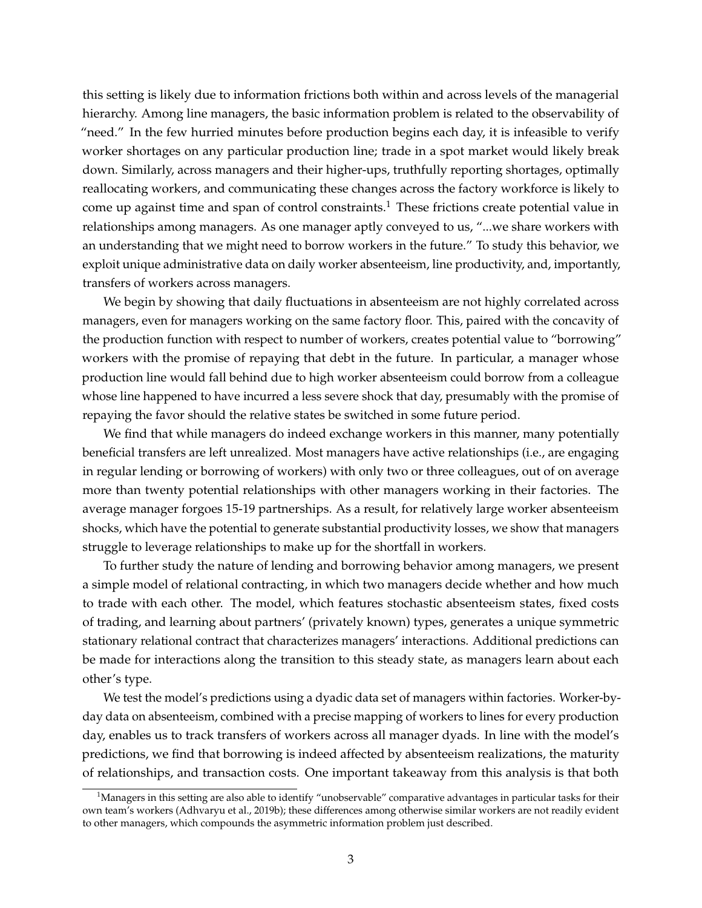this setting is likely due to information frictions both within and across levels of the managerial hierarchy. Among line managers, the basic information problem is related to the observability of "need." In the few hurried minutes before production begins each day, it is infeasible to verify worker shortages on any particular production line; trade in a spot market would likely break down. Similarly, across managers and their higher-ups, truthfully reporting shortages, optimally reallocating workers, and communicating these changes across the factory workforce is likely to come up against time and span of control constraints.[1] These frictions create potential value in relationships among managers. As one manager aptly conveyed to us, "...we share workers with an understanding that we might need to borrow workers in the future." To study this behavior, we exploit unique administrative data on daily worker absenteeism, line productivity, and, importantly, transfers of workers across managers.

We begin by showing that daily fluctuations in absenteeism are not highly correlated across managers, even for managers working on the same factory floor. This, paired with the concavity of the production function with respect to number of workers, creates potential value to "borrowing" workers with the promise of repaying that debt in the future. In particular, a manager whose production line would fall behind due to high worker absenteeism could borrow from a colleague whose line happened to have incurred a less severe shock that day, presumably with the promise of repaying the favor should the relative states be switched in some future period.

We find that while managers do indeed exchange workers in this manner, many potentially beneficial transfers are left unrealized. Most managers have active relationships (i.e., are engaging in regular lending or borrowing of workers) with only two or three colleagues, out of on average more than twenty potential relationships with other managers working in their factories. The average manager forgoes 15-19 partnerships. As a result, for relatively large worker absenteeism shocks, which have the potential to generate substantial productivity losses, we show that managers struggle to leverage relationships to make up for the shortfall in workers.

To further study the nature of lending and borrowing behavior among managers, we present a simple model of relational contracting, in which two managers decide whether and how much to trade with each other. The model, which features stochastic absenteeism states, fixed costs of trading, and learning about partners' (privately known) types, generates a unique symmetric stationary relational contract that characterizes managers' interactions. Additional predictions can be made for interactions along the transition to this steady state, as managers learn about each other's type.

We test the model's predictions using a dyadic data set of managers within factories. Worker-by-day data on absenteeism, combined with a precise mapping of workers to lines for every production day, enables us to track transfers of workers across all manager dyads. In line with the model's predictions, we find that borrowing is indeed affected by absenteeism realizations, the maturity of relationships, and transaction costs. One important takeaway from this analysis is that both

[1] Managers in this setting are also able to identify "unobservable" comparative advantages in particular tasks for their own team's workers (Adhvaryu et al., 2019b); these differences among otherwise similar workers are not readily evident to other managers, which compounds the asymmetric information problem just described.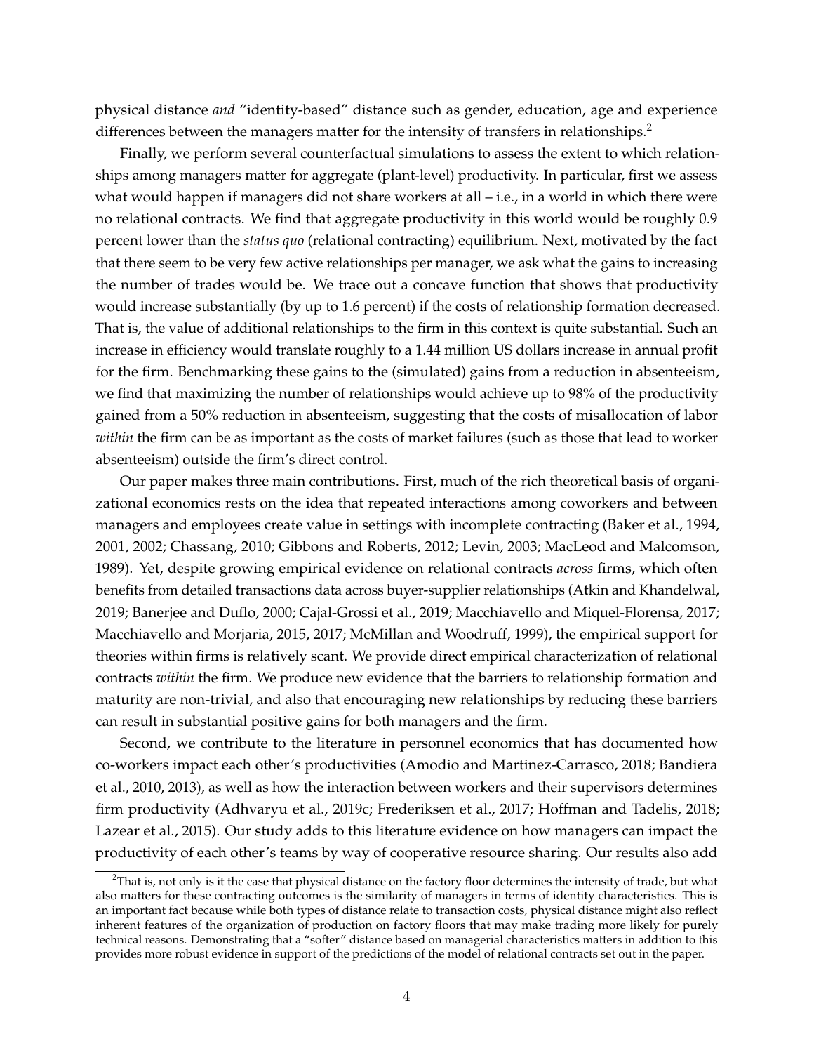physical distance *and* "identity-based" distance such as gender, education, age and experience differences between the managers matter for the intensity of transfers in relationships.[2]

Finally, we perform several counterfactual simulations to assess the extent to which relationships among managers matter for aggregate (plant-level) productivity. In particular, first we assess what would happen if managers did not share workers at all – i.e., in a world in which there were no relational contracts. We find that aggregate productivity in this world would be roughly 0.9 percent lower than the *status quo* (relational contracting) equilibrium. Next, motivated by the fact that there seem to be very few active relationships per manager, we ask what the gains to increasing the number of trades would be. We trace out a concave function that shows that productivity would increase substantially (by up to 1.6 percent) if the costs of relationship formation decreased. That is, the value of additional relationships to the firm in this context is quite substantial. Such an increase in efficiency would translate roughly to a 1.44 million US dollars increase in annual profit for the firm. Benchmarking these gains to the (simulated) gains from a reduction in absenteeism, we find that maximizing the number of relationships would achieve up to 98% of the productivity gained from a 50% reduction in absenteeism, suggesting that the costs of misallocation of labor *within* the firm can be as important as the costs of market failures (such as those that lead to worker absenteeism) outside the firm's direct control.

Our paper makes three main contributions. First, much of the rich theoretical basis of organizational economics rests on the idea that repeated interactions among coworkers and between managers and employees create value in settings with incomplete contracting (Baker et al., 1994, 2001, 2002; Chassang, 2010; Gibbons and Roberts, 2012; Levin, 2003; MacLeod and Malcomson, 1989). Yet, despite growing empirical evidence on relational contracts *across* firms, which often benefits from detailed transactions data across buyer-supplier relationships (Atkin and Khandelwal, 2019; Banerjee and Duflo, 2000; Cajal-Grossi et al., 2019; Macchiavello and Miquel-Florensa, 2017; Macchiavello and Morjaria, 2015, 2017; McMillan and Woodruff, 1999), the empirical support for theories within firms is relatively scant. We provide direct empirical characterization of relational contracts *within* the firm. We produce new evidence that the barriers to relationship formation and maturity are non-trivial, and also that encouraging new relationships by reducing these barriers can result in substantial positive gains for both managers and the firm.

Second, we contribute to the literature in personnel economics that has documented how co-workers impact each other's productivities (Amodio and Martinez-Carrasco, 2018; Bandiera et al., 2010, 2013), as well as how the interaction between workers and their supervisors determines firm productivity (Adhvaryu et al., 2019c; Frederiksen et al., 2017; Hoffman and Tadelis, 2018; Lazear et al., 2015). Our study adds to this literature evidence on how managers can impact the productivity of each other's teams by way of cooperative resource sharing. Our results also add

[2] That is, not only is it the case that physical distance on the factory floor determines the intensity of trade, but what also matters for these contracting outcomes is the similarity of managers in terms of identity characteristics. This is an important fact because while both types of distance relate to transaction costs, physical distance might also reflect inherent features of the organization of production on factory floors that may make trading more likely for purely technical reasons. Demonstrating that a "softer" distance based on managerial characteristics matters in addition to this provides more robust evidence in support of the predictions of the model of relational contracts set out in the paper.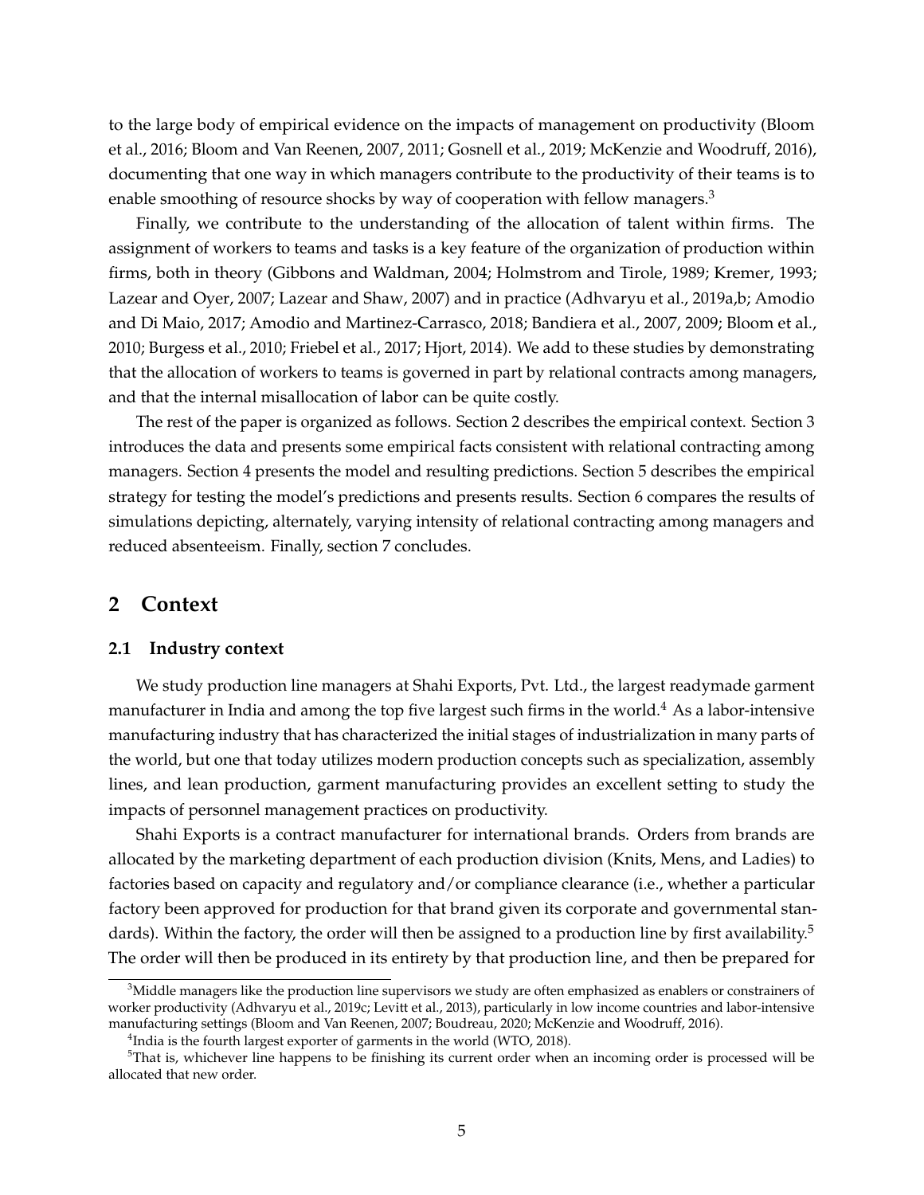to the large body of empirical evidence on the impacts of management on productivity (Bloom et al., 2016; Bloom and Van Reenen, 2007, 2011; Gosnell et al., 2019; McKenzie and Woodruff, 2016), documenting that one way in which managers contribute to the productivity of their teams is to enable smoothing of resource shocks by way of cooperation with fellow managers.[3]

Finally, we contribute to the understanding of the allocation of talent within firms. The assignment of workers to teams and tasks is a key feature of the organization of production within firms, both in theory (Gibbons and Waldman, 2004; Holmstrom and Tirole, 1989; Kremer, 1993; Lazear and Oyer, 2007; Lazear and Shaw, 2007) and in practice (Adhvaryu et al., 2019a,b; Amodio and Di Maio, 2017; Amodio and Martinez-Carrasco, 2018; Bandiera et al., 2007, 2009; Bloom et al., 2010; Burgess et al., 2010; Friebel et al., 2017; Hjort, 2014). We add to these studies by demonstrating that the allocation of workers to teams is governed in part by relational contracts among managers, and that the internal misallocation of labor can be quite costly.

The rest of the paper is organized as follows. Section 2 describes the empirical context. Section 3 introduces the data and presents some empirical facts consistent with relational contracting among managers. Section 4 presents the model and resulting predictions. Section 5 describes the empirical strategy for testing the model's predictions and presents results. Section 6 compares the results of simulations depicting, alternately, varying intensity of relational contracting among managers and reduced absenteeism. Finally, section 7 concludes.

## 2 Context

### 2.1 Industry context

We study production line managers at Shahi Exports, Pvt. Ltd., the largest readymade garment manufacturer in India and among the top five largest such firms in the world.[4] As a labor-intensive manufacturing industry that has characterized the initial stages of industrialization in many parts of the world, but one that today utilizes modern production concepts such as specialization, assembly lines, and lean production, garment manufacturing provides an excellent setting to study the impacts of personnel management practices on productivity.

Shahi Exports is a contract manufacturer for international brands. Orders from brands are allocated by the marketing department of each production division (Knits, Mens, and Ladies) to factories based on capacity and regulatory and/or compliance clearance (i.e., whether a particular factory been approved for production for that brand given its corporate and governmental standards). Within the factory, the order will then be assigned to a production line by first availability.[5] The order will then be produced in its entirety by that production line, and then be prepared for

[3] Middle managers like the production line supervisors we study are often emphasized as enablers or constrainers of worker productivity (Adhvaryu et al., 2019c; Levitt et al., 2013), particularly in low income countries and labor-intensive manufacturing settings (Bloom and Van Reenen, 2007; Boudreau, 2020; McKenzie and Woodruff, 2016).

[4] India is the fourth largest exporter of garments in the world (WTO, 2018).

[5] That is, whichever line happens to be finishing its current order when an incoming order is processed will be allocated that new order.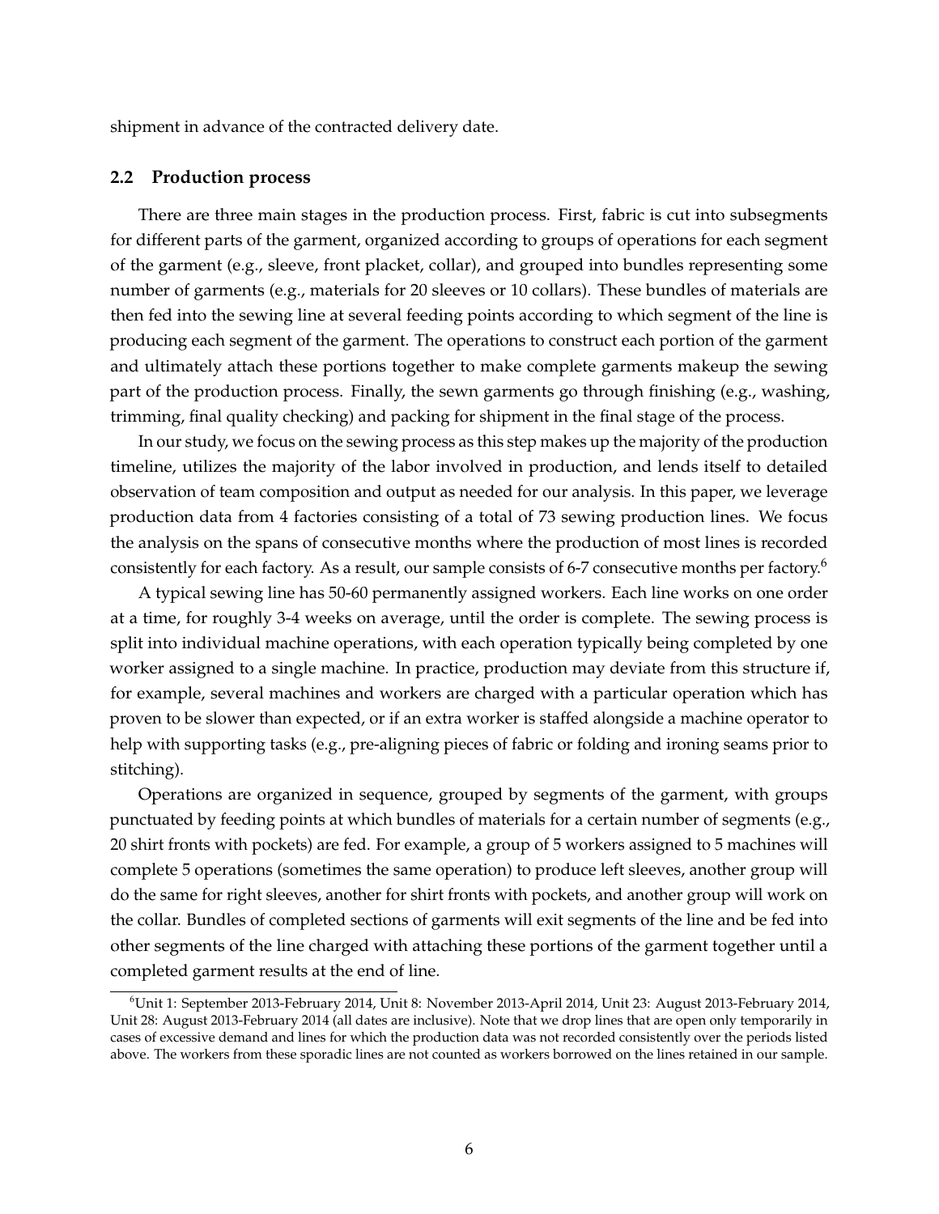shipment in advance of the contracted delivery date.

### 2.2 Production process

There are three main stages in the production process. First, fabric is cut into subsegments for different parts of the garment, organized according to groups of operations for each segment of the garment (e.g., sleeve, front placket, collar), and grouped into bundles representing some number of garments (e.g., materials for 20 sleeves or 10 collars). These bundles of materials are then fed into the sewing line at several feeding points according to which segment of the line is producing each segment of the garment. The operations to construct each portion of the garment and ultimately attach these portions together to make complete garments makeup the sewing part of the production process. Finally, the sewn garments go through finishing (e.g., washing, trimming, final quality checking) and packing for shipment in the final stage of the process.

In our study, we focus on the sewing process as this step makes up the majority of the production timeline, utilizes the majority of the labor involved in production, and lends itself to detailed observation of team composition and output as needed for our analysis. In this paper, we leverage production data from 4 factories consisting of a total of 73 sewing production lines. We focus the analysis on the spans of consecutive months where the production of most lines is recorded consistently for each factory. As a result, our sample consists of 6-7 consecutive months per factory.[6]

A typical sewing line has 50-60 permanently assigned workers. Each line works on one order at a time, for roughly 3-4 weeks on average, until the order is complete. The sewing process is split into individual machine operations, with each operation typically being completed by one worker assigned to a single machine. In practice, production may deviate from this structure if, for example, several machines and workers are charged with a particular operation which has proven to be slower than expected, or if an extra worker is staffed alongside a machine operator to help with supporting tasks (e.g., pre-aligning pieces of fabric or folding and ironing seams prior to stitching).

Operations are organized in sequence, grouped by segments of the garment, with groups punctuated by feeding points at which bundles of materials for a certain number of segments (e.g., 20 shirt fronts with pockets) are fed. For example, a group of 5 workers assigned to 5 machines will complete 5 operations (sometimes the same operation) to produce left sleeves, another group will do the same for right sleeves, another for shirt fronts with pockets, and another group will work on the collar. Bundles of completed sections of garments will exit segments of the line and be fed into other segments of the line charged with attaching these portions of the garment together until a completed garment results at the end of line.

[6] Unit 1: September 2013-February 2014, Unit 8: November 2013-April 2014, Unit 23: August 2013-February 2014, Unit 28: August 2013-February 2014 (all dates are inclusive). Note that we drop lines that are open only temporarily in cases of excessive demand and lines for which the production data was not recorded consistently over the periods listed above. The workers from these sporadic lines are not counted as workers borrowed on the lines retained in our sample.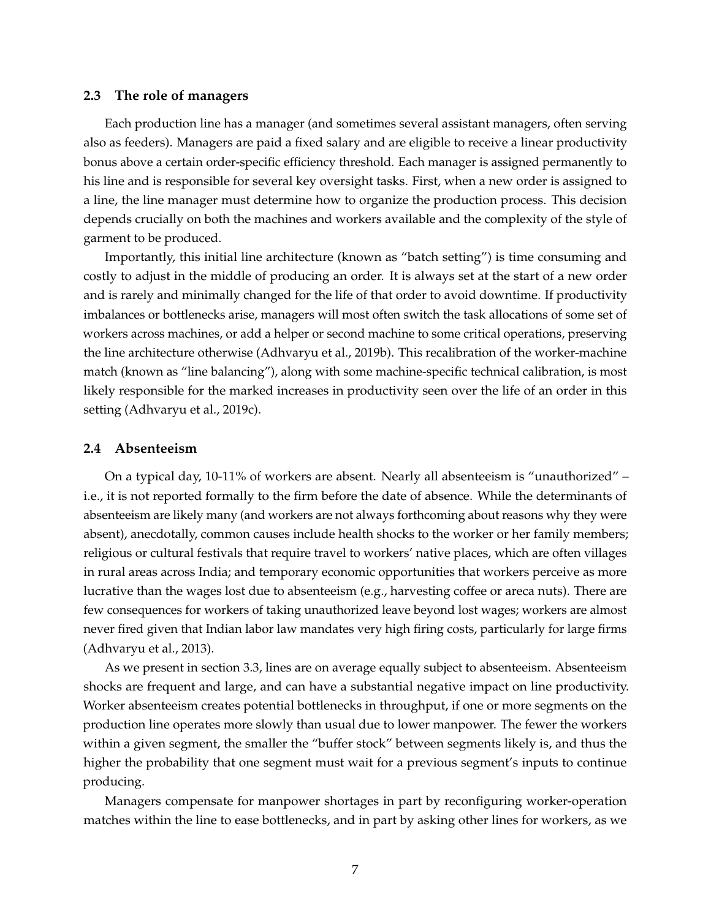### 2.3 The role of managers

Each production line has a manager (and sometimes several assistant managers, often serving also as feeders). Managers are paid a fixed salary and are eligible to receive a linear productivity bonus above a certain order-specific efficiency threshold. Each manager is assigned permanently to his line and is responsible for several key oversight tasks. First, when a new order is assigned to a line, the line manager must determine how to organize the production process. This decision depends crucially on both the machines and workers available and the complexity of the style of garment to be produced.

Importantly, this initial line architecture (known as "batch setting") is time consuming and costly to adjust in the middle of producing an order. It is always set at the start of a new order and is rarely and minimally changed for the life of that order to avoid downtime. If productivity imbalances or bottlenecks arise, managers will most often switch the task allocations of some set of workers across machines, or add a helper or second machine to some critical operations, preserving the line architecture otherwise (Adhvaryu et al., 2019b). This recalibration of the worker-machine match (known as "line balancing"), along with some machine-specific technical calibration, is most likely responsible for the marked increases in productivity seen over the life of an order in this setting (Adhvaryu et al., 2019c).

### 2.4 Absenteeism

On a typical day, 10-11% of workers are absent. Nearly all absenteeism is "unauthorized" – i.e., it is not reported formally to the firm before the date of absence. While the determinants of absenteeism are likely many (and workers are not always forthcoming about reasons why they were absent), anecdotally, common causes include health shocks to the worker or her family members; religious or cultural festivals that require travel to workers' native places, which are often villages in rural areas across India; and temporary economic opportunities that workers perceive as more lucrative than the wages lost due to absenteeism (e.g., harvesting coffee or areca nuts). There are few consequences for workers of taking unauthorized leave beyond lost wages; workers are almost never fired given that Indian labor law mandates very high firing costs, particularly for large firms (Adhvaryu et al., 2013).

As we present in section 3.3, lines are on average equally subject to absenteeism. Absenteeism shocks are frequent and large, and can have a substantial negative impact on line productivity. Worker absenteeism creates potential bottlenecks in throughput, if one or more segments on the production line operates more slowly than usual due to lower manpower. The fewer the workers within a given segment, the smaller the "buffer stock" between segments likely is, and thus the higher the probability that one segment must wait for a previous segment's inputs to continue producing.

Managers compensate for manpower shortages in part by reconfiguring worker-operation matches within the line to ease bottlenecks, and in part by asking other lines for workers, as we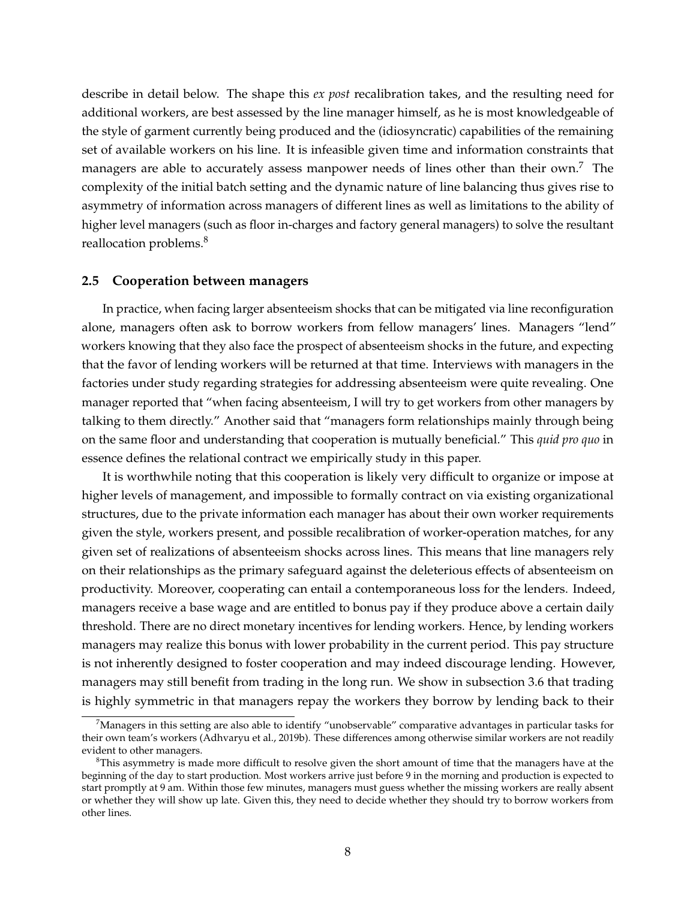describe in detail below. The shape this *ex post* recalibration takes, and the resulting need for additional workers, are best assessed by the line manager himself, as he is most knowledgeable of the style of garment currently being produced and the (idiosyncratic) capabilities of the remaining set of available workers on his line. It is infeasible given time and information constraints that managers are able to accurately assess manpower needs of lines other than their own.[7] The complexity of the initial batch setting and the dynamic nature of line balancing thus gives rise to asymmetry of information across managers of different lines as well as limitations to the ability of higher level managers (such as floor in-charges and factory general managers) to solve the resultant reallocation problems.[8]

### 2.5 Cooperation between managers

In practice, when facing larger absenteeism shocks that can be mitigated via line reconfiguration alone, managers often ask to borrow workers from fellow managers' lines. Managers "lend" workers knowing that they also face the prospect of absenteeism shocks in the future, and expecting that the favor of lending workers will be returned at that time. Interviews with managers in the factories under study regarding strategies for addressing absenteeism were quite revealing. One manager reported that "when facing absenteeism, I will try to get workers from other managers by talking to them directly." Another said that "managers form relationships mainly through being on the same floor and understanding that cooperation is mutually beneficial." This *quid pro quo* in essence defines the relational contract we empirically study in this paper.

It is worthwhile noting that this cooperation is likely very difficult to organize or impose at higher levels of management, and impossible to formally contract on via existing organizational structures, due to the private information each manager has about their own worker requirements given the style, workers present, and possible recalibration of worker-operation matches, for any given set of realizations of absenteeism shocks across lines. This means that line managers rely on their relationships as the primary safeguard against the deleterious effects of absenteeism on productivity. Moreover, cooperating can entail a contemporaneous loss for the lenders. Indeed, managers receive a base wage and are entitled to bonus pay if they produce above a certain daily threshold. There are no direct monetary incentives for lending workers. Hence, by lending workers managers may realize this bonus with lower probability in the current period. This pay structure is not inherently designed to foster cooperation and may indeed discourage lending. However, managers may still benefit from trading in the long run. We show in subsection 3.6 that trading is highly symmetric in that managers repay the workers they borrow by lending back to their

[7] Managers in this setting are also able to identify "unobservable" comparative advantages in particular tasks for their own team's workers (Adhvaryu et al., 2019b). These differences among otherwise similar workers are not readily evident to other managers.

[8] This asymmetry is made more difficult to resolve given the short amount of time that the managers have at the beginning of the day to start production. Most workers arrive just before 9 in the morning and production is expected to start promptly at 9 am. Within those few minutes, managers must guess whether the missing workers are really absent or whether they will show up late. Given this, they need to decide whether they should try to borrow workers from other lines.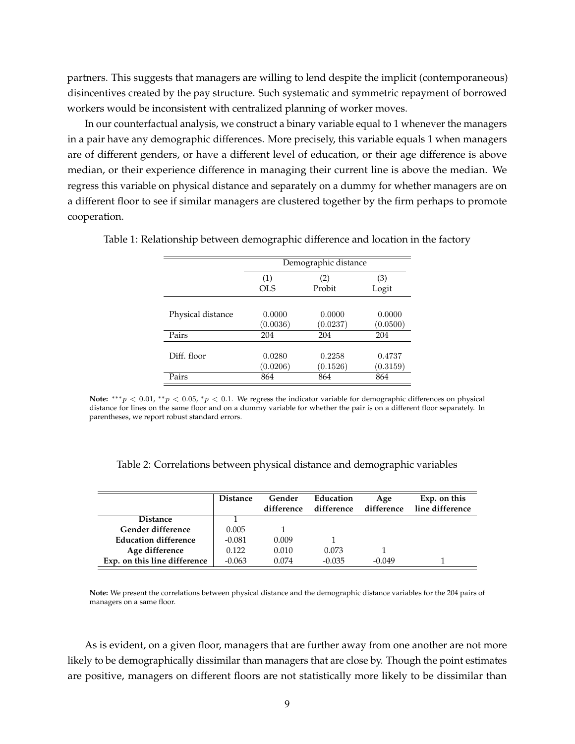partners. This suggests that managers are willing to lend despite the implicit (contemporaneous) disincentives created by the pay structure. Such systematic and symmetric repayment of borrowed workers would be inconsistent with centralized planning of worker moves.

In our counterfactual analysis, we construct a binary variable equal to 1 whenever the managers in a pair have any demographic differences. More precisely, this variable equals 1 when managers are of different genders, or have a different level of education, or their age difference is above median, or their experience difference in managing their current line is above the median. We regress this variable on physical distance and separately on a dummy for whether managers are on a different floor to see if similar managers are clustered together by the firm perhaps to promote cooperation.

Table 1: Relationship between demographic difference and location in the factory

| | Demographic distance | | |
|---|---|---|---|
| | (1) OLS | (2) Probit | (3) Logit |
| Physical distance | 0.0000 | 0.0000 | 0.0000 |
| | (0.0036) | (0.0237) | (0.0500) |
| Pairs | 204 | 204 | 204 |
| Diff. floor | 0.0280 | 0.2258 | 0.4737 |
| | (0.0206) | (0.1526) | (0.3159) |
| Pairs | 864 | 864 | 864 |

**Note:** $^{***}p < 0.01$, $^{**}p < 0.05$, $^{*}p < 0.1$. We regress the indicator variable for demographic differences on physical distance for lines on the same floor and on a dummy variable for whether the pair is on a different floor separately. In parentheses, we report robust standard errors.

Table 2: Correlations between physical distance and demographic variables

| | **Distance** | **Gender difference** | **Education difference** | **Age difference** | **Exp. on this line difference** |
|---|---|---|---|---|---|
| **Distance** | 1 | | | | |
| **Gender difference** | 0.005 | 1 | | | |
| **Education difference** | -0.081 | 0.009 | 1 | | |
| **Age difference** | 0.122 | 0.010 | 0.073 | 1 | |
| **Exp. on this line difference** | -0.063 | 0.074 | -0.035 | -0.049 | 1 |

**Note:** We present the correlations between physical distance and the demographic distance variables for the 204 pairs of managers on a same floor.

As is evident, on a given floor, managers that are further away from one another are not more likely to be demographically dissimilar than managers that are close by. Though the point estimates are positive, managers on different floors are not statistically more likely to be dissimilar than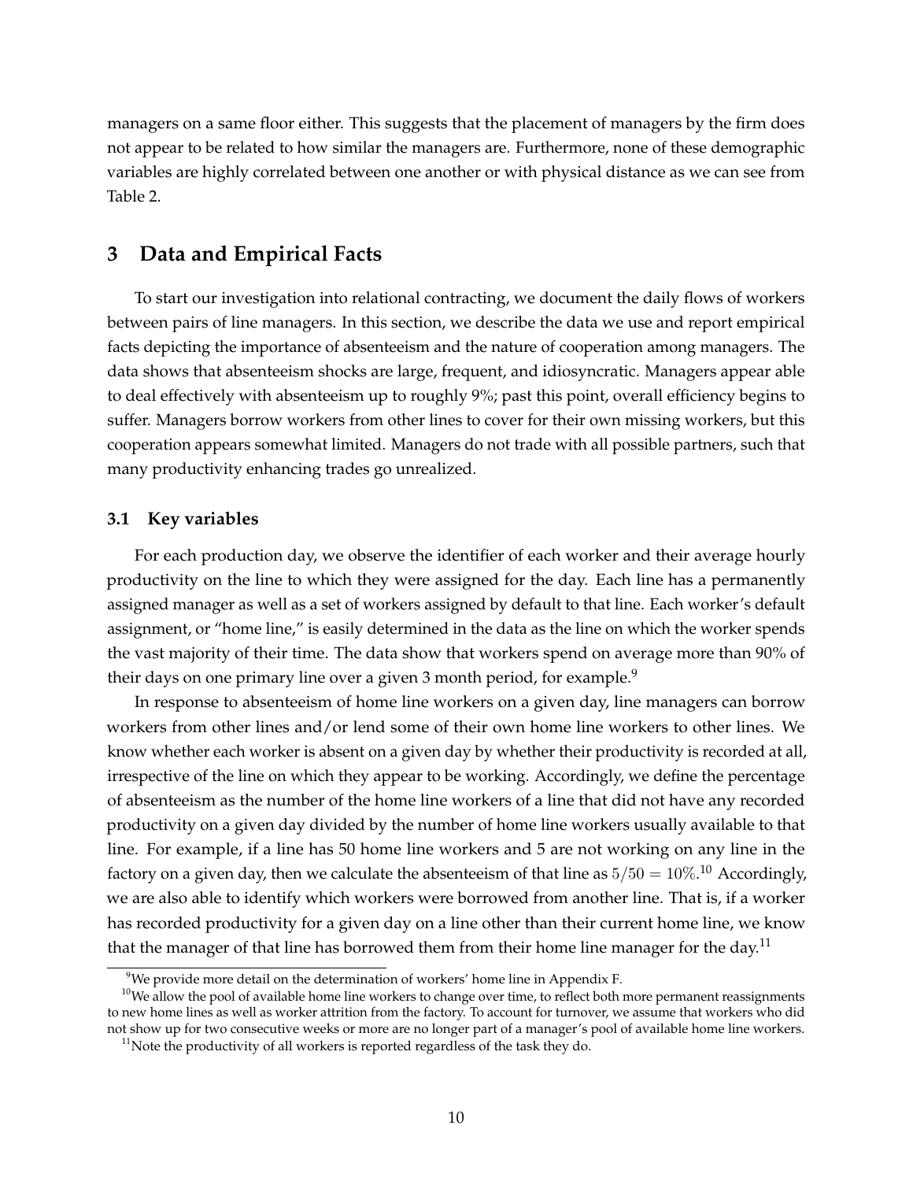managers on a same floor either. This suggests that the placement of managers by the firm does not appear to be related to how similar the managers are. Furthermore, none of these demographic variables are highly correlated between one another or with physical distance as we can see from Table 2.

# 3 Data and Empirical Facts

To start our investigation into relational contracting, we document the daily flows of workers between pairs of line managers. In this section, we describe the data we use and report empirical facts depicting the importance of absenteeism and the nature of cooperation among managers. The data shows that absenteeism shocks are large, frequent, and idiosyncratic. Managers appear able to deal effectively with absenteeism up to roughly 9%; past this point, overall efficiency begins to suffer. Managers borrow workers from other lines to cover for their own missing workers, but this cooperation appears somewhat limited. Managers do not trade with all possible partners, such that many productivity enhancing trades go unrealized.

## 3.1 Key variables

For each production day, we observe the identifier of each worker and their average hourly productivity on the line to which they were assigned for the day. Each line has a permanently assigned manager as well as a set of workers assigned by default to that line. Each worker's default assignment, or "home line," is easily determined in the data as the line on which the worker spends the vast majority of their time. The data show that workers spend on average more than 90% of their days on one primary line over a given 3 month period, for example.[9]

In response to absenteeism of home line workers on a given day, line managers can borrow workers from other lines and/or lend some of their own home line workers to other lines. We know whether each worker is absent on a given day by whether their productivity is recorded at all, irrespective of the line on which they appear to be working. Accordingly, we define the percentage of absenteeism as the number of the home line workers of a line that did not have any recorded productivity on a given day divided by the number of home line workers usually available to that line. For example, if a line has 50 home line workers and 5 are not working on any line in the factory on a given day, then we calculate the absenteeism of that line as $5/50 = 10\%$.[10] Accordingly, we are also able to identify which workers were borrowed from another line. That is, if a worker has recorded productivity for a given day on a line other than their current home line, we know that the manager of that line has borrowed them from their home line manager for the day.[11]

[9] We provide more detail on the determination of workers' home line in Appendix F.

[10] We allow the pool of available home line workers to change over time, to reflect both more permanent reassignments to new home lines as well as worker attrition from the factory. To account for turnover, we assume that workers who did not show up for two consecutive weeks or more are no longer part of a manager's pool of available home line workers.

[11] Note the productivity of all workers is reported regardless of the task they do.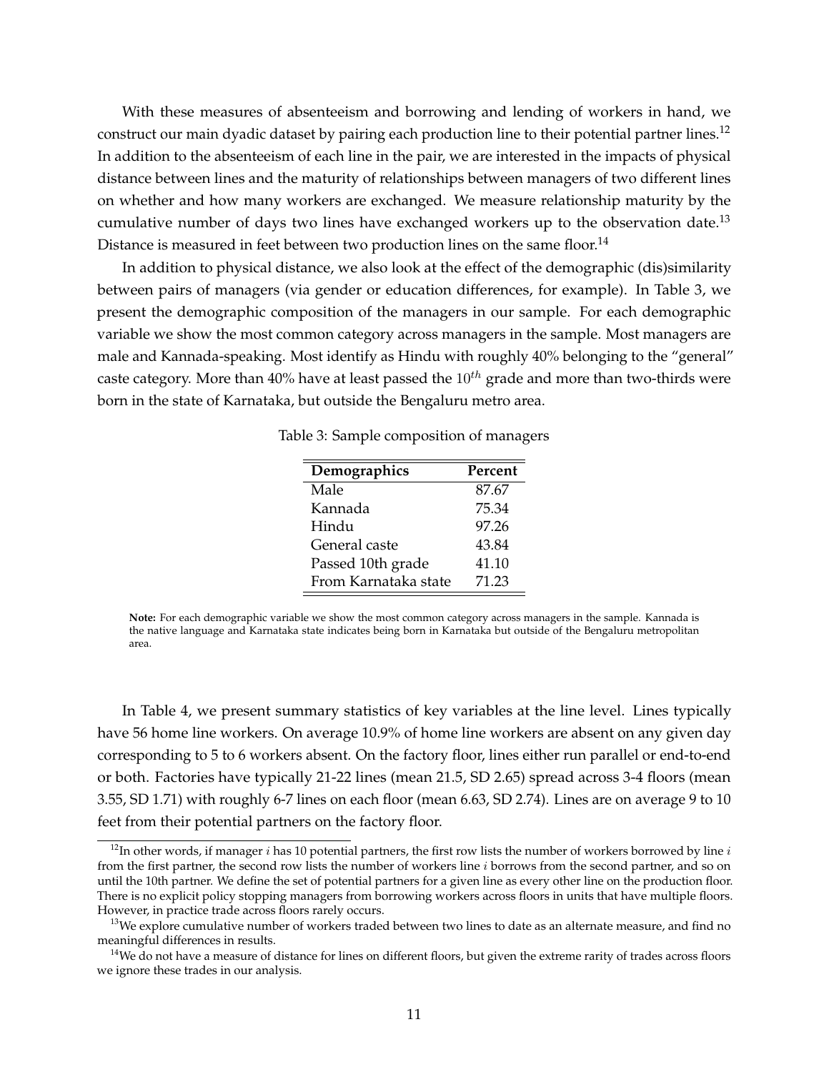With these measures of absenteeism and borrowing and lending of workers in hand, we construct our main dyadic dataset by pairing each production line to their potential partner lines.[12] In addition to the absenteeism of each line in the pair, we are interested in the impacts of physical distance between lines and the maturity of relationships between managers of two different lines on whether and how many workers are exchanged. We measure relationship maturity by the cumulative number of days two lines have exchanged workers up to the observation date.[13] Distance is measured in feet between two production lines on the same floor.[14]

In addition to physical distance, we also look at the effect of the demographic (dis)similarity between pairs of managers (via gender or education differences, for example). In Table 3, we present the demographic composition of the managers in our sample. For each demographic variable we show the most common category across managers in the sample. Most managers are male and Kannada-speaking. Most identify as Hindu with roughly 40% belonging to the "general" caste category. More than 40% have at least passed the $10^{th}$ grade and more than two-thirds were born in the state of Karnataka, but outside the Bengaluru metro area.

Table 3: Sample composition of managers

| **Demographics** | **Percent** |
|---|---|
| Male | 87.67 |
| Kannada | 75.34 |
| Hindu | 97.26 |
| General caste | 43.84 |
| Passed 10th grade | 41.10 |
| From Karnataka state | 71.23 |

**Note:** For each demographic variable we show the most common category across managers in the sample. Kannada is the native language and Karnataka state indicates being born in Karnataka but outside of the Bengaluru metropolitan area.

In Table 4, we present summary statistics of key variables at the line level. Lines typically have 56 home line workers. On average 10.9% of home line workers are absent on any given day corresponding to 5 to 6 workers absent. On the factory floor, lines either run parallel or end-to-end or both. Factories have typically 21-22 lines (mean 21.5, SD 2.65) spread across 3-4 floors (mean 3.55, SD 1.71) with roughly 6-7 lines on each floor (mean 6.63, SD 2.74). Lines are on average 9 to 10 feet from their potential partners on the factory floor.

[12] In other words, if manager $i$ has 10 potential partners, the first row lists the number of workers borrowed by line $i$ from the first partner, the second row lists the number of workers line $i$ borrows from the second partner, and so on until the 10th partner. We define the set of potential partners for a given line as every other line on the production floor. There is no explicit policy stopping managers from borrowing workers across floors in units that have multiple floors. However, in practice trade across floors rarely occurs.

[13] We explore cumulative number of workers traded between two lines to date as an alternate measure, and find no meaningful differences in results.

[14] We do not have a measure of distance for lines on different floors, but given the extreme rarity of trades across floors we ignore these trades in our analysis.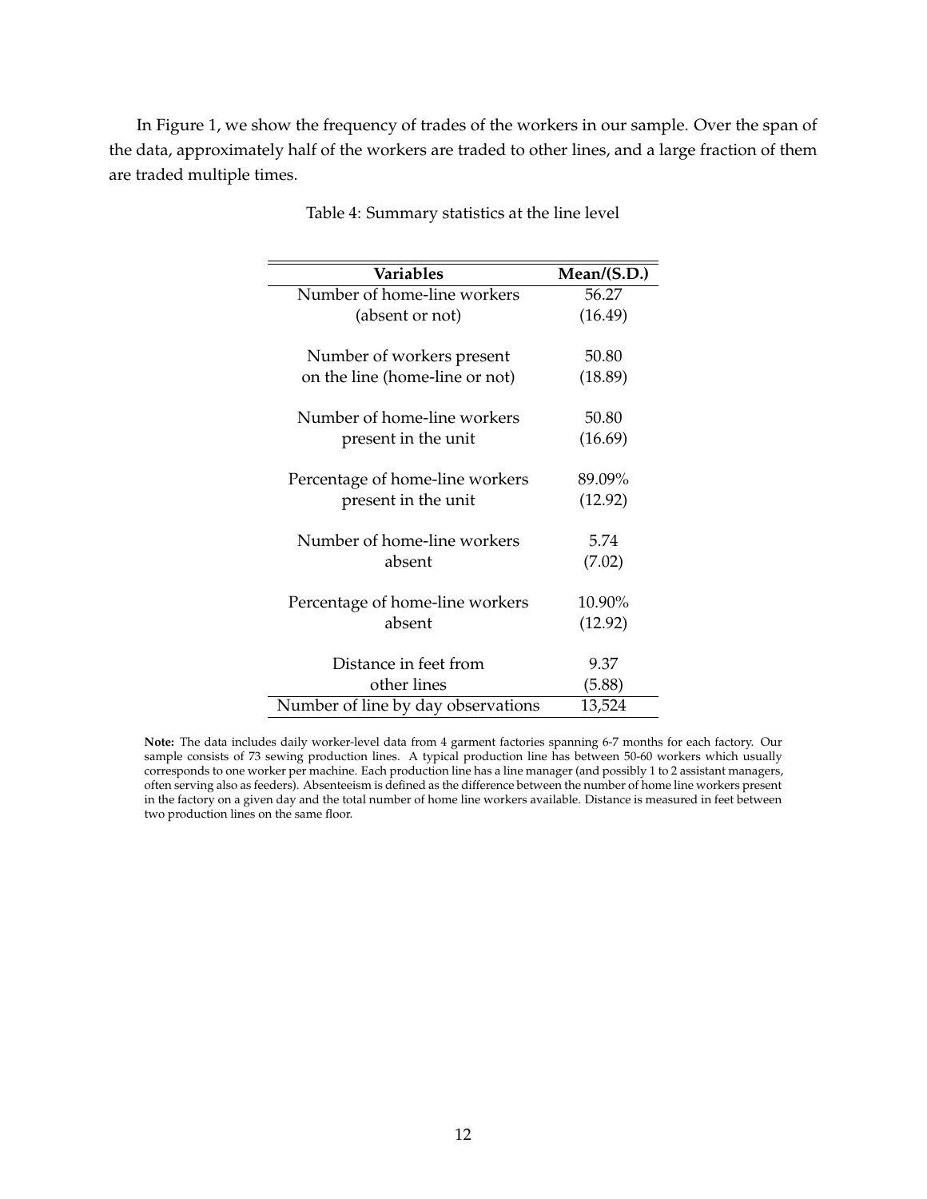In Figure 1, we show the frequency of trades of the workers in our sample. Over the span of the data, approximately half of the workers are traded to other lines, and a large fraction of them are traded multiple times.

Table 4: Summary statistics at the line level

| Variables | Mean/(S.D.) |
|---|---|
| Number of home-line workers (absent or not) | 56.27 (16.49) |
| Number of workers present on the line (home-line or not) | 50.80 (18.89) |
| Number of home-line workers present in the unit | 50.80 (16.69) |
| Percentage of home-line workers present in the unit | 89.09% (12.92) |
| Number of home-line workers absent | 5.74 (7.02) |
| Percentage of home-line workers absent | 10.90% (12.92) |
| Distance in feet from other lines | 9.37 (5.88) |
| Number of line by day observations | 13,524 |

**Note:** The data includes daily worker-level data from 4 garment factories spanning 6-7 months for each factory. Our sample consists of 73 sewing production lines. A typical production line has between 50-60 workers which usually corresponds to one worker per machine. Each production line has a line manager (and possibly 1 to 2 assistant managers, often serving also as feeders). Absenteeism is defined as the difference between the number of home line workers present in the factory on a given day and the total number of home line workers available. Distance is measured in feet between two production lines on the same floor.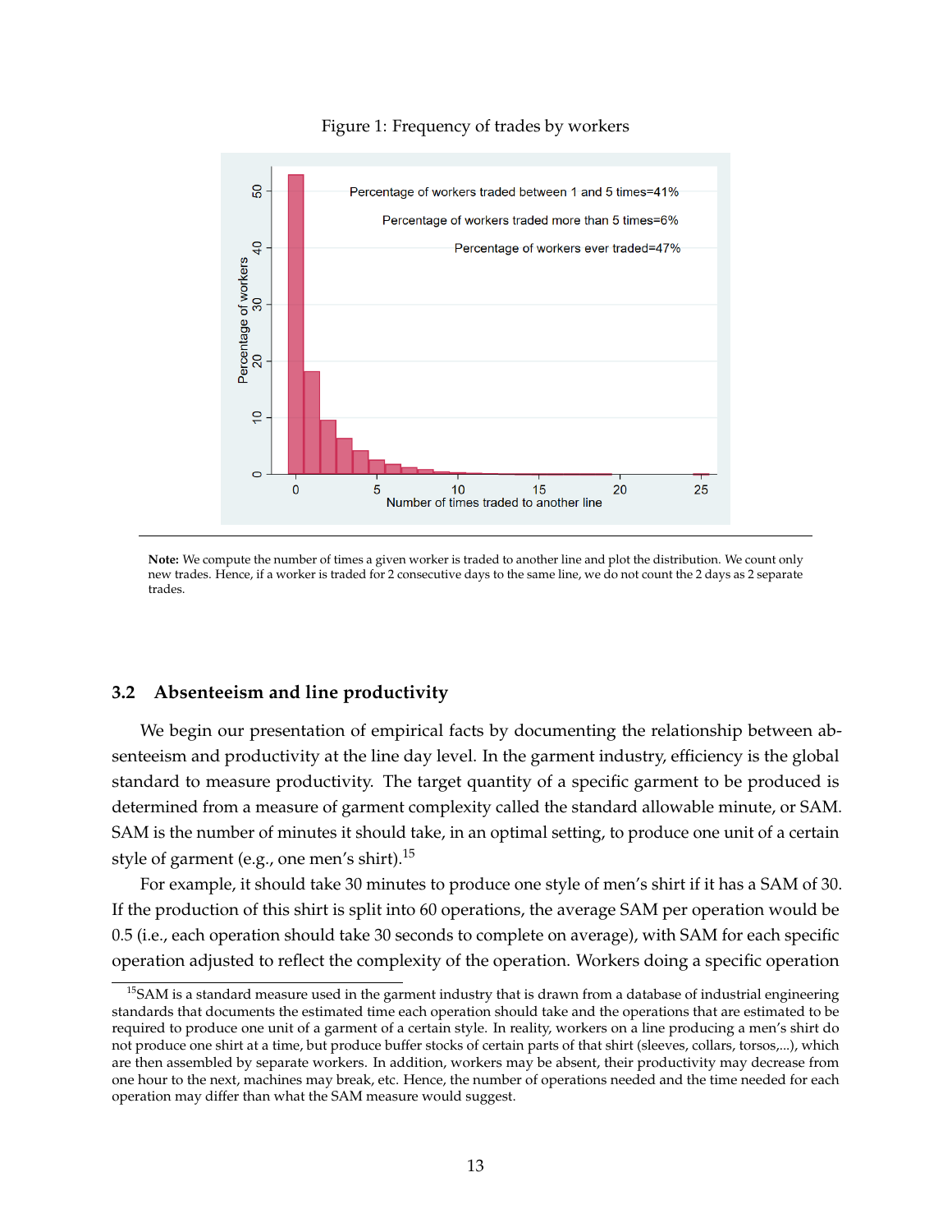Figure 1: Frequency of trades by workers

Percentage of workers traded between 1 and 5 times=41%

Percentage of workers traded more than 5 times=6%

Percentage of workers ever traded=47%

**Note:** We compute the number of times a given worker is traded to another line and plot the distribution. We count only new trades. Hence, if a worker is traded for 2 consecutive days to the same line, we do not count the 2 days as 2 separate trades.

### 3.2 Absenteeism and line productivity

We begin our presentation of empirical facts by documenting the relationship between absenteeism and productivity at the line day level. In the garment industry, efficiency is the global standard to measure productivity. The target quantity of a specific garment to be produced is determined from a measure of garment complexity called the standard allowable minute, or SAM. SAM is the number of minutes it should take, in an optimal setting, to produce one unit of a certain style of garment (e.g., one men's shirt).[15]

For example, it should take 30 minutes to produce one style of men's shirt if it has a SAM of 30. If the production of this shirt is split into 60 operations, the average SAM per operation would be 0.5 (i.e., each operation should take 30 seconds to complete on average), with SAM for each specific operation adjusted to reflect the complexity of the operation. Workers doing a specific operation

[15] SAM is a standard measure used in the garment industry that is drawn from a database of industrial engineering standards that documents the estimated time each operation should take and the operations that are estimated to be required to produce one unit of a garment of a certain style. In reality, workers on a line producing a men's shirt do not produce one shirt at a time, but produce buffer stocks of certain parts of that shirt (sleeves, collars, torsos,...), which are then assembled by separate workers. In addition, workers may be absent, their productivity may decrease from one hour to the next, machines may break, etc. Hence, the number of operations needed and the time needed for each operation may differ than what the SAM measure would suggest.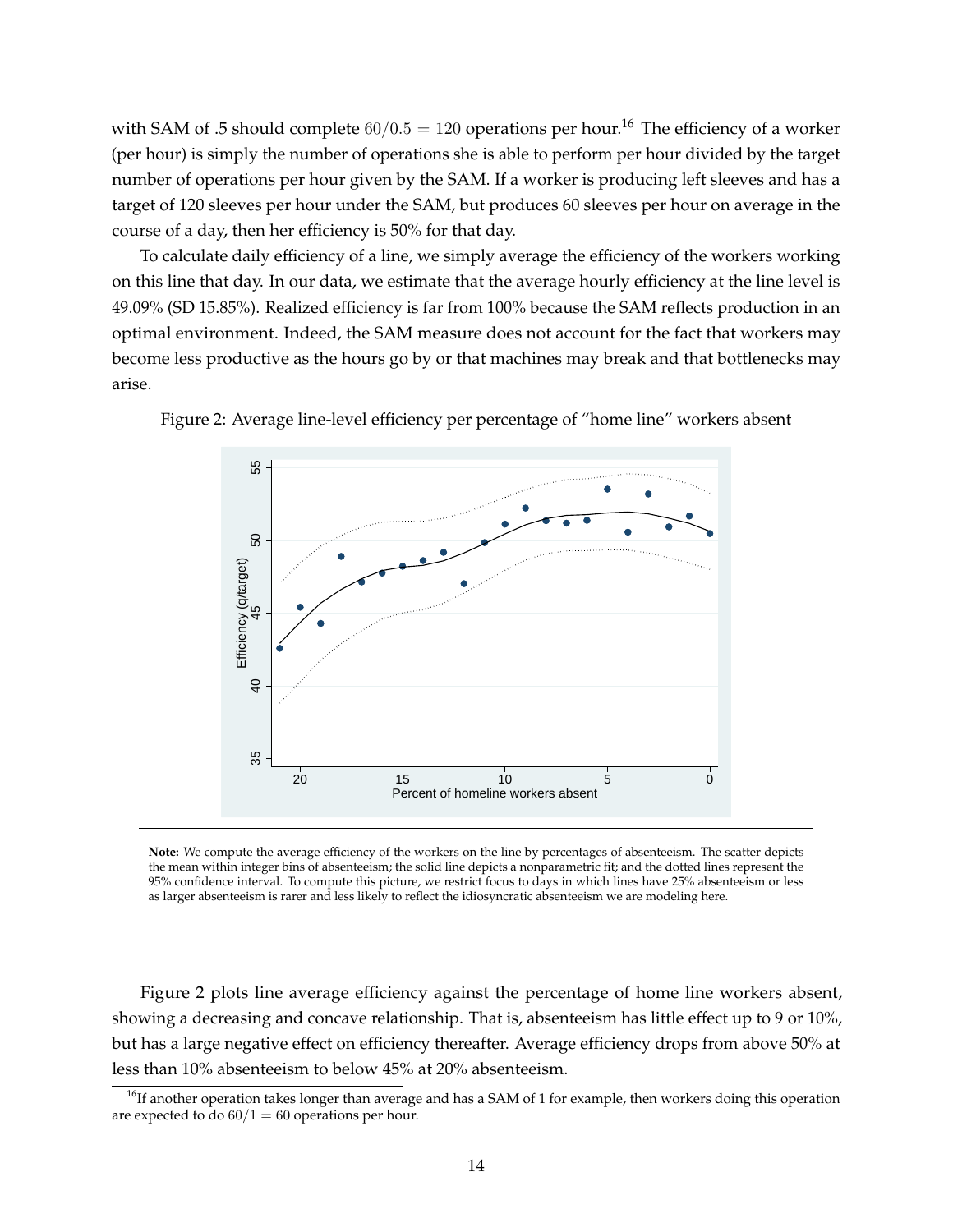with SAM of .5 should complete $60/0.5 = 120$ operations per hour.[16] The efficiency of a worker (per hour) is simply the number of operations she is able to perform per hour divided by the target number of operations per hour given by the SAM. If a worker is producing left sleeves and has a target of 120 sleeves per hour under the SAM, but produces 60 sleeves per hour on average in the course of a day, then her efficiency is 50% for that day.

To calculate daily efficiency of a line, we simply average the efficiency of the workers working on this line that day. In our data, we estimate that the average hourly efficiency at the line level is 49.09% (SD 15.85%). Realized efficiency is far from 100% because the SAM reflects production in an optimal environment. Indeed, the SAM measure does not account for the fact that workers may become less productive as the hours go by or that machines may break and that bottlenecks may arise.

Figure 2: Average line-level efficiency per percentage of "home line" workers absent

**Note:** We compute the average efficiency of the workers on the line by percentages of absenteeism. The scatter depicts the mean within integer bins of absenteeism; the solid line depicts a nonparametric fit; and the dotted lines represent the 95% confidence interval. To compute this picture, we restrict focus to days in which lines have 25% absenteeism or less as larger absenteeism is rarer and less likely to reflect the idiosyncratic absenteeism we are modeling here.

Figure 2 plots line average efficiency against the percentage of home line workers absent, showing a decreasing and concave relationship. That is, absenteeism has little effect up to 9 or 10%, but has a large negative effect on efficiency thereafter. Average efficiency drops from above 50% at less than 10% absenteeism to below 45% at 20% absenteeism.

[16] If another operation takes longer than average and has a SAM of 1 for example, then workers doing this operation are expected to do $60/1 = 60$ operations per hour.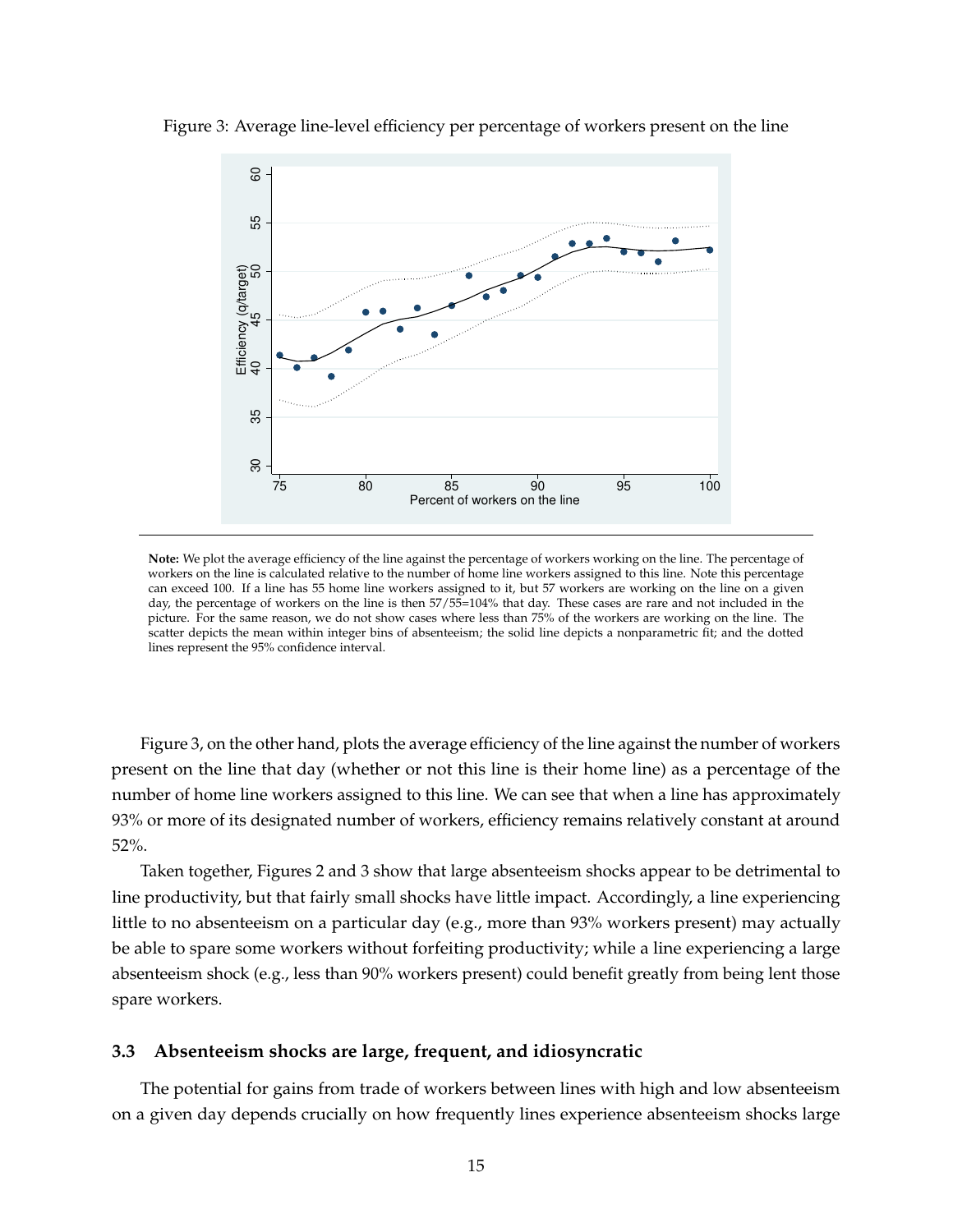Figure 3: Average line-level efficiency per percentage of workers present on the line

**Note:** We plot the average efficiency of the line against the percentage of workers working on the line. The percentage of workers on the line is calculated relative to the number of home line workers assigned to this line. Note this percentage can exceed 100. If a line has 55 home line workers assigned to it, but 57 workers are working on the line on a given day, the percentage of workers on the line is then 57/55=104% that day. These cases are rare and not included in the picture. For the same reason, we do not show cases where less than 75% of the workers are working on the line. The scatter depicts the mean within integer bins of absenteeism; the solid line depicts a nonparametric fit; and the dotted lines represent the 95% confidence interval.

Figure 3, on the other hand, plots the average efficiency of the line against the number of workers present on the line that day (whether or not this line is their home line) as a percentage of the number of home line workers assigned to this line. We can see that when a line has approximately 93% or more of its designated number of workers, efficiency remains relatively constant at around 52%.

Taken together, Figures 2 and 3 show that large absenteeism shocks appear to be detrimental to line productivity, but that fairly small shocks have little impact. Accordingly, a line experiencing little to no absenteeism on a particular day (e.g., more than 93% workers present) may actually be able to spare some workers without forfeiting productivity; while a line experiencing a large absenteeism shock (e.g., less than 90% workers present) could benefit greatly from being lent those spare workers.

### 3.3 Absenteeism shocks are large, frequent, and idiosyncratic

The potential for gains from trade of workers between lines with high and low absenteeism on a given day depends crucially on how frequently lines experience absenteeism shocks large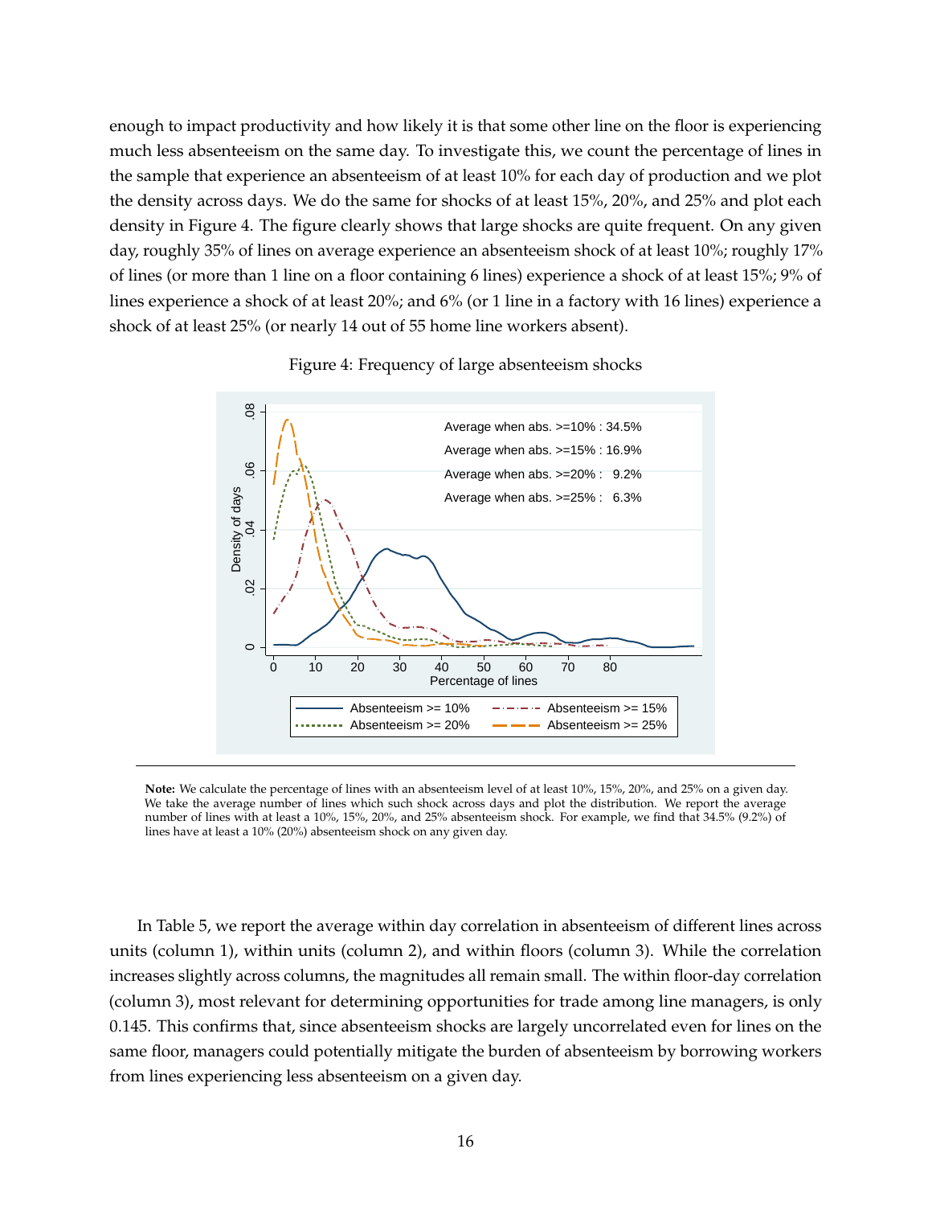enough to impact productivity and how likely it is that some other line on the floor is experiencing much less absenteeism on the same day. To investigate this, we count the percentage of lines in the sample that experience an absenteeism of at least 10% for each day of production and we plot the density across days. We do the same for shocks of at least 15%, 20%, and 25% and plot each density in Figure 4. The figure clearly shows that large shocks are quite frequent. On any given day, roughly 35% of lines on average experience an absenteeism shock of at least 10%; roughly 17% of lines (or more than 1 line on a floor containing 6 lines) experience a shock of at least 15%; 9% of lines experience a shock of at least 20%; and 6% (or 1 line in a factory with 16 lines) experience a shock of at least 25% (or nearly 14 out of 55 home line workers absent).

Figure 4: Frequency of large absenteeism shocks

**Note:** We calculate the percentage of lines with an absenteeism level of at least 10%, 15%, 20%, and 25% on a given day. We take the average number of lines which such shock across days and plot the distribution. We report the average number of lines with at least a 10%, 15%, 20%, and 25% absenteeism shock. For example, we find that 34.5% (9.2%) of lines have at least a 10% (20%) absenteeism shock on any given day.

In Table 5, we report the average within day correlation in absenteeism of different lines across units (column 1), within units (column 2), and within floors (column 3). While the correlation increases slightly across columns, the magnitudes all remain small. The within floor-day correlation (column 3), most relevant for determining opportunities for trade among line managers, is only 0.145. This confirms that, since absenteeism shocks are largely uncorrelated even for lines on the same floor, managers could potentially mitigate the burden of absenteeism by borrowing workers from lines experiencing less absenteeism on a given day.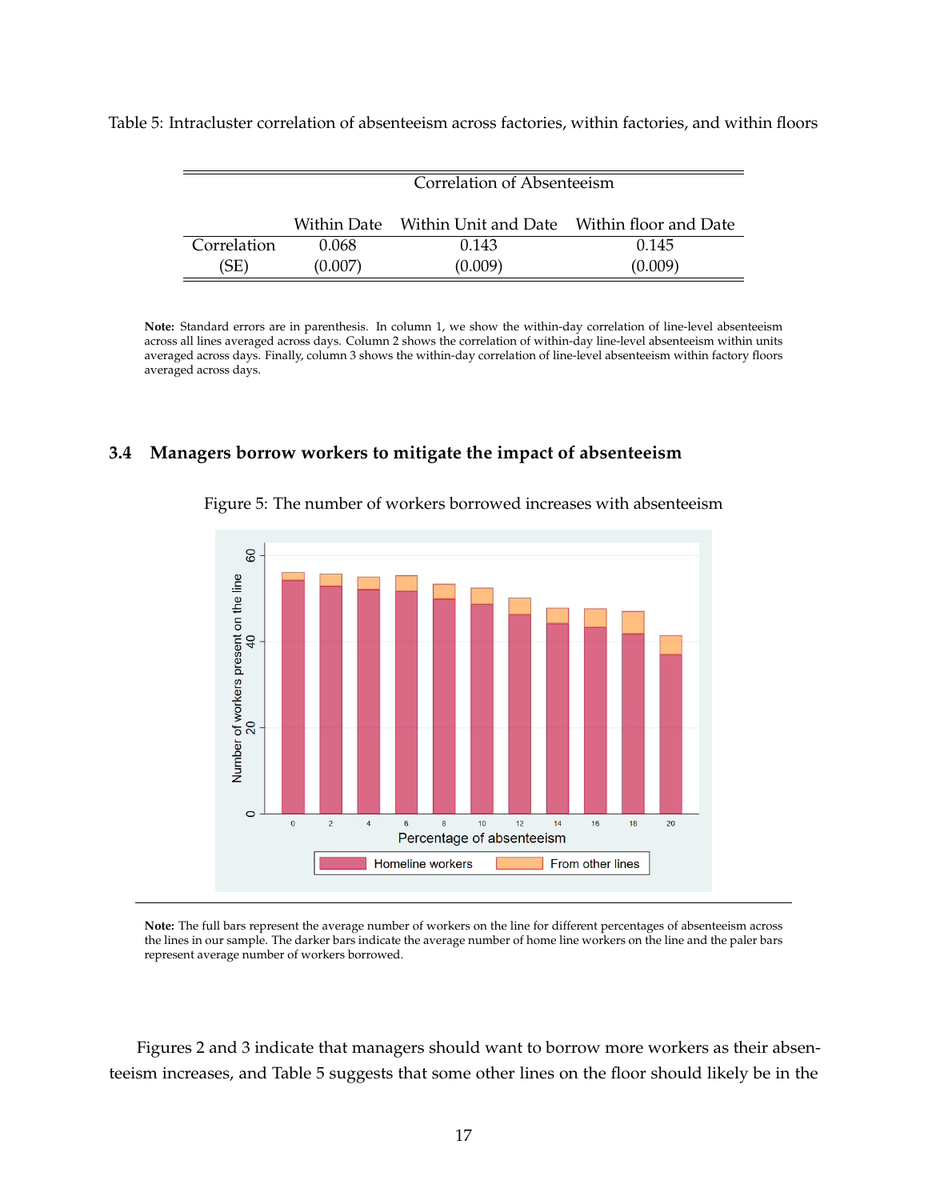Table 5: Intracluster correlation of absenteeism across factories, within factories, and within floors

| | Correlation of Absenteeism | | |
|---|---|---|---|
| | Within Date | Within Unit and Date | Within floor and Date |
| Correlation | 0.068 | 0.143 | 0.145 |
| (SE) | (0.007) | (0.009) | (0.009) |

**Note:** Standard errors are in parenthesis. In column 1, we show the within-day correlation of line-level absenteeism across all lines averaged across days. Column 2 shows the correlation of within-day line-level absenteeism within units averaged across days. Finally, column 3 shows the within-day correlation of line-level absenteeism within factory floors averaged across days.

### 3.4 Managers borrow workers to mitigate the impact of absenteeism

Figure 5: The number of workers borrowed increases with absenteeism

**Note:** The full bars represent the average number of workers on the line for different percentages of absenteeism across the lines in our sample. The darker bars indicate the average number of home line workers on the line and the paler bars represent average number of workers borrowed.

Figures 2 and 3 indicate that managers should want to borrow more workers as their absenteeism increases, and Table 5 suggests that some other lines on the floor should likely be in the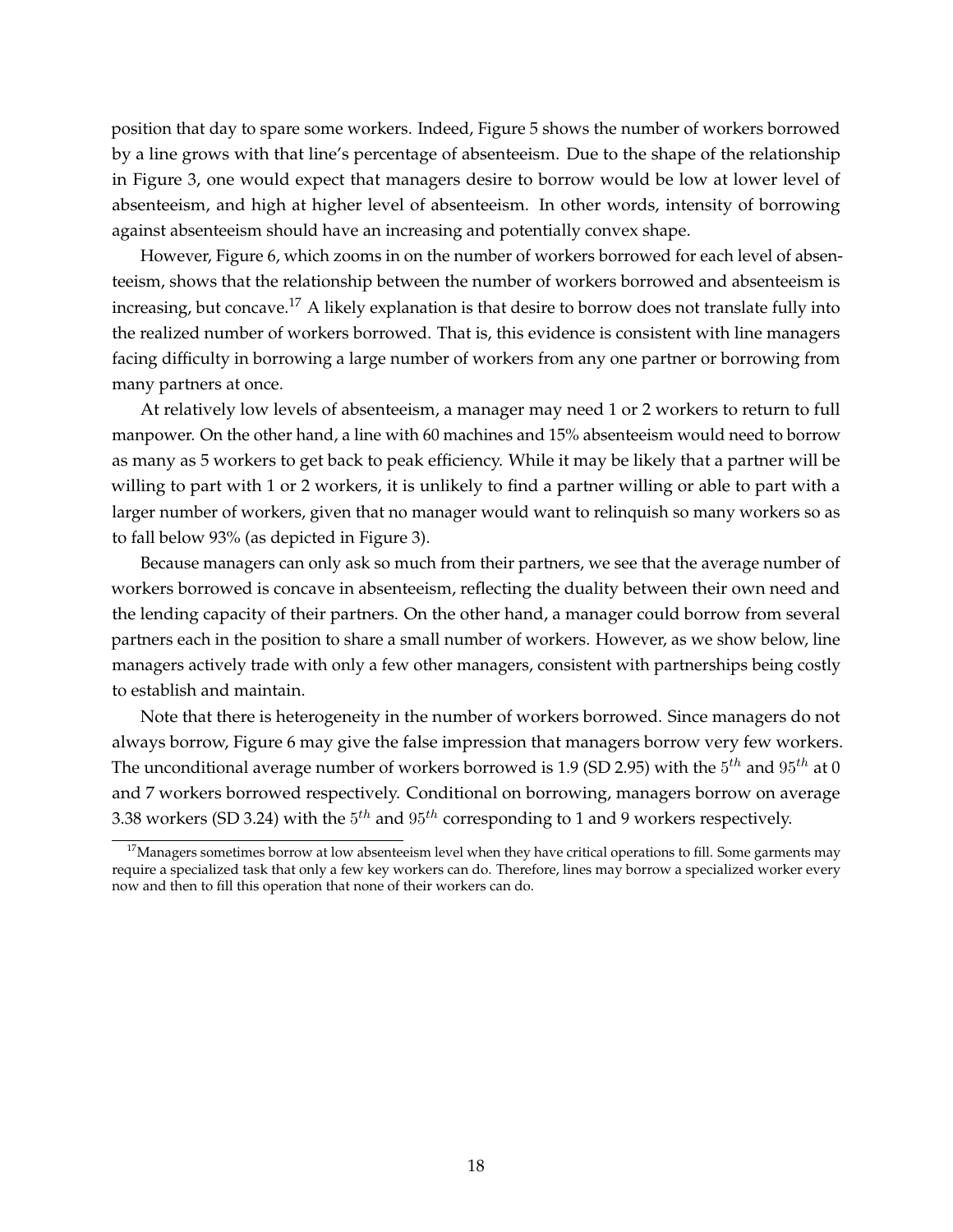position that day to spare some workers. Indeed, Figure 5 shows the number of workers borrowed by a line grows with that line's percentage of absenteeism. Due to the shape of the relationship in Figure 3, one would expect that managers desire to borrow would be low at lower level of absenteeism, and high at higher level of absenteeism. In other words, intensity of borrowing against absenteeism should have an increasing and potentially convex shape.

However, Figure 6, which zooms in on the number of workers borrowed for each level of absenteeism, shows that the relationship between the number of workers borrowed and absenteeism is increasing, but concave.[17] A likely explanation is that desire to borrow does not translate fully into the realized number of workers borrowed. That is, this evidence is consistent with line managers facing difficulty in borrowing a large number of workers from any one partner or borrowing from many partners at once.

At relatively low levels of absenteeism, a manager may need 1 or 2 workers to return to full manpower. On the other hand, a line with 60 machines and 15% absenteeism would need to borrow as many as 5 workers to get back to peak efficiency. While it may be likely that a partner will be willing to part with 1 or 2 workers, it is unlikely to find a partner willing or able to part with a larger number of workers, given that no manager would want to relinquish so many workers so as to fall below 93% (as depicted in Figure 3).

Because managers can only ask so much from their partners, we see that the average number of workers borrowed is concave in absenteeism, reflecting the duality between their own need and the lending capacity of their partners. On the other hand, a manager could borrow from several partners each in the position to share a small number of workers. However, as we show below, line managers actively trade with only a few other managers, consistent with partnerships being costly to establish and maintain.

Note that there is heterogeneity in the number of workers borrowed. Since managers do not always borrow, Figure 6 may give the false impression that managers borrow very few workers. The unconditional average number of workers borrowed is 1.9 (SD 2.95) with the $5^{th}$ and $95^{th}$ at 0 and 7 workers borrowed respectively. Conditional on borrowing, managers borrow on average 3.38 workers (SD 3.24) with the $5^{th}$ and $95^{th}$ corresponding to 1 and 9 workers respectively.

[17] Managers sometimes borrow at low absenteeism level when they have critical operations to fill. Some garments may require a specialized task that only a few key workers can do. Therefore, lines may borrow a specialized worker every now and then to fill this operation that none of their workers can do.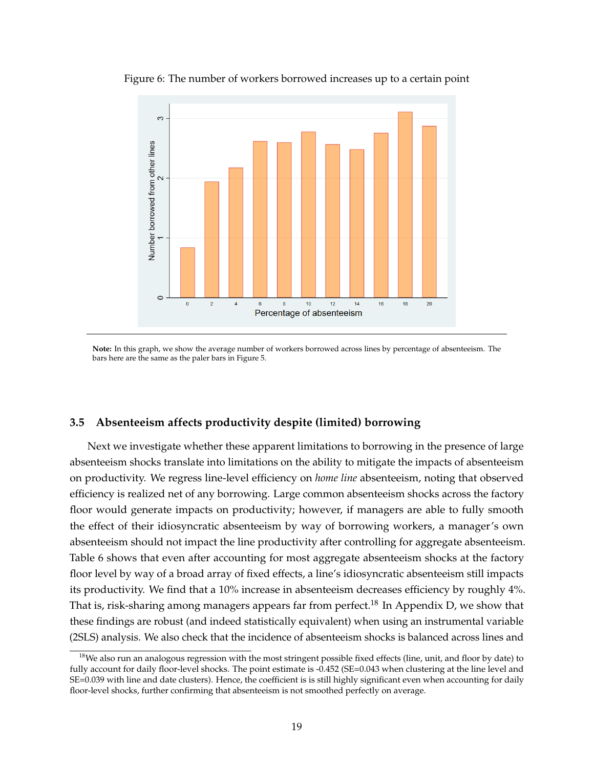Figure 6: The number of workers borrowed increases up to a certain point

**Note:** In this graph, we show the average number of workers borrowed across lines by percentage of absenteeism. The bars here are the same as the paler bars in Figure 5.

### 3.5 Absenteeism affects productivity despite (limited) borrowing

Next we investigate whether these apparent limitations to borrowing in the presence of large absenteeism shocks translate into limitations on the ability to mitigate the impacts of absenteeism on productivity. We regress line-level efficiency on *home line* absenteeism, noting that observed efficiency is realized net of any borrowing. Large common absenteeism shocks across the factory floor would generate impacts on productivity; however, if managers are able to fully smooth the effect of their idiosyncratic absenteeism by way of borrowing workers, a manager's own absenteeism should not impact the line productivity after controlling for aggregate absenteeism. Table 6 shows that even after accounting for most aggregate absenteeism shocks at the factory floor level by way of a broad array of fixed effects, a line's idiosyncratic absenteeism still impacts its productivity. We find that a 10% increase in absenteeism decreases efficiency by roughly 4%. That is, risk-sharing among managers appears far from perfect.[18] In Appendix D, we show that these findings are robust (and indeed statistically equivalent) when using an instrumental variable (2SLS) analysis. We also check that the incidence of absenteeism shocks is balanced across lines and

[18] We also run an analogous regression with the most stringent possible fixed effects (line, unit, and floor by date) to fully account for daily floor-level shocks. The point estimate is -0.452 (SE=0.043 when clustering at the line level and SE=0.039 with line and date clusters). Hence, the coefficient is is still highly significant even when accounting for daily floor-level shocks, further confirming that absenteeism is not smoothed perfectly on average.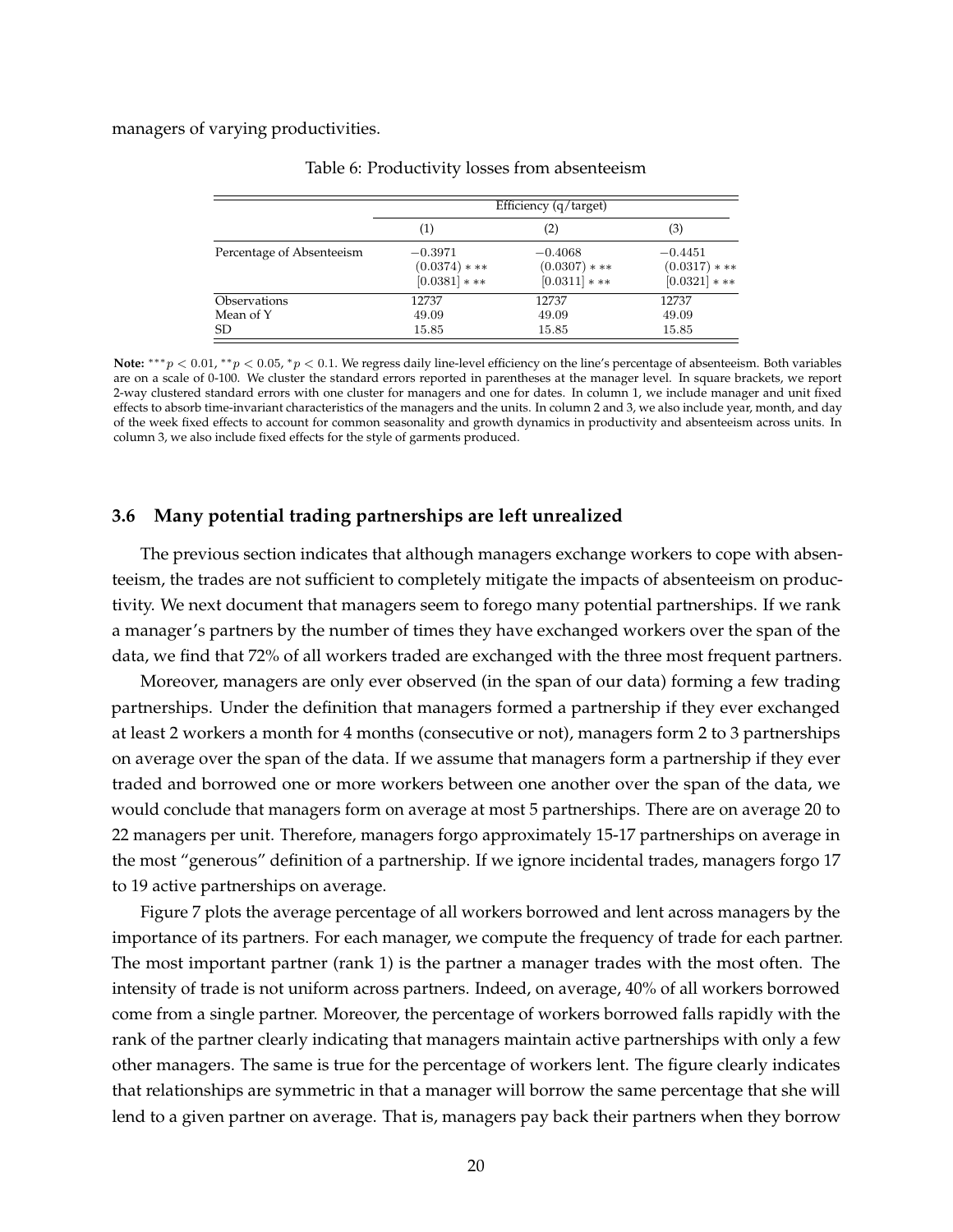managers of varying productivities.

Table 6: Productivity losses from absenteeism

| | Efficiency (q/target) | | |
|---|---|---|---|
| | (1) | (2) | (3) |
| Percentage of Absenteeism | $-0.3971$ | $-0.4068$ | $-0.4451$ |
| | $(0.0374)***$ | $(0.0307)***$ | $(0.0317)***$ |
| | $[0.0381]***$ | $[0.0311]***$ | $[0.0321]***$ |
| Observations | 12737 | 12737 | 12737 |
| Mean of Y | 49.09 | 49.09 | 49.09 |
| SD | 15.85 | 15.85 | 15.85 |

**Note:** $^{***}p < 0.01$, $^{**}p < 0.05$, $^{*}p < 0.1$. We regress daily line-level efficiency on the line's percentage of absenteeism. Both variables are on a scale of 0-100. We cluster the standard errors reported in parentheses at the manager level. In square brackets, we report 2-way clustered standard errors with one cluster for managers and one for dates. In column 1, we include manager and unit fixed effects to absorb time-invariant characteristics of the managers and the units. In column 2 and 3, we also include year, month, and day of the week fixed effects to account for common seasonality and growth dynamics in productivity and absenteeism across units. In column 3, we also include fixed effects for the style of garments produced.

### 3.6 Many potential trading partnerships are left unrealized

The previous section indicates that although managers exchange workers to cope with absenteeism, the trades are not sufficient to completely mitigate the impacts of absenteeism on productivity. We next document that managers seem to forego many potential partnerships. If we rank a manager's partners by the number of times they have exchanged workers over the span of the data, we find that 72% of all workers traded are exchanged with the three most frequent partners.

Moreover, managers are only ever observed (in the span of our data) forming a few trading partnerships. Under the definition that managers formed a partnership if they ever exchanged at least 2 workers a month for 4 months (consecutive or not), managers form 2 to 3 partnerships on average over the span of the data. If we assume that managers form a partnership if they ever traded and borrowed one or more workers between one another over the span of the data, we would conclude that managers form on average at most 5 partnerships. There are on average 20 to 22 managers per unit. Therefore, managers forgo approximately 15-17 partnerships on average in the most "generous" definition of a partnership. If we ignore incidental trades, managers forgo 17 to 19 active partnerships on average.

Figure 7 plots the average percentage of all workers borrowed and lent across managers by the importance of its partners. For each manager, we compute the frequency of trade for each partner. The most important partner (rank 1) is the partner a manager trades with the most often. The intensity of trade is not uniform across partners. Indeed, on average, 40% of all workers borrowed come from a single partner. Moreover, the percentage of workers borrowed falls rapidly with the rank of the partner clearly indicating that managers maintain active partnerships with only a few other managers. The same is true for the percentage of workers lent. The figure clearly indicates that relationships are symmetric in that a manager will borrow the same percentage that she will lend to a given partner on average. That is, managers pay back their partners when they borrow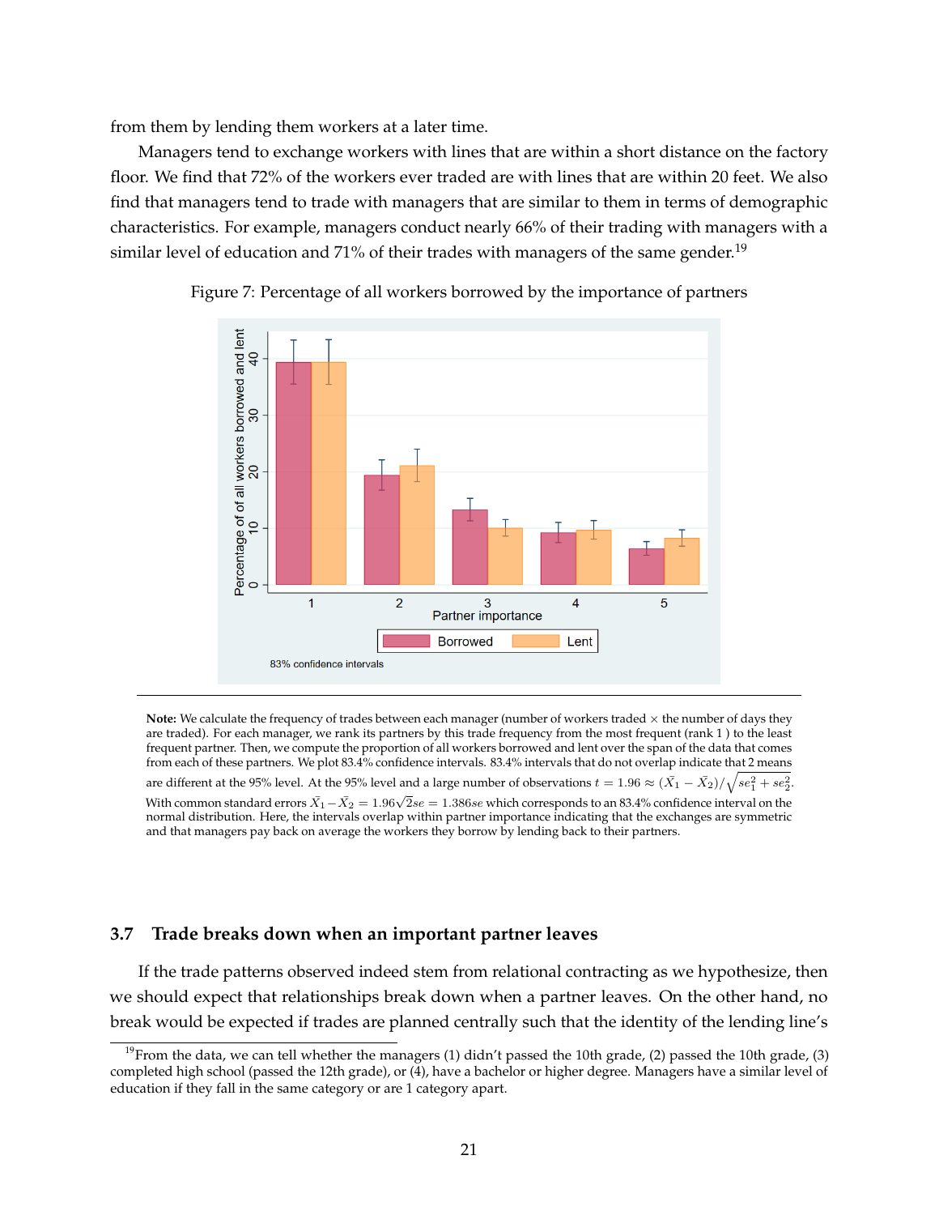from them by lending them workers at a later time.

Managers tend to exchange workers with lines that are within a short distance on the factory floor. We find that 72% of the workers ever traded are with lines that are within 20 feet. We also find that managers tend to trade with managers that are similar to them in terms of demographic characteristics. For example, managers conduct nearly 66% of their trading with managers with a similar level of education and 71% of their trades with managers of the same gender.[19]

Figure 7: Percentage of all workers borrowed by the importance of partners

**Note:** We calculate the frequency of trades between each manager (number of workers traded × the number of days they are traded). For each manager, we rank its partners by this trade frequency from the most frequent (rank 1 ) to the least frequent partner. Then, we compute the proportion of all workers borrowed and lent over the span of the data that comes from each of these partners. We plot 83.4% confidence intervals. 83.4% intervals that do not overlap indicate that 2 means are different at the 95% level. At the 95% level and a large number of observations $t = 1.96 \approx (\bar{X}_1 - \bar{X}_2)/\sqrt{se_1^2 + se_2^2}$. With common standard errors $\bar{X}_1 - \bar{X}_2 = 1.96\sqrt{2}se = 1.386se$ which corresponds to an 83.4% confidence interval on the normal distribution. Here, the intervals overlap within partner importance indicating that the exchanges are symmetric and that managers pay back on average the workers they borrow by lending back to their partners.

### 3.7 Trade breaks down when an important partner leaves

If the trade patterns observed indeed stem from relational contracting as we hypothesize, then we should expect that relationships break down when a partner leaves. On the other hand, no break would be expected if trades are planned centrally such that the identity of the lending line's

[19]From the data, we can tell whether the managers (1) didn't passed the 10th grade, (2) passed the 10th grade, (3) completed high school (passed the 12th grade), or (4), have a bachelor or higher degree. Managers have a similar level of education if they fall in the same category or are 1 category apart.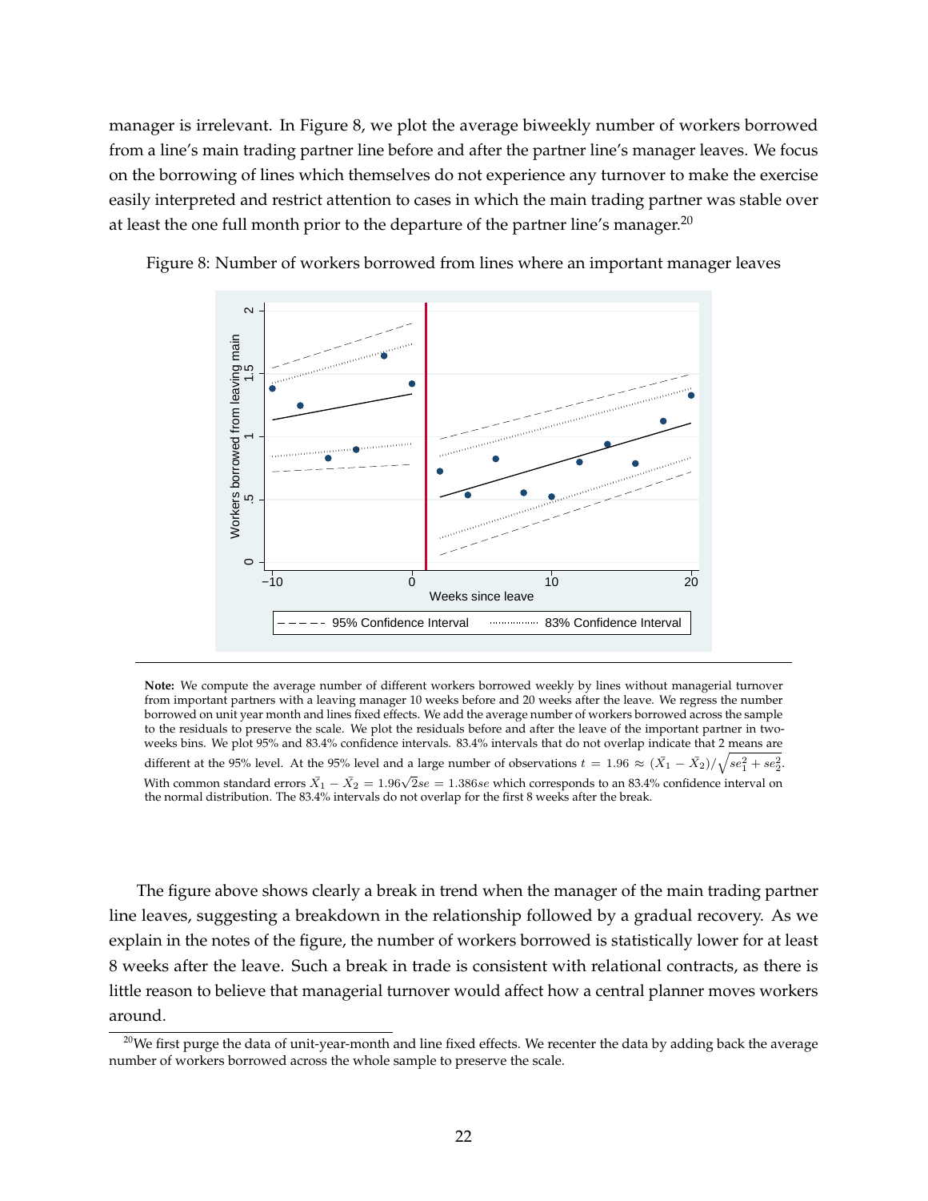manager is irrelevant. In Figure 8, we plot the average biweekly number of workers borrowed from a line's main trading partner line before and after the partner line's manager leaves. We focus on the borrowing of lines which themselves do not experience any turnover to make the exercise easily interpreted and restrict attention to cases in which the main trading partner was stable over at least the one full month prior to the departure of the partner line's manager.[20]

Figure 8: Number of workers borrowed from lines where an important manager leaves

**Note:** We compute the average number of different workers borrowed weekly by lines without managerial turnover from important partners with a leaving manager 10 weeks before and 20 weeks after the leave. We regress the number borrowed on unit year month and lines fixed effects. We add the average number of workers borrowed across the sample to the residuals to preserve the scale. We plot the residuals before and after the leave of the important partner in two-weeks bins. We plot 95% and 83.4% confidence intervals. 83.4% intervals that do not overlap indicate that 2 means are different at the 95% level. At the 95% level and a large number of observations $t = 1.96 \approx (\bar{X}_1 - \bar{X}_2)/\sqrt{se_1^2 + se_2^2}$. With common standard errors $\bar{X}_1 - \bar{X}_2 = 1.96\sqrt{2}se = 1.386se$ which corresponds to an 83.4% confidence interval on the normal distribution. The 83.4% intervals do not overlap for the first 8 weeks after the break.

The figure above shows clearly a break in trend when the manager of the main trading partner line leaves, suggesting a breakdown in the relationship followed by a gradual recovery. As we explain in the notes of the figure, the number of workers borrowed is statistically lower for at least 8 weeks after the leave. Such a break in trade is consistent with relational contracts, as there is little reason to believe that managerial turnover would affect how a central planner moves workers around.

[20] We first purge the data of unit-year-month and line fixed effects. We recenter the data by adding back the average number of workers borrowed across the whole sample to preserve the scale.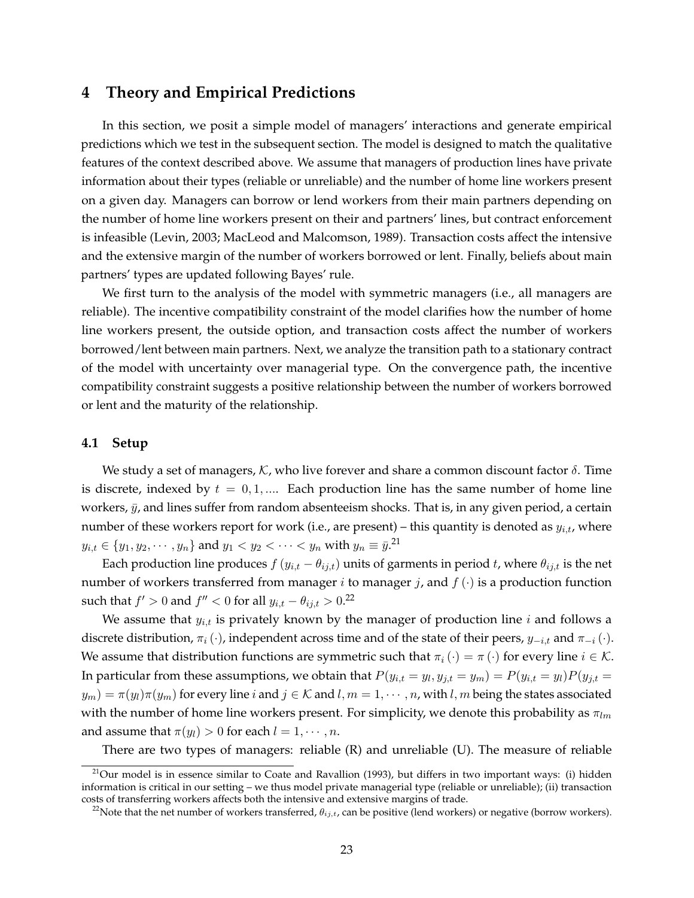## 4 Theory and Empirical Predictions

In this section, we posit a simple model of managers' interactions and generate empirical predictions which we test in the subsequent section. The model is designed to match the qualitative features of the context described above. We assume that managers of production lines have private information about their types (reliable or unreliable) and the number of home line workers present on a given day. Managers can borrow or lend workers from their main partners depending on the number of home line workers present on their and partners' lines, but contract enforcement is infeasible (Levin, 2003; MacLeod and Malcomson, 1989). Transaction costs affect the intensive and the extensive margin of the number of workers borrowed or lent. Finally, beliefs about main partners' types are updated following Bayes' rule.

We first turn to the analysis of the model with symmetric managers (i.e., all managers are reliable). The incentive compatibility constraint of the model clarifies how the number of home line workers present, the outside option, and transaction costs affect the number of workers borrowed/lent between main partners. Next, we analyze the transition path to a stationary contract of the model with uncertainty over managerial type. On the convergence path, the incentive compatibility constraint suggests a positive relationship between the number of workers borrowed or lent and the maturity of the relationship.

### 4.1 Setup

We study a set of managers, $\mathcal{K}$, who live forever and share a common discount factor $\delta$. Time is discrete, indexed by $t = 0, 1, ....$ Each production line has the same number of home line workers, $\bar{y}$, and lines suffer from random absenteeism shocks. That is, in any given period, a certain number of these workers report for work (i.e., are present) – this quantity is denoted as $y_{i,t}$, where $y_{i,t} \in \{y_1, y_2, \cdots, y_n\}$ and $y_1 < y_2 < \cdots < y_n$ with $y_n \equiv \bar{y}$.[21]

Each production line produces $f(y_{i,t} - \theta_{ij,t})$ units of garments in period $t$, where $\theta_{ij,t}$ is the net number of workers transferred from manager $i$ to manager $j$, and $f(\cdot)$ is a production function such that $f' > 0$ and $f'' < 0$ for all $y_{i,t} - \theta_{ij,t} > 0$.[22]

We assume that $y_{i,t}$ is privately known by the manager of production line $i$ and follows a discrete distribution, $\pi_i(\cdot)$, independent across time and of the state of their peers, $y_{-i,t}$ and $\pi_{-i}(\cdot)$. We assume that distribution functions are symmetric such that $\pi_i(\cdot) = \pi(\cdot)$ for every line $i \in \mathcal{K}$. In particular from these assumptions, we obtain that $P(y_{i,t} = y_l, y_{j,t} = y_m) = P(y_{i,t} = y_l)P(y_{j,t} = y_m) = \pi(y_l)\pi(y_m)$ for every line $i$ and $j \in \mathcal{K}$ and $l, m = 1, \cdots, n$, with $l, m$ being the states associated with the number of home line workers present. For simplicity, we denote this probability as $\pi_{lm}$ and assume that $\pi(y_l) > 0$ for each $l = 1, \cdots, n$.

There are two types of managers: reliable (R) and unreliable (U). The measure of reliable

[21] Our model is in essence similar to Coate and Ravallion (1993), but differs in two important ways: (i) hidden information is critical in our setting – we thus model private managerial type (reliable or unreliable); (ii) transaction costs of transferring workers affects both the intensive and extensive margins of trade.

[22] Note that the net number of workers transferred, $\theta_{ij,t}$, can be positive (lend workers) or negative (borrow workers).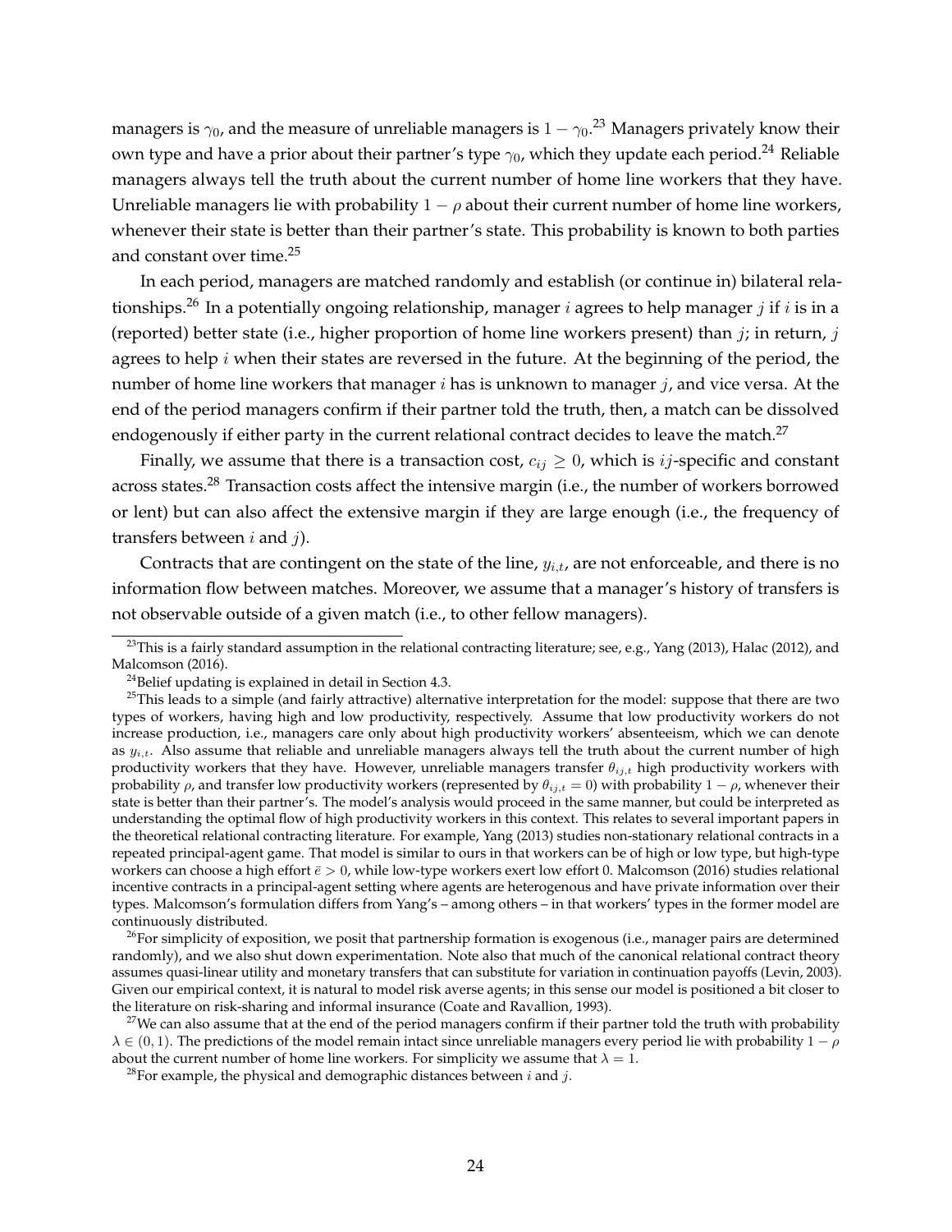managers is $\gamma_0$, and the measure of unreliable managers is $1 - \gamma_0$.[23] Managers privately know their own type and have a prior about their partner's type $\gamma_0$, which they update each period.[24] Reliable managers always tell the truth about the current number of home line workers that they have. Unreliable managers lie with probability $1 - \rho$ about their current number of home line workers, whenever their state is better than their partner's state. This probability is known to both parties and constant over time.[25]

In each period, managers are matched randomly and establish (or continue in) bilateral relationships.[26] In a potentially ongoing relationship, manager $i$ agrees to help manager $j$ if $i$ is in a (reported) better state (i.e., higher proportion of home line workers present) than $j$; in return, $j$ agrees to help $i$ when their states are reversed in the future. At the beginning of the period, the number of home line workers that manager $i$ has is unknown to manager $j$, and vice versa. At the end of the period managers confirm if their partner told the truth, then, a match can be dissolved endogenously if either party in the current relational contract decides to leave the match.[27]

Finally, we assume that there is a transaction cost, $c_{ij} \geq 0$, which is $ij$-specific and constant across states.[28] Transaction costs affect the intensive margin (i.e., the number of workers borrowed or lent) but can also affect the extensive margin if they are large enough (i.e., the frequency of transfers between $i$ and $j$).

Contracts that are contingent on the state of the line, $y_{i,t}$, are not enforceable, and there is no information flow between matches. Moreover, we assume that a manager's history of transfers is not observable outside of a given match (i.e., to other fellow managers).

[23] This is a fairly standard assumption in the relational contracting literature; see, e.g., Yang (2013), Halac (2012), and Malcomson (2016).

[24] Belief updating is explained in detail in Section 4.3.

[25] This leads to a simple (and fairly attractive) alternative interpretation for the model: suppose that there are two types of workers, having high and low productivity, respectively. Assume that low productivity workers do not increase production, i.e., managers care only about high productivity workers' absenteeism, which we can denote as $y_{i,t}$. Also assume that reliable and unreliable managers always tell the truth about the current number of high productivity workers that they have. However, unreliable managers transfer $\theta_{ij,t}$ high productivity workers with probability $\rho$, and transfer low productivity workers (represented by $\theta_{ij,t} = 0$) with probability $1 - \rho$, whenever their state is better than their partner's. The model's analysis would proceed in the same manner, but could be interpreted as understanding the optimal flow of high productivity workers in this context. This relates to several important papers in the theoretical relational contracting literature. For example, Yang (2013) studies non-stationary relational contracts in a repeated principal-agent game. That model is similar to ours in that workers can be of high or low type, but high-type workers can choose a high effort $\bar{e} > 0$, while low-type workers exert low effort 0. Malcomson (2016) studies relational incentive contracts in a principal-agent setting where agents are heterogenous and have private information over their types. Malcomson's formulation differs from Yang's – among others – in that workers' types in the former model are continuously distributed.

[26] For simplicity of exposition, we posit that partnership formation is exogenous (i.e., manager pairs are determined randomly), and we also shut down experimentation. Note also that much of the canonical relational contract theory assumes quasi-linear utility and monetary transfers that can substitute for variation in continuation payoffs (Levin, 2003). Given our empirical context, it is natural to model risk averse agents; in this sense our model is positioned a bit closer to the literature on risk-sharing and informal insurance (Coate and Ravallion, 1993).

[27] We can also assume that at the end of the period managers confirm if their partner told the truth with probability $\lambda \in (0, 1)$. The predictions of the model remain intact since unreliable managers every period lie with probability $1 - \rho$ about the current number of home line workers. For simplicity we assume that $\lambda = 1$.

[28] For example, the physical and demographic distances between $i$ and $j$.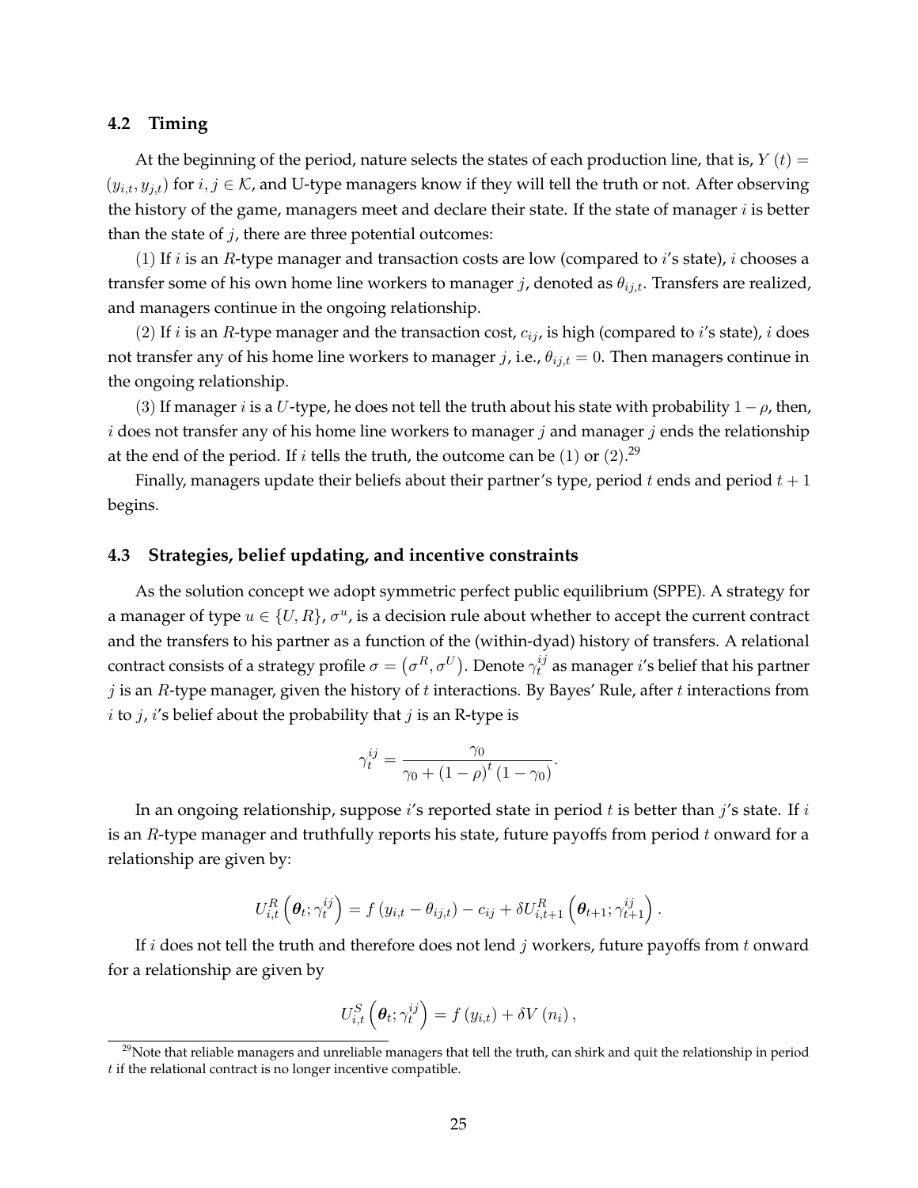### 4.2 Timing

At the beginning of the period, nature selects the states of each production line, that is, $Y(t) = (y_{i,t}, y_{j,t})$ for $i, j \in \mathcal{K}$, and U-type managers know if they will tell the truth or not. After observing the history of the game, managers meet and declare their state. If the state of manager $i$ is better than the state of $j$, there are three potential outcomes:

(1) If $i$ is an $R$-type manager and transaction costs are low (compared to $i$'s state), $i$ chooses a transfer some of his own home line workers to manager $j$, denoted as $\theta_{ij,t}$. Transfers are realized, and managers continue in the ongoing relationship.

(2) If $i$ is an $R$-type manager and the transaction cost, $c_{ij}$, is high (compared to $i$'s state), $i$ does not transfer any of his home line workers to manager $j$, i.e., $\theta_{ij,t} = 0$. Then managers continue in the ongoing relationship.

(3) If manager $i$ is a $U$-type, he does not tell the truth about his state with probability $1 - \rho$, then, $i$ does not transfer any of his home line workers to manager $j$ and manager $j$ ends the relationship at the end of the period. If $i$ tells the truth, the outcome can be (1) or (2).[29]

Finally, managers update their beliefs about their partner's type, period $t$ ends and period $t + 1$ begins.

### 4.3 Strategies, belief updating, and incentive constraints

As the solution concept we adopt symmetric perfect public equilibrium (SPPE). A strategy for a manager of type $u \in \{U, R\}$, $\sigma^u$, is a decision rule about whether to accept the current contract and the transfers to his partner as a function of the (within-dyad) history of transfers. A relational contract consists of a strategy profile $\sigma = (\sigma^R, \sigma^U)$. Denote $\gamma_t^{ij}$ as manager $i$'s belief that his partner $j$ is an $R$-type manager, given the history of $t$ interactions. By Bayes' Rule, after $t$ interactions from $i$ to $j$, $i$'s belief about the probability that $j$ is an R-type is

$$\gamma_t^{ij} = \frac{\gamma_0}{\gamma_0 + (1-\rho)^t (1-\gamma_0)}.$$

In an ongoing relationship, suppose $i$'s reported state in period $t$ is better than $j$'s state. If $i$ is an $R$-type manager and truthfully reports his state, future payoffs from period $t$ onward for a relationship are given by:

$$U_{i,t}^R\left(\boldsymbol{\theta}_t; \gamma_t^{ij}\right) = f\left(y_{i,t} - \theta_{ij,t}\right) - c_{ij} + \delta U_{i,t+1}^R\left(\boldsymbol{\theta}_{t+1}; \gamma_{t+1}^{ij}\right).$$

If $i$ does not tell the truth and therefore does not lend $j$ workers, future payoffs from $t$ onward for a relationship are given by

$$U_{i,t}^S\left(\boldsymbol{\theta}_t; \gamma_t^{ij}\right) = f\left(y_{i,t}\right) + \delta V\left(n_i\right),$$

[29] Note that reliable managers and unreliable managers that tell the truth, can shirk and quit the relationship in period $t$ if the relational contract is no longer incentive compatible.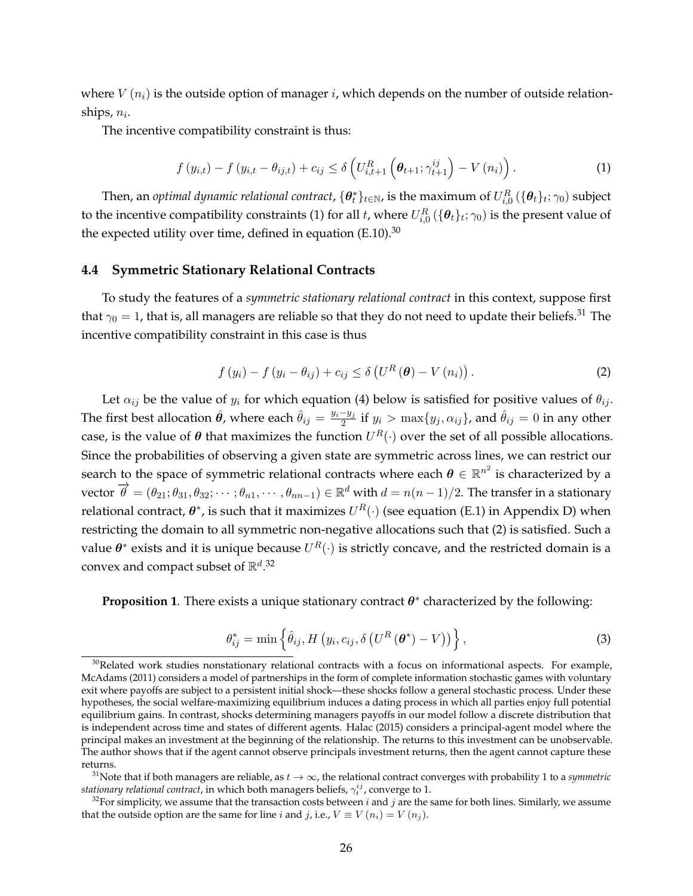where $V(n_i)$ is the outside option of manager $i$, which depends on the number of outside relationships, $n_i$.

The incentive compatibility constraint is thus:

$$f(y_{i,t}) - f(y_{i,t} - \theta_{ij,t}) + c_{ij} \leq \delta \left( U^R_{i,t+1}\left(\boldsymbol{\theta}_{t+1}; \gamma^{ij}_{t+1}\right) - V(n_i) \right). \tag{1}$$

Then, an *optimal dynamic relational contract*, $\{\boldsymbol{\theta}^*_t\}_{t\in\mathbb{N}}$, is the maximum of $U^R_{i,0}(\{\boldsymbol{\theta}_t\}_t; \gamma_0)$ subject to the incentive compatibility constraints (1) for all $t$, where $U^R_{i,0}(\{\boldsymbol{\theta}_t\}_t; \gamma_0)$ is the present value of the expected utility over time, defined in equation (E.10).[30]

### 4.4 Symmetric Stationary Relational Contracts

To study the features of a *symmetric stationary relational contract* in this context, suppose first that $\gamma_0 = 1$, that is, all managers are reliable so that they do not need to update their beliefs.[31] The incentive compatibility constraint in this case is thus

$$f(y_i) - f(y_i - \theta_{ij}) + c_{ij} \leq \delta \left( U^R(\boldsymbol{\theta}) - V(n_i) \right). \tag{2}$$

Let $\alpha_{ij}$ be the value of $y_i$ for which equation (4) below is satisfied for positive values of $\theta_{ij}$. The first best allocation $\hat{\boldsymbol{\theta}}$, where each $\hat{\theta}_{ij} = \frac{y_i - y_j}{2}$ if $y_i > \max\{y_j, \alpha_{ij}\}$, and $\hat{\theta}_{ij} = 0$ in any other case, is the value of $\boldsymbol{\theta}$ that maximizes the function $U^R(\cdot)$ over the set of all possible allocations. Since the probabilities of observing a given state are symmetric across lines, we can restrict our search to the space of symmetric relational contracts where each $\boldsymbol{\theta} \in \mathbb{R}^{n^2}$ is characterized by a vector $\overrightarrow{\theta} = (\theta_{21}; \theta_{31}, \theta_{32}; \cdots; \theta_{n1}, \cdots, \theta_{nn-1}) \in \mathbb{R}^d$ with $d = n(n-1)/2$. The transfer in a stationary relational contract, $\boldsymbol{\theta}^*$, is such that it maximizes $U^R(\cdot)$ (see equation (E.1) in Appendix D) when restricting the domain to all symmetric non-negative allocations such that (2) is satisfied. Such a value $\boldsymbol{\theta}^*$ exists and it is unique because $U^R(\cdot)$ is strictly concave, and the restricted domain is a convex and compact subset of $\mathbb{R}^d$.[32]

**Proposition 1**. There exists a unique stationary contract $\boldsymbol{\theta}^*$ characterized by the following:

$$\theta^*_{ij} = \min\left\{ \hat{\theta}_{ij}, H\left(y_i, c_{ij}, \delta\left(U^R(\boldsymbol{\theta}^*) - V\right)\right) \right\}, \tag{3}$$

---

[30] Related work studies nonstationary relational contracts with a focus on informational aspects. For example, McAdams (2011) considers a model of partnerships in the form of complete information stochastic games with voluntary exit where payoffs are subject to a persistent initial shock—these shocks follow a general stochastic process. Under these hypotheses, the social welfare-maximizing equilibrium induces a dating process in which all parties enjoy full potential equilibrium gains. In contrast, shocks determining managers payoffs in our model follow a discrete distribution that is independent across time and states of different agents. Halac (2015) considers a principal-agent model where the principal makes an investment at the beginning of the relationship. The returns to this investment can be unobservable. The author shows that if the agent cannot observe principals investment returns, then the agent cannot capture these returns.

[31] Note that if both managers are reliable, as $t \to \infty$, the relational contract converges with probability 1 to a *symmetric stationary relational contract*, in which both managers beliefs, $\gamma^{ij}_t$, converge to 1.

[32] For simplicity, we assume that the transaction costs between $i$ and $j$ are the same for both lines. Similarly, we assume that the outside option are the same for line $i$ and $j$, i.e., $V \equiv V(n_i) = V(n_j)$.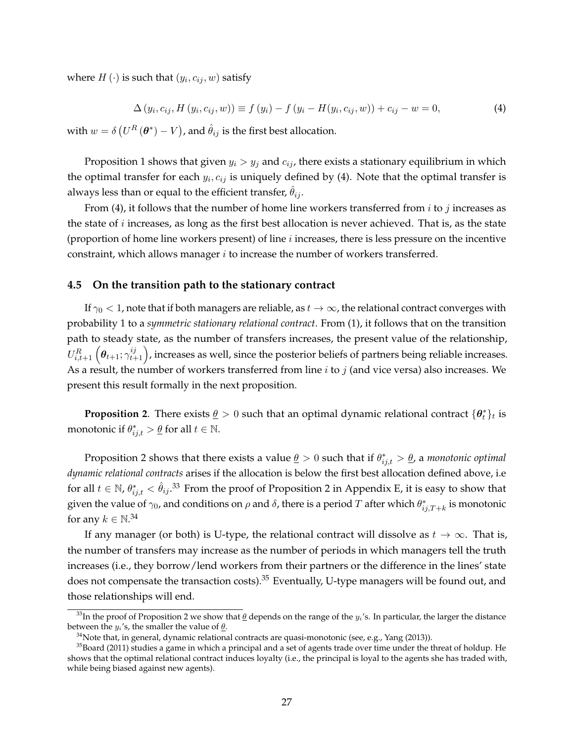where $H(\cdot)$ is such that $(y_i, c_{ij}, w)$ satisfy

$$\Delta(y_i, c_{ij}, H(y_i, c_{ij}, w)) \equiv f(y_i) - f(y_i - H(y_i, c_{ij}, w)) + c_{ij} - w = 0, \tag{4}$$

with $w = \delta\left(U^R(\boldsymbol{\theta}^*) - V\right)$, and $\hat{\theta}_{ij}$ is the first best allocation.

Proposition 1 shows that given $y_i > y_j$ and $c_{ij}$, there exists a stationary equilibrium in which the optimal transfer for each $y_i, c_{ij}$ is uniquely defined by (4). Note that the optimal transfer is always less than or equal to the efficient transfer, $\hat{\theta}_{ij}$.

From (4), it follows that the number of home line workers transferred from $i$ to $j$ increases as the state of $i$ increases, as long as the first best allocation is never achieved. That is, as the state (proportion of home line workers present) of line $i$ increases, there is less pressure on the incentive constraint, which allows manager $i$ to increase the number of workers transferred.

### 4.5 On the transition path to the stationary contract

If $\gamma_0 < 1$, note that if both managers are reliable, as $t \to \infty$, the relational contract converges with probability 1 to a *symmetric stationary relational contract*. From (1), it follows that on the transition path to steady state, as the number of transfers increases, the present value of the relationship, $U^R_{i,t+1}\left(\boldsymbol{\theta}_{t+1}; \gamma^{ij}_{t+1}\right)$, increases as well, since the posterior beliefs of partners being reliable increases. As a result, the number of workers transferred from line $i$ to $j$ (and vice versa) also increases. We present this result formally in the next proposition.

**Proposition 2**. There exists $\underline{\theta} > 0$ such that an optimal dynamic relational contract $\{\boldsymbol{\theta}^*_t\}_t$ is monotonic if $\theta^*_{ij,t} > \underline{\theta}$ for all $t \in \mathbb{N}$.

Proposition 2 shows that there exists a value $\underline{\theta} > 0$ such that if $\theta^*_{ij,t} > \underline{\theta}$, a *monotonic optimal dynamic relational contracts* arises if the allocation is below the first best allocation defined above, i.e for all $t \in \mathbb{N}$, $\theta^*_{ij,t} < \hat{\theta}_{ij}$.[33] From the proof of Proposition 2 in Appendix E, it is easy to show that given the value of $\gamma_0$, and conditions on $\rho$ and $\delta$, there is a period $T$ after which $\theta^*_{ij,T+k}$ is monotonic for any $k \in \mathbb{N}$.[34]

If any manager (or both) is U-type, the relational contract will dissolve as $t \to \infty$. That is, the number of transfers may increase as the number of periods in which managers tell the truth increases (i.e., they borrow/lend workers from their partners or the difference in the lines' state does not compensate the transaction costs).[35] Eventually, U-type managers will be found out, and those relationships will end.

---

[33] In the proof of Proposition 2 we show that $\underline{\theta}$ depends on the range of the $y_i$'s. In particular, the larger the distance between the $y_i$'s, the smaller the value of $\underline{\theta}$.

[34] Note that, in general, dynamic relational contracts are quasi-monotonic (see, e.g., Yang (2013)).

[35] Board (2011) studies a game in which a principal and a set of agents trade over time under the threat of holdup. He shows that the optimal relational contract induces loyalty (i.e., the principal is loyal to the agents she has traded with, while being biased against new agents).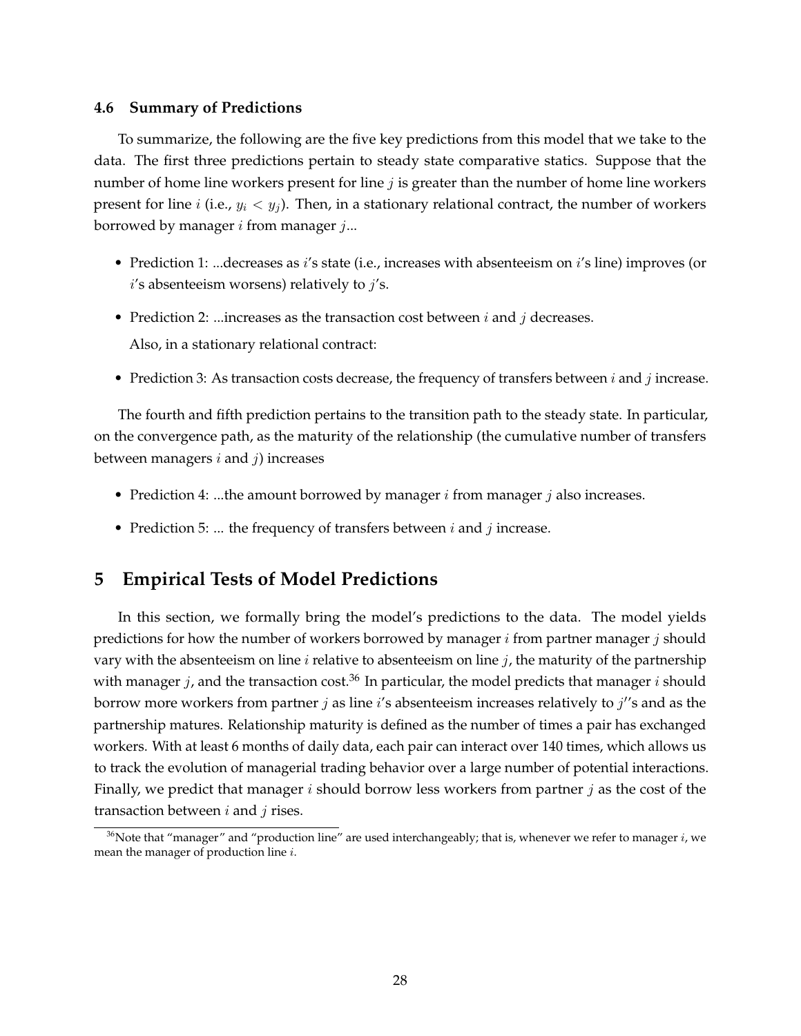### 4.6 Summary of Predictions

To summarize, the following are the five key predictions from this model that we take to the data. The first three predictions pertain to steady state comparative statics. Suppose that the number of home line workers present for line $j$ is greater than the number of home line workers present for line $i$ (i.e., $y_i < y_j$). Then, in a stationary relational contract, the number of workers borrowed by manager $i$ from manager $j$...

- Prediction 1: ...decreases as $i$'s state (i.e., increases with absenteeism on $i$'s line) improves (or $i$'s absenteeism worsens) relatively to $j$'s.
- Prediction 2: ...increases as the transaction cost between $i$ and $j$ decreases.

  Also, in a stationary relational contract:

- Prediction 3: As transaction costs decrease, the frequency of transfers between $i$ and $j$ increase.

The fourth and fifth prediction pertains to the transition path to the steady state. In particular, on the convergence path, as the maturity of the relationship (the cumulative number of transfers between managers $i$ and $j$) increases

- Prediction 4: ...the amount borrowed by manager $i$ from manager $j$ also increases.
- Prediction 5: ... the frequency of transfers between $i$ and $j$ increase.

## 5 Empirical Tests of Model Predictions

In this section, we formally bring the model's predictions to the data. The model yields predictions for how the number of workers borrowed by manager $i$ from partner manager $j$ should vary with the absenteeism on line $i$ relative to absenteeism on line $j$, the maturity of the partnership with manager $j$, and the transaction cost.[36] In particular, the model predicts that manager $i$ should borrow more workers from partner $j$ as line $i$'s absenteeism increases relatively to $j'$'s and as the partnership matures. Relationship maturity is defined as the number of times a pair has exchanged workers. With at least 6 months of daily data, each pair can interact over 140 times, which allows us to track the evolution of managerial trading behavior over a large number of potential interactions. Finally, we predict that manager $i$ should borrow less workers from partner $j$ as the cost of the transaction between $i$ and $j$ rises.

[36] Note that "manager" and "production line" are used interchangeably; that is, whenever we refer to manager $i$, we mean the manager of production line $i$.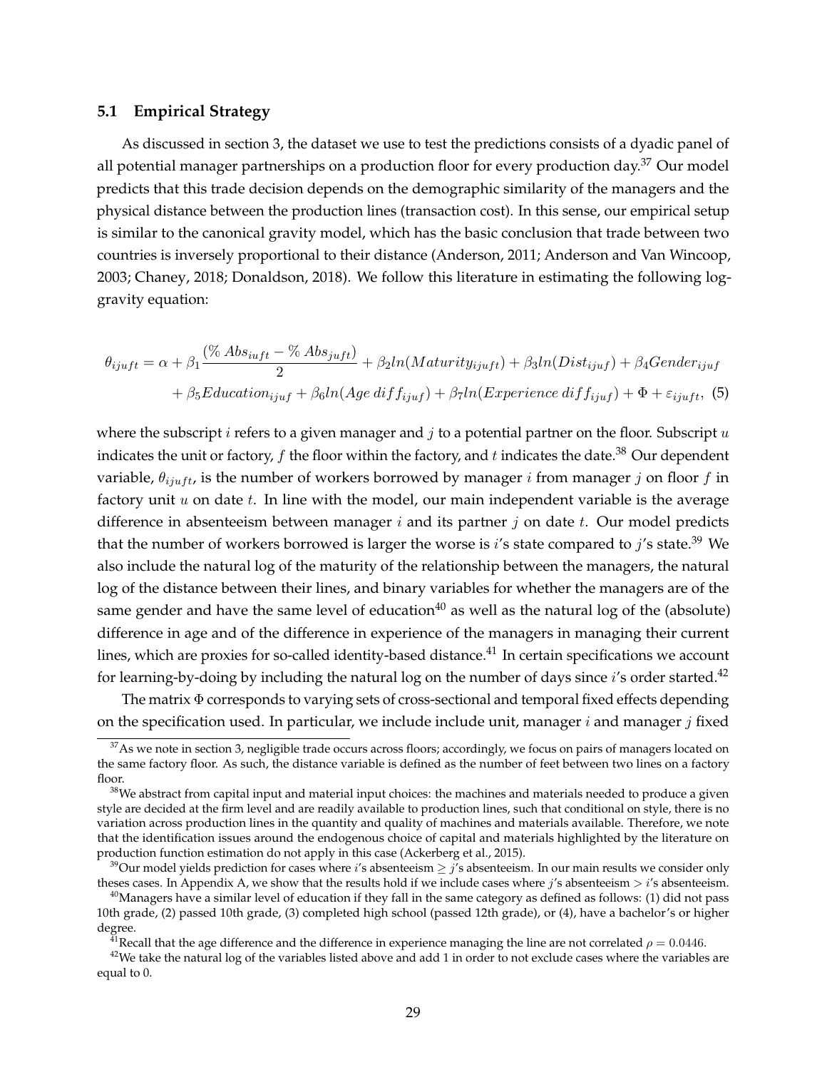### 5.1 Empirical Strategy

As discussed in section 3, the dataset we use to test the predictions consists of a dyadic panel of all potential manager partnerships on a production floor for every production day.[37] Our model predicts that this trade decision depends on the demographic similarity of the managers and the physical distance between the production lines (transaction cost). In this sense, our empirical setup is similar to the canonical gravity model, which has the basic conclusion that trade between two countries is inversely proportional to their distance (Anderson, 2011; Anderson and Van Wincoop, 2003; Chaney, 2018; Donaldson, 2018). We follow this literature in estimating the following log-gravity equation:

$$\theta_{ijuft} = \alpha + \beta_1 \frac{(\%\,Abs_{iuft} - \%\,Abs_{juft})}{2} + \beta_2 ln(Maturity_{ijuft}) + \beta_3 ln(Dist_{ijuf}) + \beta_4 Gender_{ijuf} + \beta_5 Education_{ijuf} + \beta_6 ln(Age\,diff_{ijuf}) + \beta_7 ln(Experience\,diff_{ijuf}) + \Phi + \varepsilon_{ijuft}, \quad (5)$$

where the subscript $i$ refers to a given manager and $j$ to a potential partner on the floor. Subscript $u$ indicates the unit or factory, $f$ the floor within the factory, and $t$ indicates the date.[38] Our dependent variable, $\theta_{ijuft}$, is the number of workers borrowed by manager $i$ from manager $j$ on floor $f$ in factory unit $u$ on date $t$. In line with the model, our main independent variable is the average difference in absenteeism between manager $i$ and its partner $j$ on date $t$. Our model predicts that the number of workers borrowed is larger the worse is $i$'s state compared to $j$'s state.[39] We also include the natural log of the maturity of the relationship between the managers, the natural log of the distance between their lines, and binary variables for whether the managers are of the same gender and have the same level of education[40] as well as the natural log of the (absolute) difference in age and of the difference in experience of the managers in managing their current lines, which are proxies for so-called identity-based distance.[41] In certain specifications we account for learning-by-doing by including the natural log on the number of days since $i$'s order started.[42]

The matrix $\Phi$ corresponds to varying sets of cross-sectional and temporal fixed effects depending on the specification used. In particular, we include include unit, manager $i$ and manager $j$ fixed

---

[37] As we note in section 3, negligible trade occurs across floors; accordingly, we focus on pairs of managers located on the same factory floor. As such, the distance variable is defined as the number of feet between two lines on a factory floor.

[38] We abstract from capital input and material input choices: the machines and materials needed to produce a given style are decided at the firm level and are readily available to production lines, such that conditional on style, there is no variation across production lines in the quantity and quality of machines and materials available. Therefore, we note that the identification issues around the endogenous choice of capital and materials highlighted by the literature on production function estimation do not apply in this case (Ackerberg et al., 2015).

[39] Our model yields prediction for cases where $i$'s absenteeism $\geq j$'s absenteeism. In our main results we consider only theses cases. In Appendix A, we show that the results hold if we include cases where $j$'s absenteeism $> i$'s absenteeism.

[40] Managers have a similar level of education if they fall in the same category as defined as follows: (1) did not pass 10th grade, (2) passed 10th grade, (3) completed high school (passed 12th grade), or (4), have a bachelor's or higher degree.

[41] Recall that the age difference and the difference in experience managing the line are not correlated $\rho = 0.0446$.

[42] We take the natural log of the variables listed above and add 1 in order to not exclude cases where the variables are equal to 0.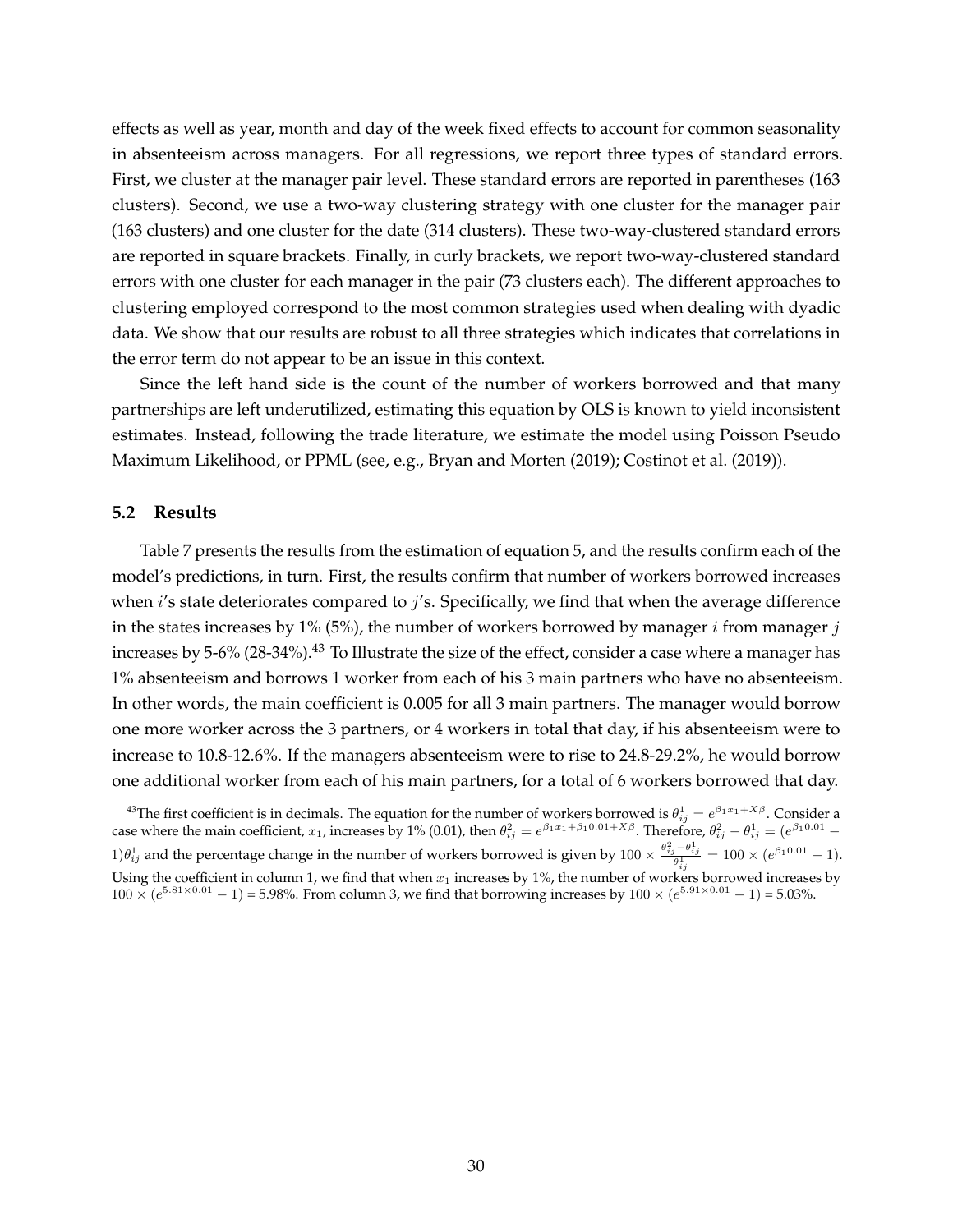effects as well as year, month and day of the week fixed effects to account for common seasonality in absenteeism across managers. For all regressions, we report three types of standard errors. First, we cluster at the manager pair level. These standard errors are reported in parentheses (163 clusters). Second, we use a two-way clustering strategy with one cluster for the manager pair (163 clusters) and one cluster for the date (314 clusters). These two-way-clustered standard errors are reported in square brackets. Finally, in curly brackets, we report two-way-clustered standard errors with one cluster for each manager in the pair (73 clusters each). The different approaches to clustering employed correspond to the most common strategies used when dealing with dyadic data. We show that our results are robust to all three strategies which indicates that correlations in the error term do not appear to be an issue in this context.

Since the left hand side is the count of the number of workers borrowed and that many partnerships are left underutilized, estimating this equation by OLS is known to yield inconsistent estimates. Instead, following the trade literature, we estimate the model using Poisson Pseudo Maximum Likelihood, or PPML (see, e.g., Bryan and Morten (2019); Costinot et al. (2019)).

### 5.2 Results

Table 7 presents the results from the estimation of equation 5, and the results confirm each of the model's predictions, in turn. First, the results confirm that number of workers borrowed increases when $i$'s state deteriorates compared to $j$'s. Specifically, we find that when the average difference in the states increases by 1% (5%), the number of workers borrowed by manager $i$ from manager $j$ increases by 5-6% (28-34%).[43] To Illustrate the size of the effect, consider a case where a manager has 1% absenteeism and borrows 1 worker from each of his 3 main partners who have no absenteeism. In other words, the main coefficient is 0.005 for all 3 main partners. The manager would borrow one more worker across the 3 partners, or 4 workers in total that day, if his absenteeism were to increase to 10.8-12.6%. If the managers absenteeism were to rise to 24.8-29.2%, he would borrow one additional worker from each of his main partners, for a total of 6 workers borrowed that day.

[43] The first coefficient is in decimals. The equation for the number of workers borrowed is $\theta^1_{ij} = e^{\beta_1 x_1 + X\beta}$. Consider a case where the main coefficient, $x_1$, increases by 1% (0.01), then $\theta^2_{ij} = e^{\beta_1 x_1 + \beta_1 0.01 + X\beta}$. Therefore, $\theta^2_{ij} - \theta^1_{ij} = (e^{\beta_1 0.01} - 1)\theta^1_{ij}$ and the percentage change in the number of workers borrowed is given by $100 \times \frac{\theta^2_{ij} - \theta^1_{ij}}{\theta^1_{ij}} = 100 \times (e^{\beta_1 0.01} - 1)$. Using the coefficient in column 1, we find that when $x_1$ increases by 1%, the number of workers borrowed increases by $100 \times (e^{5.81 \times 0.01} - 1)$ = 5.98%. From column 3, we find that borrowing increases by $100 \times (e^{5.91 \times 0.01} - 1)$ = 5.03%.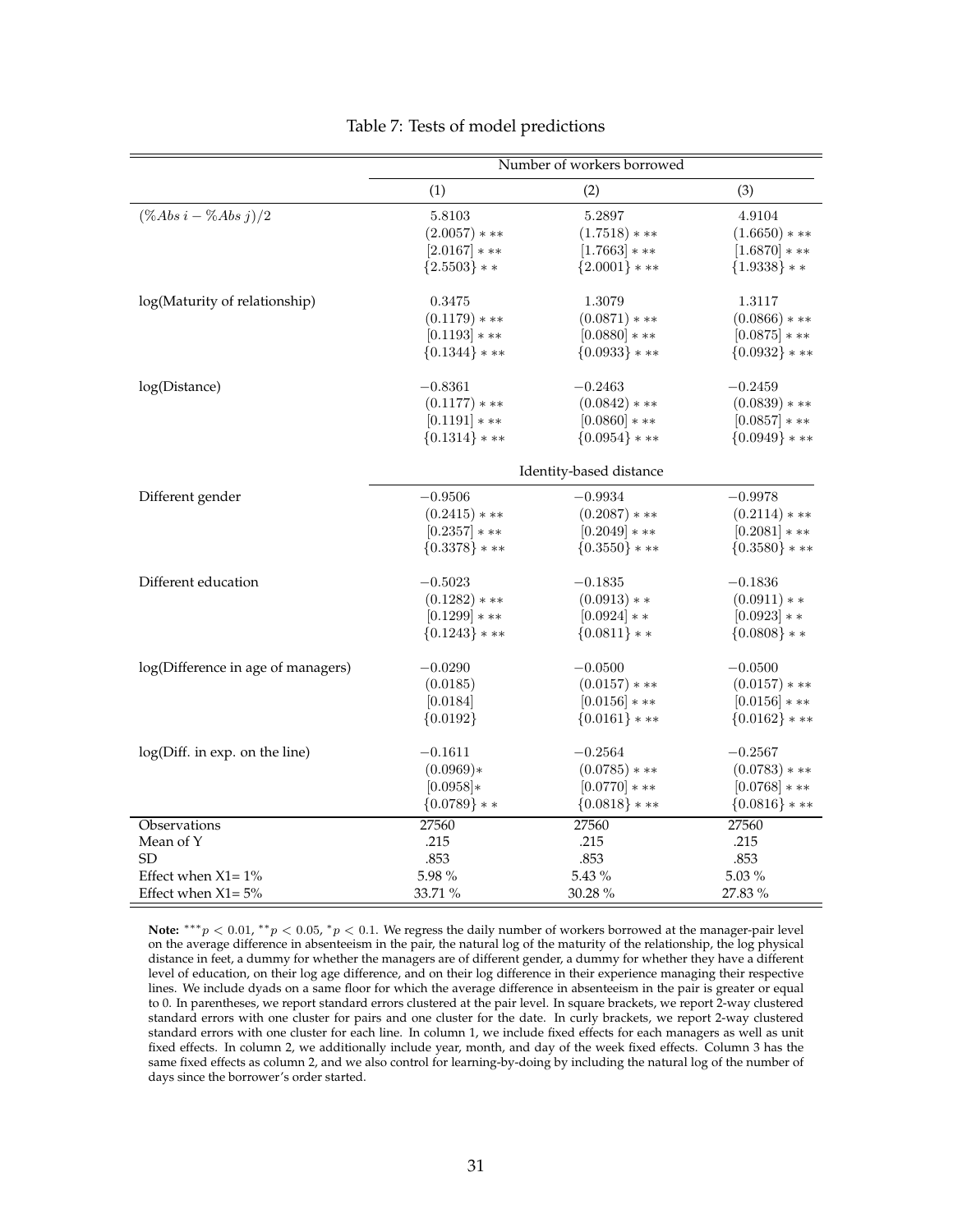Table 7: Tests of model predictions

| | Number of workers borrowed | | |
|---|---|---|---|
| | (1) | (2) | (3) |
| $(\%Abs\ i - \%Abs\ j)/2$ | 5.8103 | 5.2897 | 4.9104 |
| | $(2.0057)***$ | $(1.7518)***$ | $(1.6650)***$ |
| | $[2.0167]***$ | $[1.7663]***$ | $[1.6870]***$ |
| | $\{2.5503\}**$ | $\{2.0001\}***$ | $\{1.9338\}**$ |
| log(Maturity of relationship) | 0.3475 | 1.3079 | 1.3117 |
| | $(0.1179)***$ | $(0.0871)***$ | $(0.0866)***$ |
| | $[0.1193]***$ | $[0.0880]***$ | $[0.0875]***$ |
| | $\{0.1344\}***$ | $\{0.0933\}***$ | $\{0.0932\}***$ |
| log(Distance) | $-0.8361$ | $-0.2463$ | $-0.2459$ |
| | $(0.1177)***$ | $(0.0842)***$ | $(0.0839)***$ |
| | $[0.1191]***$ | $[0.0860]***$ | $[0.0857]***$ |
| | $\{0.1314\}***$ | $\{0.0954\}***$ | $\{0.0949\}***$ |
| | | Identity-based distance | |
| Different gender | $-0.9506$ | $-0.9934$ | $-0.9978$ |
| | $(0.2415)***$ | $(0.2087)***$ | $(0.2114)***$ |
| | $[0.2357]***$ | $[0.2049]***$ | $[0.2081]***$ |
| | $\{0.3378\}***$ | $\{0.3550\}***$ | $\{0.3580\}***$ |
| Different education | $-0.5023$ | $-0.1835$ | $-0.1836$ |
| | $(0.1282)***$ | $(0.0913)**$ | $(0.0911)**$ |
| | $[0.1299]***$ | $[0.0924]**$ | $[0.0923]**$ |
| | $\{0.1243\}***$ | $\{0.0811\}**$ | $\{0.0808\}**$ |
| log(Difference in age of managers) | $-0.0290$ | $-0.0500$ | $-0.0500$ |
| | $(0.0185)$ | $(0.0157)***$ | $(0.0157)***$ |
| | $[0.0184]$ | $[0.0156]***$ | $[0.0156]***$ |
| | $\{0.0192\}$ | $\{0.0161\}***$ | $\{0.0162\}***$ |
| log(Diff. in exp. on the line) | $-0.1611$ | $-0.2564$ | $-0.2567$ |
| | $(0.0969)*$ | $(0.0785)***$ | $(0.0783)***$ |
| | $[0.0958]*$ | $[0.0770]***$ | $[0.0768]***$ |
| | $\{0.0789\}**$ | $\{0.0818\}***$ | $\{0.0816\}***$ |
| Observations | 27560 | 27560 | 27560 |
| Mean of Y | .215 | .215 | .215 |
| SD | .853 | .853 | .853 |
| Effect when X1= 1% | 5.98 % | 5.43 % | 5.03 % |
| Effect when X1= 5% | 33.71 % | 30.28 % | 27.83 % |

**Note:** $^{***}p < 0.01$, $^{**}p < 0.05$, $^{*}p < 0.1$. We regress the daily number of workers borrowed at the manager-pair level on the average difference in absenteeism in the pair, the natural log of the maturity of the relationship, the log physical distance in feet, a dummy for whether the managers are of different gender, a dummy for whether they have a different level of education, on their log age difference, and on their log difference in their experience managing their respective lines. We include dyads on a same floor for which the average difference in absenteeism in the pair is greater or equal to 0. In parentheses, we report standard errors clustered at the pair level. In square brackets, we report 2-way clustered standard errors with one cluster for pairs and one cluster for the date. In curly brackets, we report 2-way clustered standard errors with one cluster for each line. In column 1, we include fixed effects for each managers as well as unit fixed effects. In column 2, we additionally include year, month, and day of the week fixed effects. Column 3 has the same fixed effects as column 2, and we also control for learning-by-doing by including the natural log of the number of days since the borrower's order started.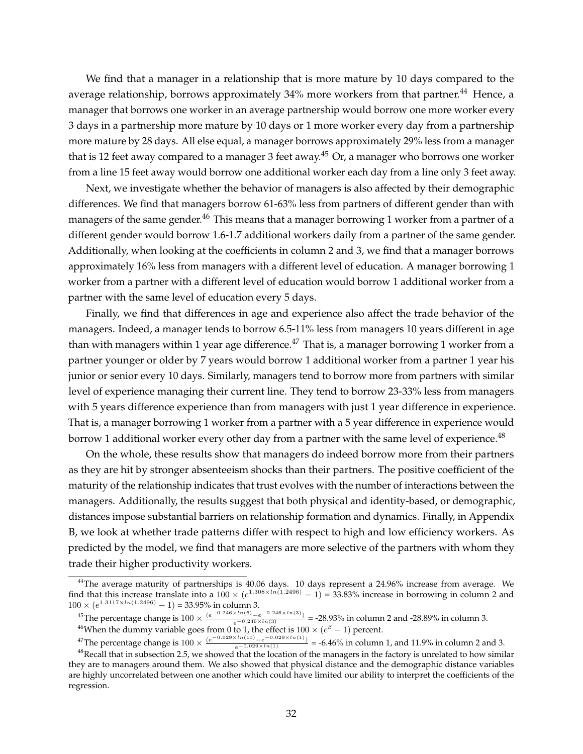We find that a manager in a relationship that is more mature by 10 days compared to the average relationship, borrows approximately 34% more workers from that partner.[44] Hence, a manager that borrows one worker in an average partnership would borrow one more worker every 3 days in a partnership more mature by 10 days or 1 more worker every day from a partnership more mature by 28 days. All else equal, a manager borrows approximately 29% less from a manager that is 12 feet away compared to a manager 3 feet away.[45] Or, a manager who borrows one worker from a line 15 feet away would borrow one additional worker each day from a line only 3 feet away.

Next, we investigate whether the behavior of managers is also affected by their demographic differences. We find that managers borrow 61-63% less from partners of different gender than with managers of the same gender.[46] This means that a manager borrowing 1 worker from a partner of a different gender would borrow 1.6-1.7 additional workers daily from a partner of the same gender. Additionally, when looking at the coefficients in column 2 and 3, we find that a manager borrows approximately 16% less from managers with a different level of education. A manager borrowing 1 worker from a partner with a different level of education would borrow 1 additional worker from a partner with the same level of education every 5 days.

Finally, we find that differences in age and experience also affect the trade behavior of the managers. Indeed, a manager tends to borrow 6.5-11% less from managers 10 years different in age than with managers within 1 year age difference.[47] That is, a manager borrowing 1 worker from a partner younger or older by 7 years would borrow 1 additional worker from a partner 1 year his junior or senior every 10 days. Similarly, managers tend to borrow more from partners with similar level of experience managing their current line. They tend to borrow 23-33% less from managers with 5 years difference experience than from managers with just 1 year difference in experience. That is, a manager borrowing 1 worker from a partner with a 5 year difference in experience would borrow 1 additional worker every other day from a partner with the same level of experience.[48]

On the whole, these results show that managers do indeed borrow more from their partners as they are hit by stronger absenteeism shocks than their partners. The positive coefficient of the maturity of the relationship indicates that trust evolves with the number of interactions between the managers. Additionally, the results suggest that both physical and identity-based, or demographic, distances impose substantial barriers on relationship formation and dynamics. Finally, in Appendix B, we look at whether trade patterns differ with respect to high and low efficiency workers. As predicted by the model, we find that managers are more selective of the partners with whom they trade their higher productivity workers.

---

[44] The average maturity of partnerships is 40.06 days. 10 days represent a 24.96% increase from average. We find that this increase translate into a $100 \times (e^{1.308 \times ln(1.2496)} - 1)$ = 33.83% increase in borrowing in column 2 and $100 \times (e^{1.3117 \times ln(1.2496)} - 1)$ = 33.95% in column 3.

[45] The percentage change is $100 \times \frac{(e^{-0.246 \times ln(6)} - e^{-0.246 \times ln(3)})}{e^{-0.246 \times ln(3)}}$ = -28.93% in column 2 and -28.89% in column 3.

[46] When the dummy variable goes from 0 to 1, the effect is $100 \times (e^{\beta} - 1)$ percent.

[47] The percentage change is $100 \times \frac{(e^{-0.029 \times ln(10)} - e^{-0.029 \times ln(1)})}{e^{-0.029 \times ln(1)}}$ = -6.46% in column 1, and 11.9% in column 2 and 3.

[48] Recall that in subsection 2.5, we showed that the location of the managers in the factory is unrelated to how similar they are to managers around them. We also showed that physical distance and the demographic distance variables are highly uncorrelated between one another which could have limited our ability to interpret the coefficients of the regression.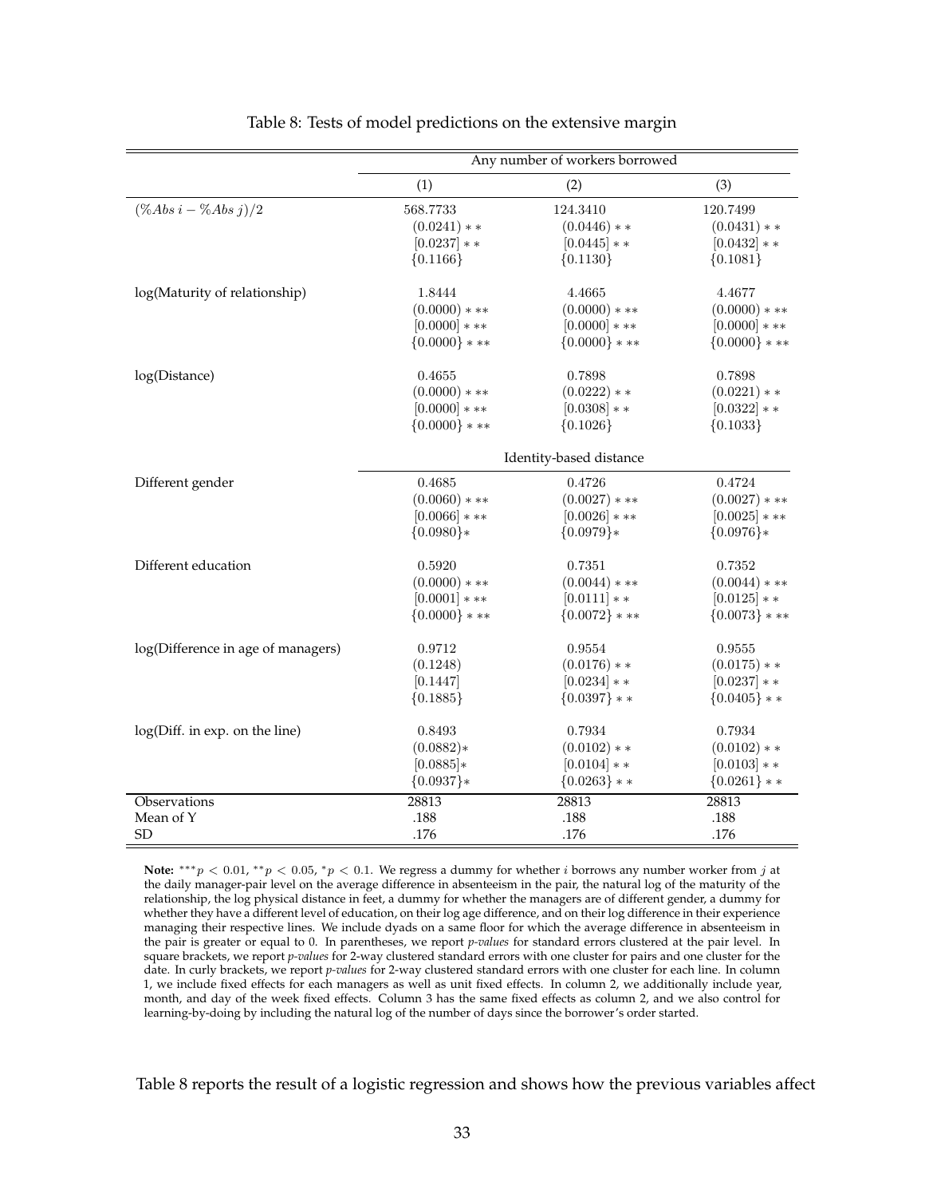Table 8: Tests of model predictions on the extensive margin

| | Any number of workers borrowed | | |
|---|---|---|---|
| | (1) | (2) | (3) |
| $(\%Abs\ i - \%Abs\ j)/2$ | 568.7733 | 124.3410 | 120.7499 |
| | $(0.0241)**$ | $(0.0446)**$ | $(0.0431)**$ |
| | $[0.0237]**$ | $[0.0445]**$ | $[0.0432]**$ |
| | $\{0.1166\}$ | $\{0.1130\}$ | $\{0.1081\}$ |
| log(Maturity of relationship) | 1.8444 | 4.4665 | 4.4677 |
| | $(0.0000)***$ | $(0.0000)***$ | $(0.0000)***$ |
| | $[0.0000]***$ | $[0.0000]***$ | $[0.0000]***$ |
| | $\{0.0000\}***$ | $\{0.0000\}***$ | $\{0.0000\}***$ |
| log(Distance) | 0.4655 | 0.7898 | 0.7898 |
| | $(0.0000)***$ | $(0.0222)**$ | $(0.0221)**$ |
| | $[0.0000]***$ | $[0.0308]**$ | $[0.0322]**$ |
| | $\{0.0000\}***$ | $\{0.1026\}$ | $\{0.1033\}$ |
| | Identity-based distance | | |
| Different gender | 0.4685 | 0.4726 | 0.4724 |
| | $(0.0060)***$ | $(0.0027)***$ | $(0.0027)***$ |
| | $[0.0066]***$ | $[0.0026]***$ | $[0.0025]***$ |
| | $\{0.0980\}*$ | $\{0.0979\}*$ | $\{0.0976\}*$ |
| Different education | 0.5920 | 0.7351 | 0.7352 |
| | $(0.0000)***$ | $(0.0044)***$ | $(0.0044)***$ |
| | $[0.0001]***$ | $[0.0111]**$ | $[0.0125]**$ |
| | $\{0.0000\}***$ | $\{0.0072\}***$ | $\{0.0073\}***$ |
| log(Difference in age of managers) | 0.9712 | 0.9554 | 0.9555 |
| | $(0.1248)$ | $(0.0176)**$ | $(0.0175)**$ |
| | $[0.1447]$ | $[0.0234]**$ | $[0.0237]**$ |
| | $\{0.1885\}$ | $\{0.0397\}**$ | $\{0.0405\}**$ |
| log(Diff. in exp. on the line) | 0.8493 | 0.7934 | 0.7934 |
| | $(0.0882)*$ | $(0.0102)**$ | $(0.0102)**$ |
| | $[0.0885]*$ | $[0.0104]**$ | $[0.0103]**$ |
| | $\{0.0937\}*$ | $\{0.0263\}**$ | $\{0.0261\}**$ |
| Observations | 28813 | 28813 | 28813 |
| Mean of Y | .188 | .188 | .188 |
| SD | .176 | .176 | .176 |

**Note:** $^{***}p < 0.01$, $^{**}p < 0.05$, $^{*}p < 0.1$. We regress a dummy for whether $i$ borrows any number worker from $j$ at the daily manager-pair level on the average difference in absenteeism in the pair, the natural log of the maturity of the relationship, the log physical distance in feet, a dummy for whether the managers are of different gender, a dummy for whether they have a different level of education, on their log age difference, and on their log difference in their experience managing their respective lines. We include dyads on a same floor for which the average difference in absenteeism in the pair is greater or equal to 0. In parentheses, we report *p-values* for standard errors clustered at the pair level. In square brackets, we report *p-values* for 2-way clustered standard errors with one cluster for pairs and one cluster for the date. In curly brackets, we report *p-values* for 2-way clustered standard errors with one cluster for each line. In column 1, we include fixed effects for each managers as well as unit fixed effects. In column 2, we additionally include year, month, and day of the week fixed effects. Column 3 has the same fixed effects as column 2, and we also control for learning-by-doing by including the natural log of the number of days since the borrower's order started.

Table 8 reports the result of a logistic regression and shows how the previous variables affect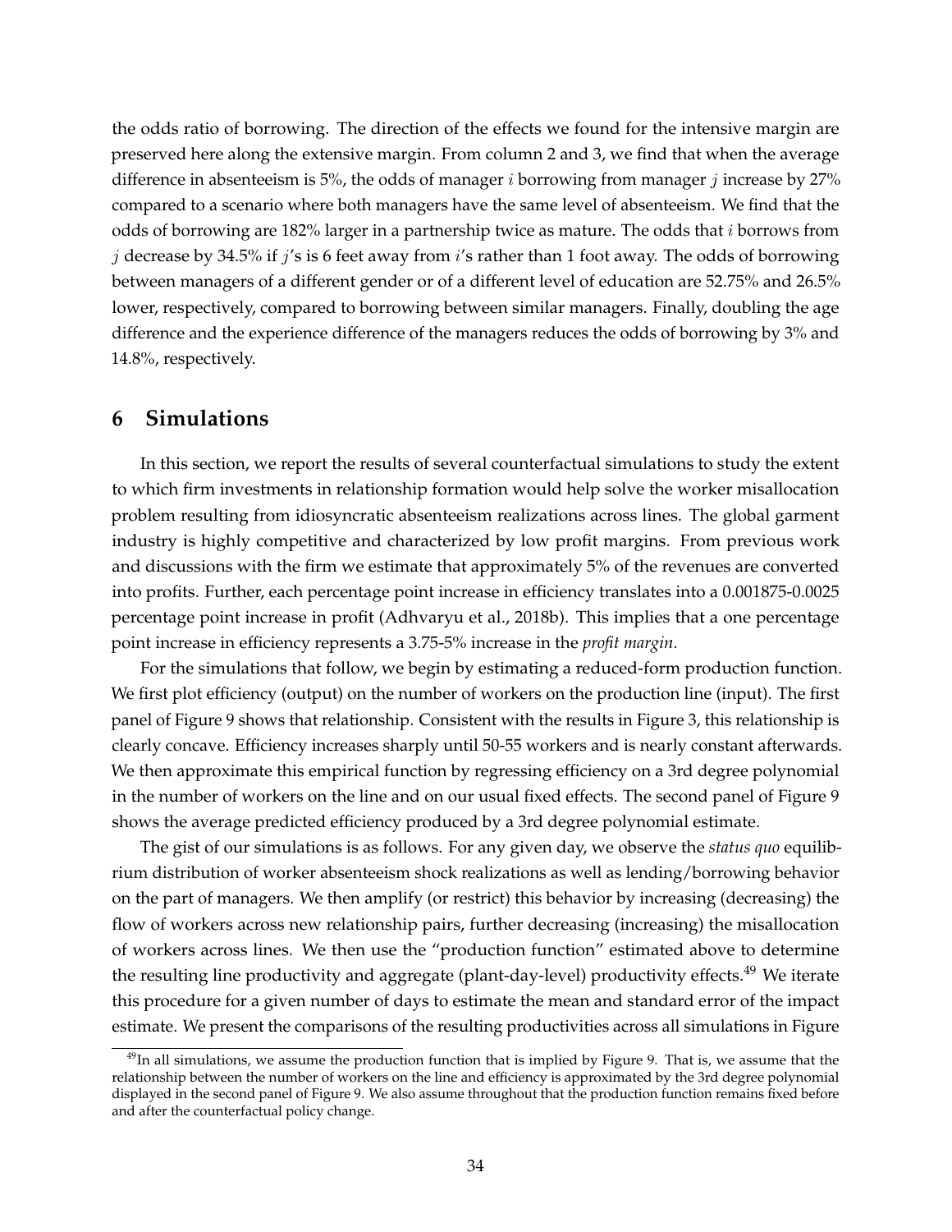the odds ratio of borrowing. The direction of the effects we found for the intensive margin are preserved here along the extensive margin. From column 2 and 3, we find that when the average difference in absenteeism is 5%, the odds of manager $i$ borrowing from manager $j$ increase by 27% compared to a scenario where both managers have the same level of absenteeism. We find that the odds of borrowing are 182% larger in a partnership twice as mature. The odds that $i$ borrows from $j$ decrease by 34.5% if $j$'s is 6 feet away from $i$'s rather than 1 foot away. The odds of borrowing between managers of a different gender or of a different level of education are 52.75% and 26.5% lower, respectively, compared to borrowing between similar managers. Finally, doubling the age difference and the experience difference of the managers reduces the odds of borrowing by 3% and 14.8%, respectively.

## 6 Simulations

In this section, we report the results of several counterfactual simulations to study the extent to which firm investments in relationship formation would help solve the worker misallocation problem resulting from idiosyncratic absenteeism realizations across lines. The global garment industry is highly competitive and characterized by low profit margins. From previous work and discussions with the firm we estimate that approximately 5% of the revenues are converted into profits. Further, each percentage point increase in efficiency translates into a 0.001875-0.0025 percentage point increase in profit (Adhvaryu et al., 2018b). This implies that a one percentage point increase in efficiency represents a 3.75-5% increase in the *profit margin*.

For the simulations that follow, we begin by estimating a reduced-form production function. We first plot efficiency (output) on the number of workers on the production line (input). The first panel of Figure 9 shows that relationship. Consistent with the results in Figure 3, this relationship is clearly concave. Efficiency increases sharply until 50-55 workers and is nearly constant afterwards. We then approximate this empirical function by regressing efficiency on a 3rd degree polynomial in the number of workers on the line and on our usual fixed effects. The second panel of Figure 9 shows the average predicted efficiency produced by a 3rd degree polynomial estimate.

The gist of our simulations is as follows. For any given day, we observe the *status quo* equilibrium distribution of worker absenteeism shock realizations as well as lending/borrowing behavior on the part of managers. We then amplify (or restrict) this behavior by increasing (decreasing) the flow of workers across new relationship pairs, further decreasing (increasing) the misallocation of workers across lines. We then use the "production function" estimated above to determine the resulting line productivity and aggregate (plant-day-level) productivity effects.[49] We iterate this procedure for a given number of days to estimate the mean and standard error of the impact estimate. We present the comparisons of the resulting productivities across all simulations in Figure

[49] In all simulations, we assume the production function that is implied by Figure 9. That is, we assume that the relationship between the number of workers on the line and efficiency is approximated by the 3rd degree polynomial displayed in the second panel of Figure 9. We also assume throughout that the production function remains fixed before and after the counterfactual policy change.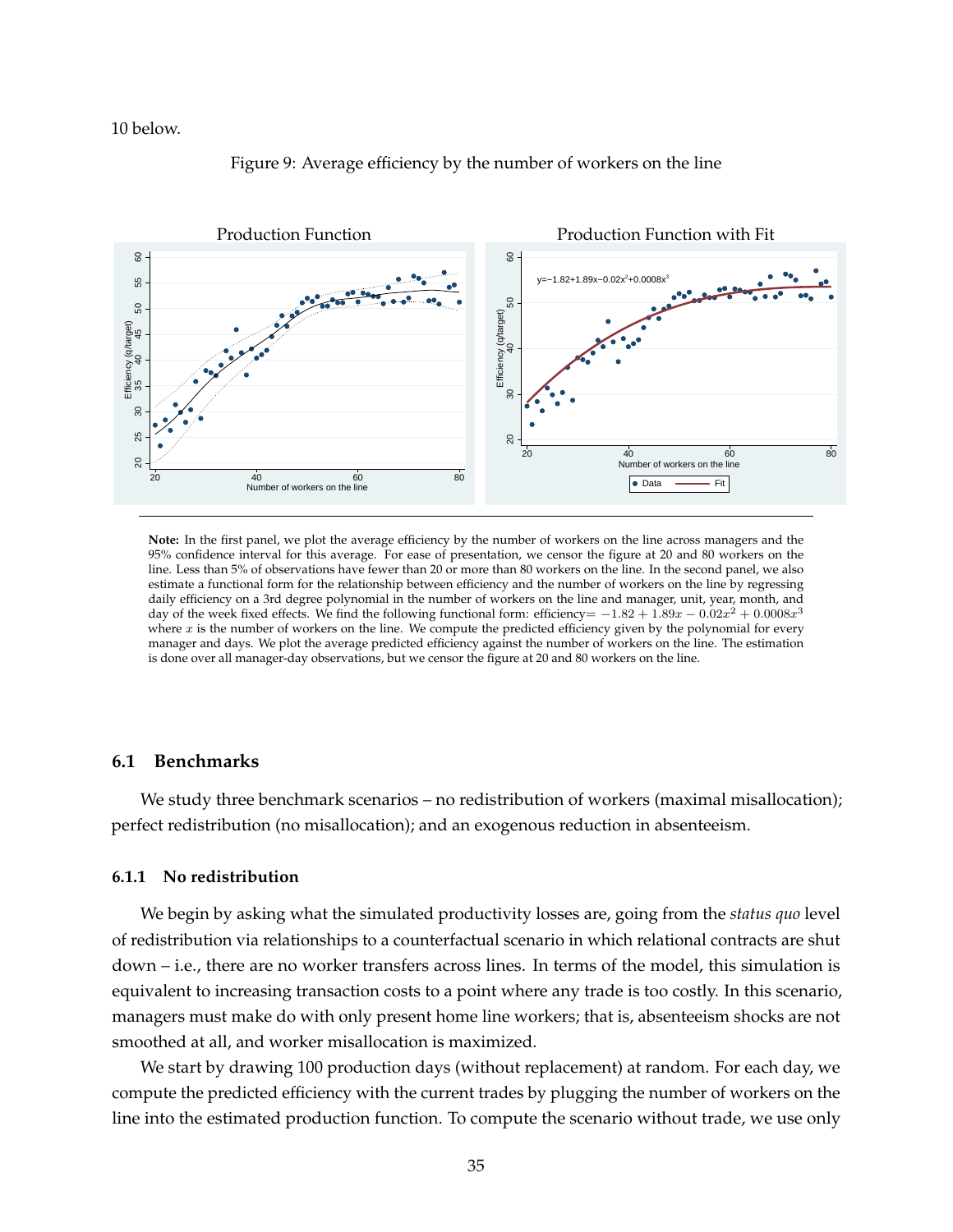10 below.

Figure 9: Average efficiency by the number of workers on the line

**Note:** In the first panel, we plot the average efficiency by the number of workers on the line across managers and the 95% confidence interval for this average. For ease of presentation, we censor the figure at 20 and 80 workers on the line. Less than 5% of observations have fewer than 20 or more than 80 workers on the line. In the second panel, we also estimate a functional form for the relationship between efficiency and the number of workers on the line by regressing daily efficiency on a 3rd degree polynomial in the number of workers on the line and manager, unit, year, month, and day of the week fixed effects. We find the following functional form: efficiency$= -1.82 + 1.89x - 0.02x^2 + 0.0008x^3$ where $x$ is the number of workers on the line. We compute the predicted efficiency given by the polynomial for every manager and days. We plot the average predicted efficiency against the number of workers on the line. The estimation is done over all manager-day observations, but we censor the figure at 20 and 80 workers on the line.

### 6.1 Benchmarks

We study three benchmark scenarios – no redistribution of workers (maximal misallocation); perfect redistribution (no misallocation); and an exogenous reduction in absenteeism.

#### 6.1.1 No redistribution

We begin by asking what the simulated productivity losses are, going from the *status quo* level of redistribution via relationships to a counterfactual scenario in which relational contracts are shut down – i.e., there are no worker transfers across lines. In terms of the model, this simulation is equivalent to increasing transaction costs to a point where any trade is too costly. In this scenario, managers must make do with only present home line workers; that is, absenteeism shocks are not smoothed at all, and worker misallocation is maximized.

We start by drawing 100 production days (without replacement) at random. For each day, we compute the predicted efficiency with the current trades by plugging the number of workers on the line into the estimated production function. To compute the scenario without trade, we use only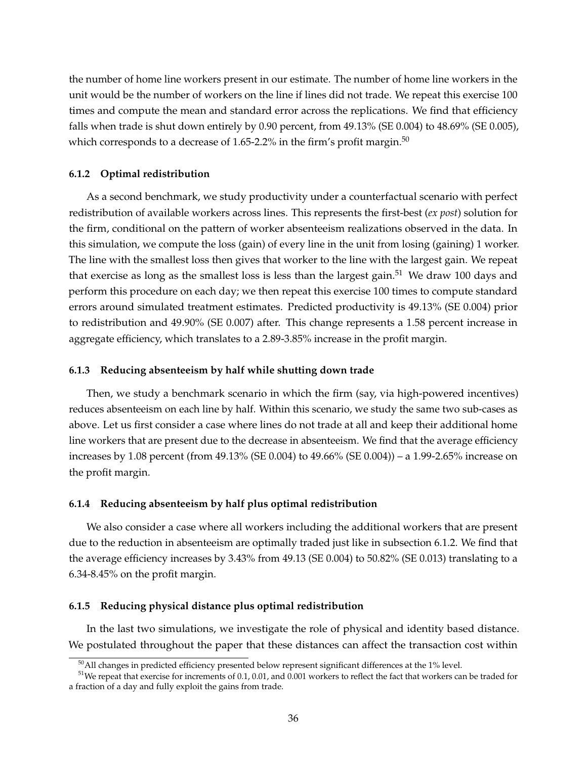the number of home line workers present in our estimate. The number of home line workers in the unit would be the number of workers on the line if lines did not trade. We repeat this exercise 100 times and compute the mean and standard error across the replications. We find that efficiency falls when trade is shut down entirely by 0.90 percent, from 49.13% (SE 0.004) to 48.69% (SE 0.005), which corresponds to a decrease of 1.65-2.2% in the firm's profit margin.[50]

#### 6.1.2 Optimal redistribution

As a second benchmark, we study productivity under a counterfactual scenario with perfect redistribution of available workers across lines. This represents the first-best (*ex post*) solution for the firm, conditional on the pattern of worker absenteeism realizations observed in the data. In this simulation, we compute the loss (gain) of every line in the unit from losing (gaining) 1 worker. The line with the smallest loss then gives that worker to the line with the largest gain. We repeat that exercise as long as the smallest loss is less than the largest gain.[51] We draw 100 days and perform this procedure on each day; we then repeat this exercise 100 times to compute standard errors around simulated treatment estimates. Predicted productivity is 49.13% (SE 0.004) prior to redistribution and 49.90% (SE 0.007) after. This change represents a 1.58 percent increase in aggregate efficiency, which translates to a 2.89-3.85% increase in the profit margin.

#### 6.1.3 Reducing absenteeism by half while shutting down trade

Then, we study a benchmark scenario in which the firm (say, via high-powered incentives) reduces absenteeism on each line by half. Within this scenario, we study the same two sub-cases as above. Let us first consider a case where lines do not trade at all and keep their additional home line workers that are present due to the decrease in absenteeism. We find that the average efficiency increases by 1.08 percent (from 49.13% (SE 0.004) to 49.66% (SE 0.004)) – a 1.99-2.65% increase on the profit margin.

#### 6.1.4 Reducing absenteeism by half plus optimal redistribution

We also consider a case where all workers including the additional workers that are present due to the reduction in absenteeism are optimally traded just like in subsection 6.1.2. We find that the average efficiency increases by 3.43% from 49.13 (SE 0.004) to 50.82% (SE 0.013) translating to a 6.34-8.45% on the profit margin.

#### 6.1.5 Reducing physical distance plus optimal redistribution

In the last two simulations, we investigate the role of physical and identity based distance. We postulated throughout the paper that these distances can affect the transaction cost within

[50] All changes in predicted efficiency presented below represent significant differences at the 1% level.

[51] We repeat that exercise for increments of 0.1, 0.01, and 0.001 workers to reflect the fact that workers can be traded for a fraction of a day and fully exploit the gains from trade.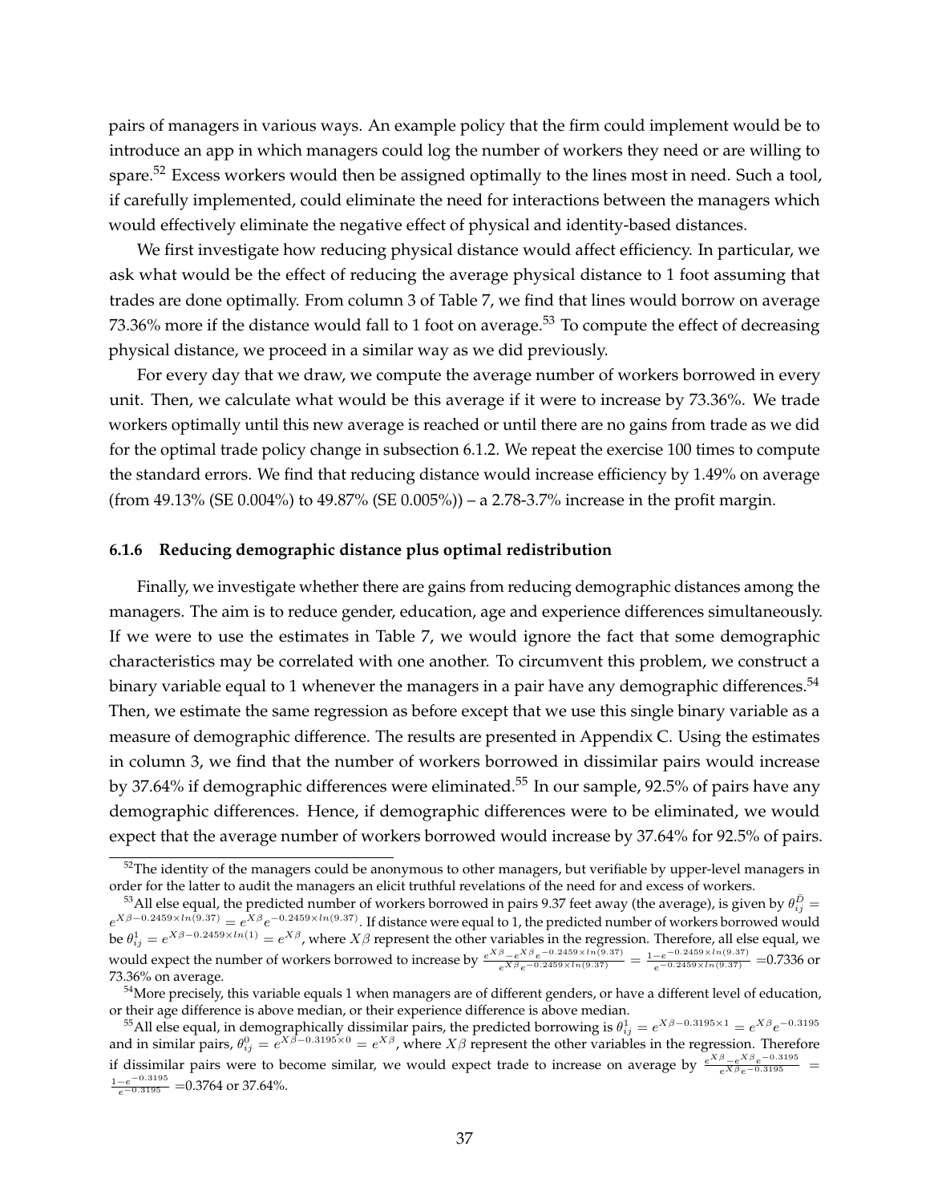pairs of managers in various ways. An example policy that the firm could implement would be to introduce an app in which managers could log the number of workers they need or are willing to spare.[52] Excess workers would then be assigned optimally to the lines most in need. Such a tool, if carefully implemented, could eliminate the need for interactions between the managers which would effectively eliminate the negative effect of physical and identity-based distances.

We first investigate how reducing physical distance would affect efficiency. In particular, we ask what would be the effect of reducing the average physical distance to 1 foot assuming that trades are done optimally. From column 3 of Table 7, we find that lines would borrow on average 73.36% more if the distance would fall to 1 foot on average.[53] To compute the effect of decreasing physical distance, we proceed in a similar way as we did previously.

For every day that we draw, we compute the average number of workers borrowed in every unit. Then, we calculate what would be this average if it were to increase by 73.36%. We trade workers optimally until this new average is reached or until there are no gains from trade as we did for the optimal trade policy change in subsection 6.1.2. We repeat the exercise 100 times to compute the standard errors. We find that reducing distance would increase efficiency by 1.49% on average (from 49.13% (SE 0.004%) to 49.87% (SE 0.005%)) – a 2.78-3.7% increase in the profit margin.

#### 6.1.6 Reducing demographic distance plus optimal redistribution

Finally, we investigate whether there are gains from reducing demographic distances among the managers. The aim is to reduce gender, education, age and experience differences simultaneously. If we were to use the estimates in Table 7, we would ignore the fact that some demographic characteristics may be correlated with one another. To circumvent this problem, we construct a binary variable equal to 1 whenever the managers in a pair have any demographic differences.[54] Then, we estimate the same regression as before except that we use this single binary variable as a measure of demographic difference. The results are presented in Appendix C. Using the estimates in column 3, we find that the number of workers borrowed in dissimilar pairs would increase by 37.64% if demographic differences were eliminated.[55] In our sample, 92.5% of pairs have any demographic differences. Hence, if demographic differences were to be eliminated, we would expect that the average number of workers borrowed would increase by 37.64% for 92.5% of pairs.

---

[52] The identity of the managers could be anonymous to other managers, but verifiable by upper-level managers in order for the latter to audit the managers an elicit truthful revelations of the need for and excess of workers.

[53] All else equal, the predicted number of workers borrowed in pairs 9.37 feet away (the average), is given by $\theta_{ij}^{\bar{D}} = e^{X\beta - 0.2459 \times ln(9.37)} = e^{X\beta}e^{-0.2459 \times ln(9.37)}$. If distance were equal to 1, the predicted number of workers borrowed would be $\theta_{ij}^{1} = e^{X\beta - 0.2459 \times ln(1)} = e^{X\beta}$, where $X\beta$ represent the other variables in the regression. Therefore, all else equal, we would expect the number of workers borrowed to increase by $\frac{e^{X\beta} - e^{X\beta}e^{-0.2459 \times ln(9.37)}}{e^{X\beta}e^{-0.2459 \times ln(9.37)}} = \frac{1 - e^{-0.2459 \times ln(9.37)}}{e^{-0.2459 \times ln(9.37)}} = 0.7336$ or 73.36% on average.

[54] More precisely, this variable equals 1 when managers are of different genders, or have a different level of education, or their age difference is above median, or their experience difference is above median.

[55] All else equal, in demographically dissimilar pairs, the predicted borrowing is $\theta_{ij}^{1} = e^{X\beta - 0.3195 \times 1} = e^{X\beta}e^{-0.3195}$ and in similar pairs, $\theta_{ij}^{0} = e^{X\beta - 0.3195 \times 0} = e^{X\beta}$, where $X\beta$ represent the other variables in the regression. Therefore if dissimilar pairs were to become similar, we would expect trade to increase on average by $\frac{e^{X\beta} - e^{X\beta}e^{-0.3195}}{e^{X\beta}e^{-0.3195}} = \frac{1 - e^{-0.3195}}{e^{-0.3195}} = 0.3764$ or 37.64%.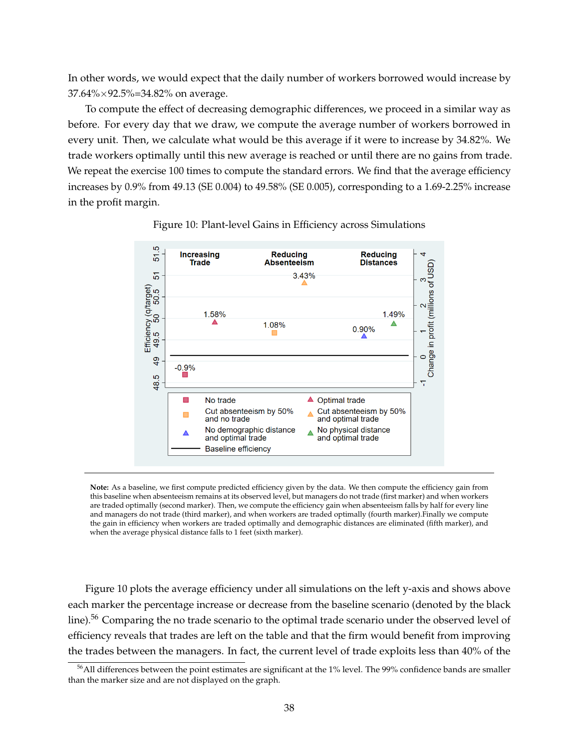In other words, we would expect that the daily number of workers borrowed would increase by 37.64%×92.5%=34.82% on average.

To compute the effect of decreasing demographic differences, we proceed in a similar way as before. For every day that we draw, we compute the average number of workers borrowed in every unit. Then, we calculate what would be this average if it were to increase by 34.82%. We trade workers optimally until this new average is reached or until there are no gains from trade. We repeat the exercise 100 times to compute the standard errors. We find that the average efficiency increases by 0.9% from 49.13 (SE 0.004) to 49.58% (SE 0.005), corresponding to a 1.69-2.25% increase in the profit margin.

Figure 10: Plant-level Gains in Efficiency across Simulations

**Note:** As a baseline, we first compute predicted efficiency given by the data. We then compute the efficiency gain from this baseline when absenteeism remains at its observed level, but managers do not trade (first marker) and when workers are traded optimally (second marker). Then, we compute the efficiency gain when absenteeism falls by half for every line and managers do not trade (third marker), and when workers are traded optimally (fourth marker).Finally we compute the gain in efficiency when workers are traded optimally and demographic distances are eliminated (fifth marker), and when the average physical distance falls to 1 feet (sixth marker).

Figure 10 plots the average efficiency under all simulations on the left y-axis and shows above each marker the percentage increase or decrease from the baseline scenario (denoted by the black line).[56] Comparing the no trade scenario to the optimal trade scenario under the observed level of efficiency reveals that trades are left on the table and that the firm would benefit from improving the trades between the managers. In fact, the current level of trade exploits less than 40% of the

[56]All differences between the point estimates are significant at the 1% level. The 99% confidence bands are smaller than the marker size and are not displayed on the graph.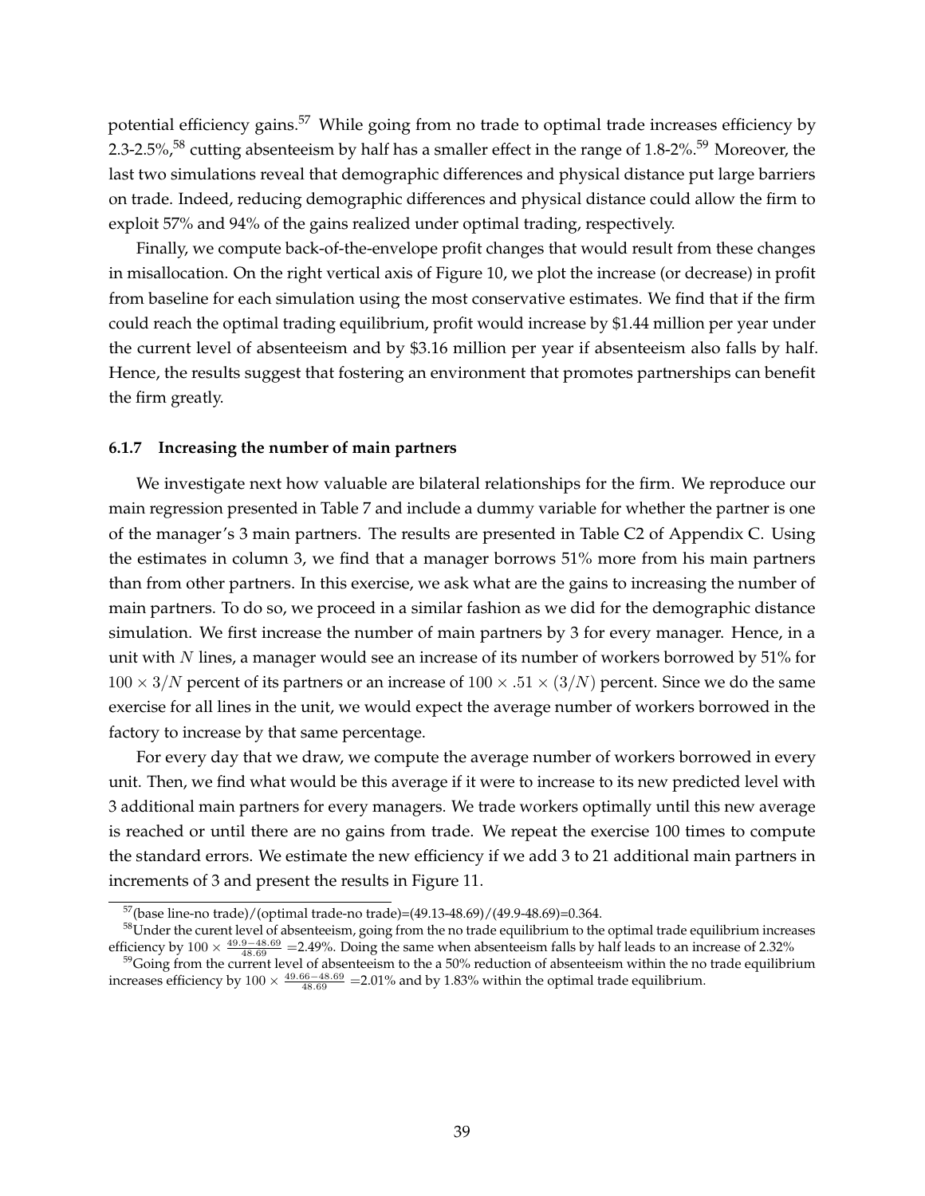potential efficiency gains.[57] While going from no trade to optimal trade increases efficiency by 2.3-2.5%,[58] cutting absenteeism by half has a smaller effect in the range of 1.8-2%.[59] Moreover, the last two simulations reveal that demographic differences and physical distance put large barriers on trade. Indeed, reducing demographic differences and physical distance could allow the firm to exploit 57% and 94% of the gains realized under optimal trading, respectively.

Finally, we compute back-of-the-envelope profit changes that would result from these changes in misallocation. On the right vertical axis of Figure 10, we plot the increase (or decrease) in profit from baseline for each simulation using the most conservative estimates. We find that if the firm could reach the optimal trading equilibrium, profit would increase by \$1.44 million per year under the current level of absenteeism and by \$3.16 million per year if absenteeism also falls by half. Hence, the results suggest that fostering an environment that promotes partnerships can benefit the firm greatly.

### 6.1.7 Increasing the number of main partners

We investigate next how valuable are bilateral relationships for the firm. We reproduce our main regression presented in Table 7 and include a dummy variable for whether the partner is one of the manager's 3 main partners. The results are presented in Table C2 of Appendix C. Using the estimates in column 3, we find that a manager borrows 51% more from his main partners than from other partners. In this exercise, we ask what are the gains to increasing the number of main partners. To do so, we proceed in a similar fashion as we did for the demographic distance simulation. We first increase the number of main partners by 3 for every manager. Hence, in a unit with $N$ lines, a manager would see an increase of its number of workers borrowed by 51% for $100 \times 3/N$ percent of its partners or an increase of $100 \times .51 \times (3/N)$ percent. Since we do the same exercise for all lines in the unit, we would expect the average number of workers borrowed in the factory to increase by that same percentage.

For every day that we draw, we compute the average number of workers borrowed in every unit. Then, we find what would be this average if it were to increase to its new predicted level with 3 additional main partners for every managers. We trade workers optimally until this new average is reached or until there are no gains from trade. We repeat the exercise 100 times to compute the standard errors. We estimate the new efficiency if we add 3 to 21 additional main partners in increments of 3 and present the results in Figure 11.

---

[57](base line-no trade)/(optimal trade-no trade)=(49.13-48.69)/(49.9-48.69)=0.364.

[58]Under the curent level of absenteeism, going from the no trade equilibrium to the optimal trade equilibrium increases efficiency by $100 \times \frac{49.9-48.69}{48.69}$ =2.49%. Doing the same when absenteeism falls by half leads to an increase of 2.32%

[59]Going from the current level of absenteeism to the a 50% reduction of absenteeism within the no trade equilibrium increases efficiency by $100 \times \frac{49.66-48.69}{48.69}$ =2.01% and by 1.83% within the optimal trade equilibrium.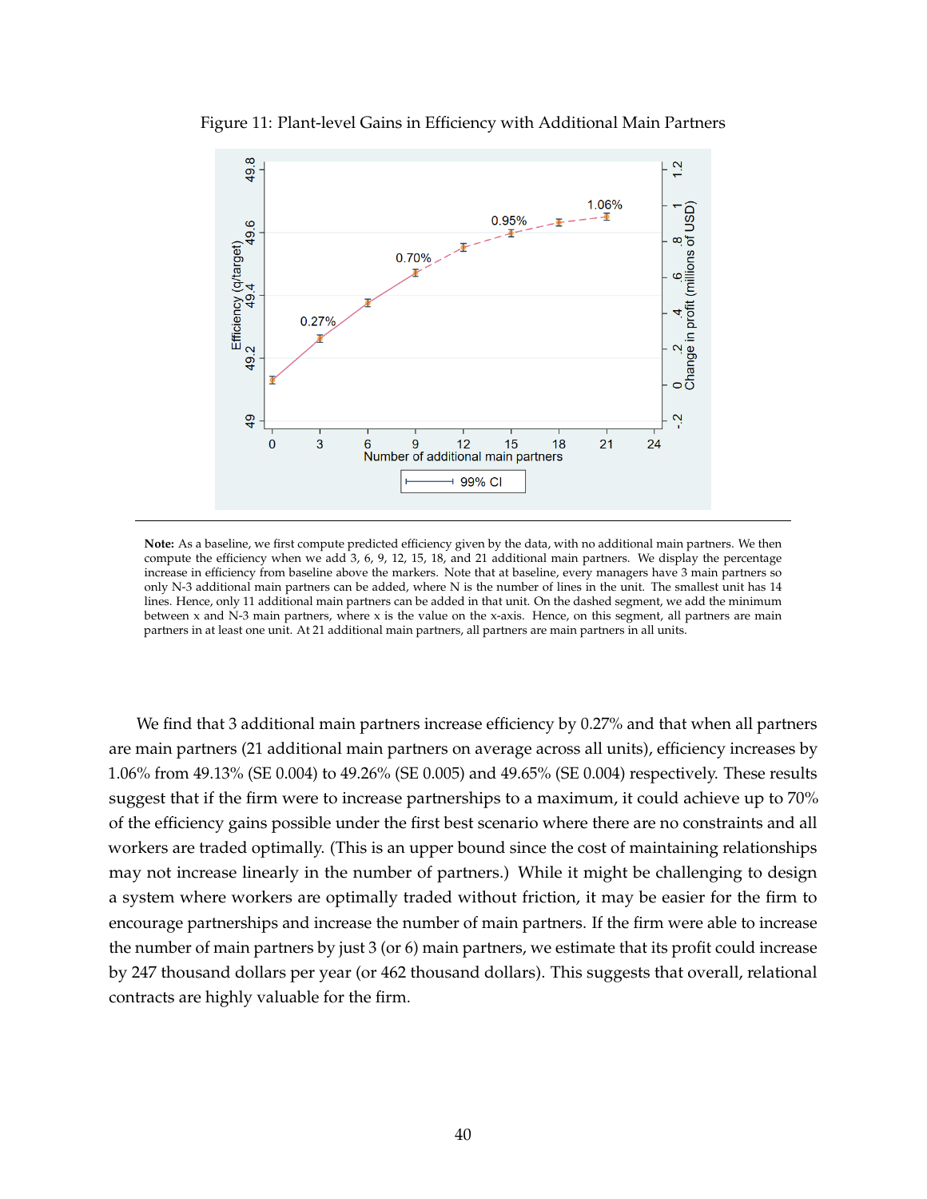Figure 11: Plant-level Gains in Efficiency with Additional Main Partners

**Note:** As a baseline, we first compute predicted efficiency given by the data, with no additional main partners. We then compute the efficiency when we add 3, 6, 9, 12, 15, 18, and 21 additional main partners. We display the percentage increase in efficiency from baseline above the markers. Note that at baseline, every managers have 3 main partners so only N-3 additional main partners can be added, where N is the number of lines in the unit. The smallest unit has 14 lines. Hence, only 11 additional main partners can be added in that unit. On the dashed segment, we add the minimum between x and N-3 main partners, where x is the value on the x-axis. Hence, on this segment, all partners are main partners in at least one unit. At 21 additional main partners, all partners are main partners in all units.

We find that 3 additional main partners increase efficiency by 0.27% and that when all partners are main partners (21 additional main partners on average across all units), efficiency increases by 1.06% from 49.13% (SE 0.004) to 49.26% (SE 0.005) and 49.65% (SE 0.004) respectively. These results suggest that if the firm were to increase partnerships to a maximum, it could achieve up to 70% of the efficiency gains possible under the first best scenario where there are no constraints and all workers are traded optimally. (This is an upper bound since the cost of maintaining relationships may not increase linearly in the number of partners.) While it might be challenging to design a system where workers are optimally traded without friction, it may be easier for the firm to encourage partnerships and increase the number of main partners. If the firm were able to increase the number of main partners by just 3 (or 6) main partners, we estimate that its profit could increase by 247 thousand dollars per year (or 462 thousand dollars). This suggests that overall, relational contracts are highly valuable for the firm.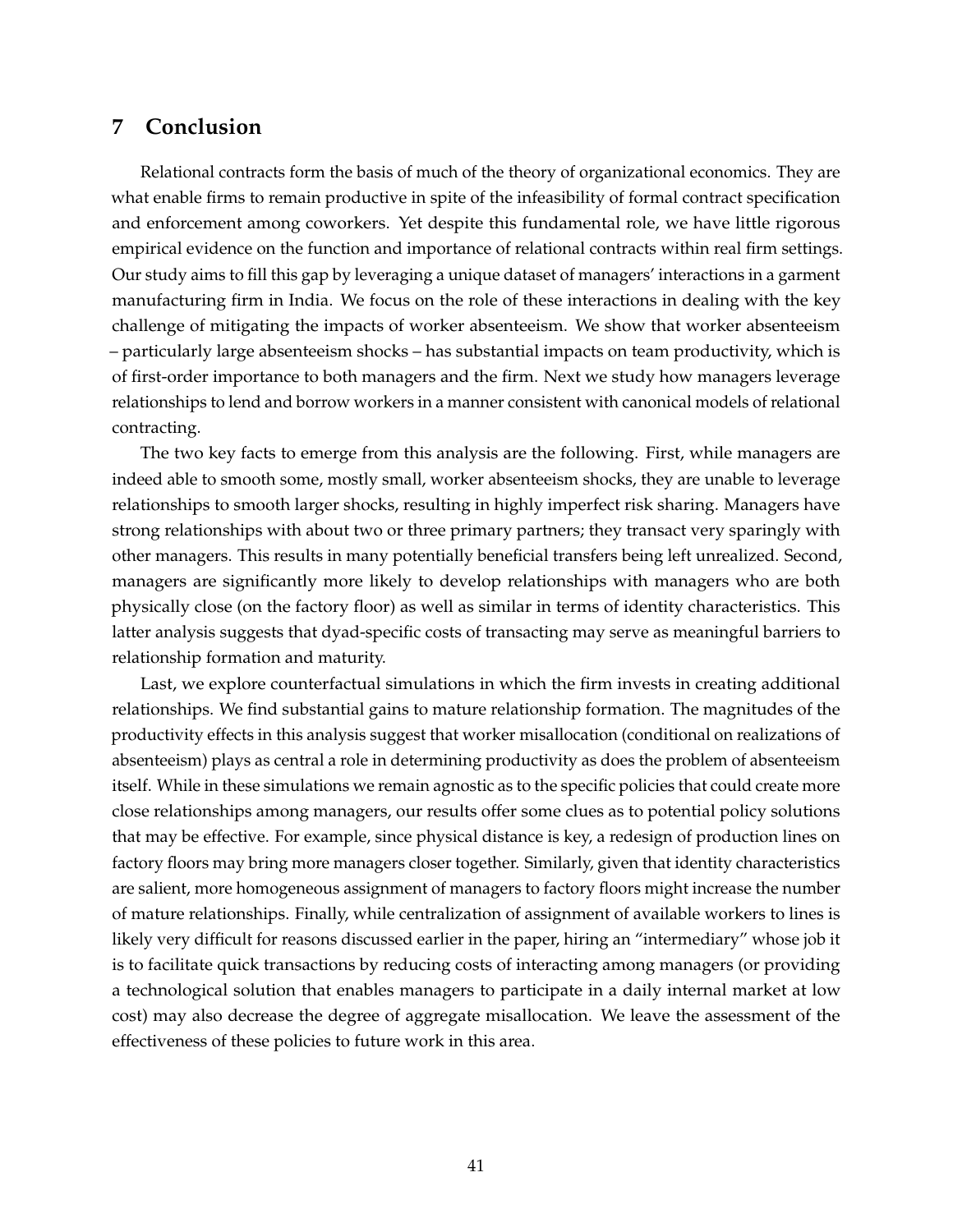## 7 Conclusion

Relational contracts form the basis of much of the theory of organizational economics. They are what enable firms to remain productive in spite of the infeasibility of formal contract specification and enforcement among coworkers. Yet despite this fundamental role, we have little rigorous empirical evidence on the function and importance of relational contracts within real firm settings. Our study aims to fill this gap by leveraging a unique dataset of managers' interactions in a garment manufacturing firm in India. We focus on the role of these interactions in dealing with the key challenge of mitigating the impacts of worker absenteeism. We show that worker absenteeism – particularly large absenteeism shocks – has substantial impacts on team productivity, which is of first-order importance to both managers and the firm. Next we study how managers leverage relationships to lend and borrow workers in a manner consistent with canonical models of relational contracting.

The two key facts to emerge from this analysis are the following. First, while managers are indeed able to smooth some, mostly small, worker absenteeism shocks, they are unable to leverage relationships to smooth larger shocks, resulting in highly imperfect risk sharing. Managers have strong relationships with about two or three primary partners; they transact very sparingly with other managers. This results in many potentially beneficial transfers being left unrealized. Second, managers are significantly more likely to develop relationships with managers who are both physically close (on the factory floor) as well as similar in terms of identity characteristics. This latter analysis suggests that dyad-specific costs of transacting may serve as meaningful barriers to relationship formation and maturity.

Last, we explore counterfactual simulations in which the firm invests in creating additional relationships. We find substantial gains to mature relationship formation. The magnitudes of the productivity effects in this analysis suggest that worker misallocation (conditional on realizations of absenteeism) plays as central a role in determining productivity as does the problem of absenteeism itself. While in these simulations we remain agnostic as to the specific policies that could create more close relationships among managers, our results offer some clues as to potential policy solutions that may be effective. For example, since physical distance is key, a redesign of production lines on factory floors may bring more managers closer together. Similarly, given that identity characteristics are salient, more homogeneous assignment of managers to factory floors might increase the number of mature relationships. Finally, while centralization of assignment of available workers to lines is likely very difficult for reasons discussed earlier in the paper, hiring an "intermediary" whose job it is to facilitate quick transactions by reducing costs of interacting among managers (or providing a technological solution that enables managers to participate in a daily internal market at low cost) may also decrease the degree of aggregate misallocation. We leave the assessment of the effectiveness of these policies to future work in this area.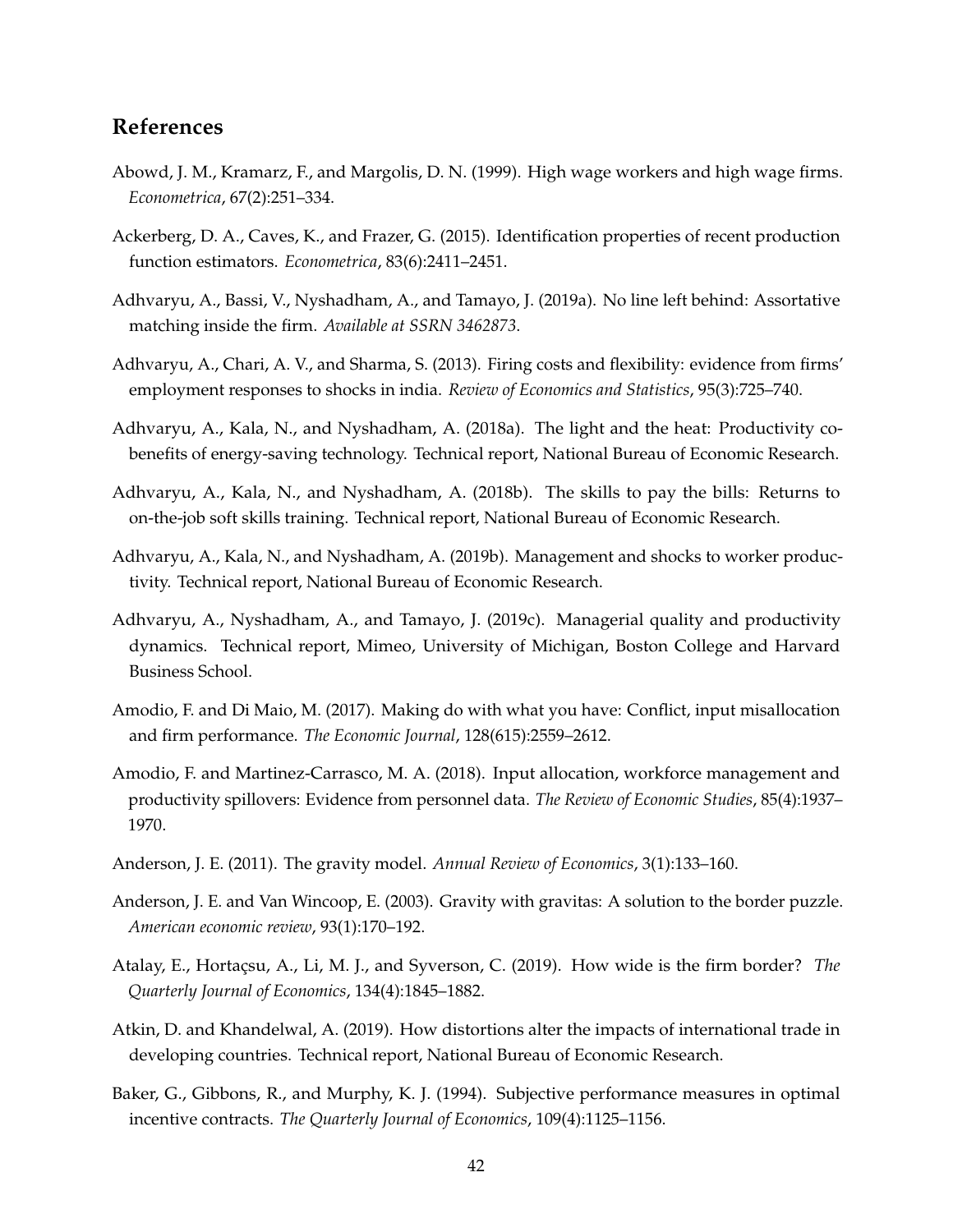## References

Abowd, J. M., Kramarz, F., and Margolis, D. N. (1999). High wage workers and high wage firms. *Econometrica*, 67(2):251–334.

Ackerberg, D. A., Caves, K., and Frazer, G. (2015). Identification properties of recent production function estimators. *Econometrica*, 83(6):2411–2451.

Adhvaryu, A., Bassi, V., Nyshadham, A., and Tamayo, J. (2019a). No line left behind: Assortative matching inside the firm. *Available at SSRN 3462873*.

Adhvaryu, A., Chari, A. V., and Sharma, S. (2013). Firing costs and flexibility: evidence from firms' employment responses to shocks in india. *Review of Economics and Statistics*, 95(3):725–740.

Adhvaryu, A., Kala, N., and Nyshadham, A. (2018a). The light and the heat: Productivity co-benefits of energy-saving technology. Technical report, National Bureau of Economic Research.

Adhvaryu, A., Kala, N., and Nyshadham, A. (2018b). The skills to pay the bills: Returns to on-the-job soft skills training. Technical report, National Bureau of Economic Research.

Adhvaryu, A., Kala, N., and Nyshadham, A. (2019b). Management and shocks to worker productivity. Technical report, National Bureau of Economic Research.

Adhvaryu, A., Nyshadham, A., and Tamayo, J. (2019c). Managerial quality and productivity dynamics. Technical report, Mimeo, University of Michigan, Boston College and Harvard Business School.

Amodio, F. and Di Maio, M. (2017). Making do with what you have: Conflict, input misallocation and firm performance. *The Economic Journal*, 128(615):2559–2612.

Amodio, F. and Martinez-Carrasco, M. A. (2018). Input allocation, workforce management and productivity spillovers: Evidence from personnel data. *The Review of Economic Studies*, 85(4):1937–1970.

Anderson, J. E. (2011). The gravity model. *Annual Review of Economics*, 3(1):133–160.

Anderson, J. E. and Van Wincoop, E. (2003). Gravity with gravitas: A solution to the border puzzle. *American economic review*, 93(1):170–192.

Atalay, E., Hortaçsu, A., Li, M. J., and Syverson, C. (2019). How wide is the firm border? *The Quarterly Journal of Economics*, 134(4):1845–1882.

Atkin, D. and Khandelwal, A. (2019). How distortions alter the impacts of international trade in developing countries. Technical report, National Bureau of Economic Research.

Baker, G., Gibbons, R., and Murphy, K. J. (1994). Subjective performance measures in optimal incentive contracts. *The Quarterly Journal of Economics*, 109(4):1125–1156.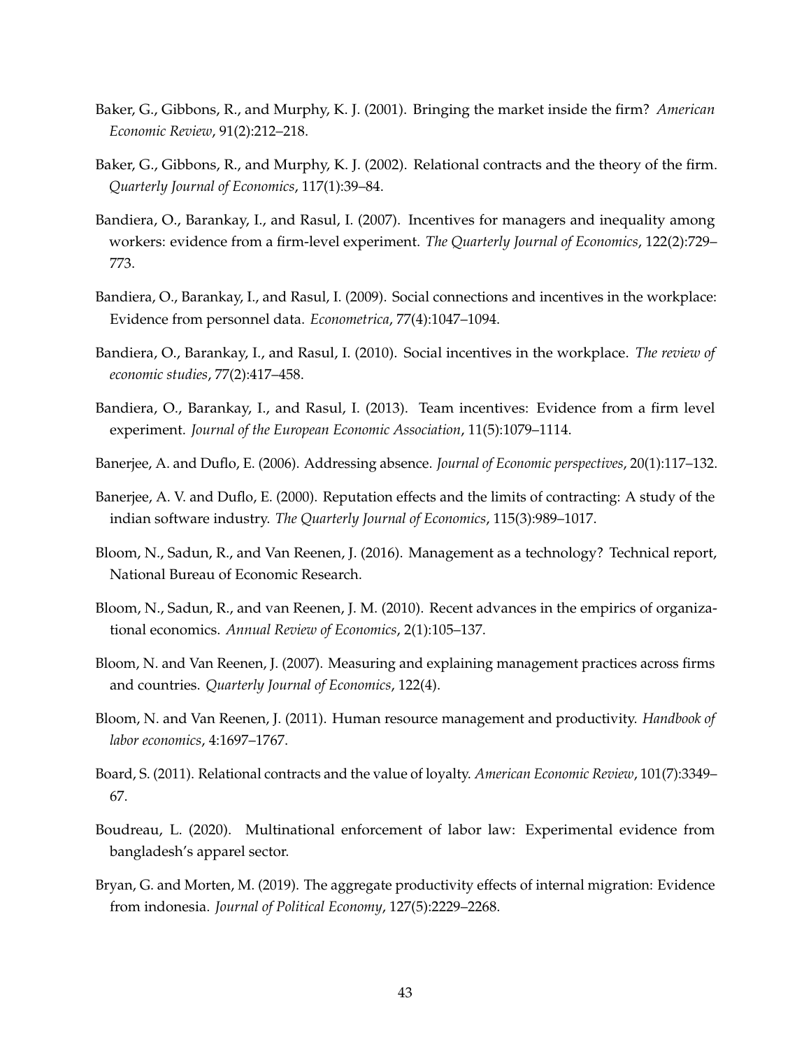Baker, G., Gibbons, R., and Murphy, K. J. (2001). Bringing the market inside the firm? *American Economic Review*, 91(2):212–218.

Baker, G., Gibbons, R., and Murphy, K. J. (2002). Relational contracts and the theory of the firm. *Quarterly Journal of Economics*, 117(1):39–84.

Bandiera, O., Barankay, I., and Rasul, I. (2007). Incentives for managers and inequality among workers: evidence from a firm-level experiment. *The Quarterly Journal of Economics*, 122(2):729–773.

Bandiera, O., Barankay, I., and Rasul, I. (2009). Social connections and incentives in the workplace: Evidence from personnel data. *Econometrica*, 77(4):1047–1094.

Bandiera, O., Barankay, I., and Rasul, I. (2010). Social incentives in the workplace. *The review of economic studies*, 77(2):417–458.

Bandiera, O., Barankay, I., and Rasul, I. (2013). Team incentives: Evidence from a firm level experiment. *Journal of the European Economic Association*, 11(5):1079–1114.

Banerjee, A. and Duflo, E. (2006). Addressing absence. *Journal of Economic perspectives*, 20(1):117–132.

Banerjee, A. V. and Duflo, E. (2000). Reputation effects and the limits of contracting: A study of the indian software industry. *The Quarterly Journal of Economics*, 115(3):989–1017.

Bloom, N., Sadun, R., and Van Reenen, J. (2016). Management as a technology? Technical report, National Bureau of Economic Research.

Bloom, N., Sadun, R., and van Reenen, J. M. (2010). Recent advances in the empirics of organizational economics. *Annual Review of Economics*, 2(1):105–137.

Bloom, N. and Van Reenen, J. (2007). Measuring and explaining management practices across firms and countries. *Quarterly Journal of Economics*, 122(4).

Bloom, N. and Van Reenen, J. (2011). Human resource management and productivity. *Handbook of labor economics*, 4:1697–1767.

Board, S. (2011). Relational contracts and the value of loyalty. *American Economic Review*, 101(7):3349–67.

Boudreau, L. (2020). Multinational enforcement of labor law: Experimental evidence from bangladesh's apparel sector.

Bryan, G. and Morten, M. (2019). The aggregate productivity effects of internal migration: Evidence from indonesia. *Journal of Political Economy*, 127(5):2229–2268.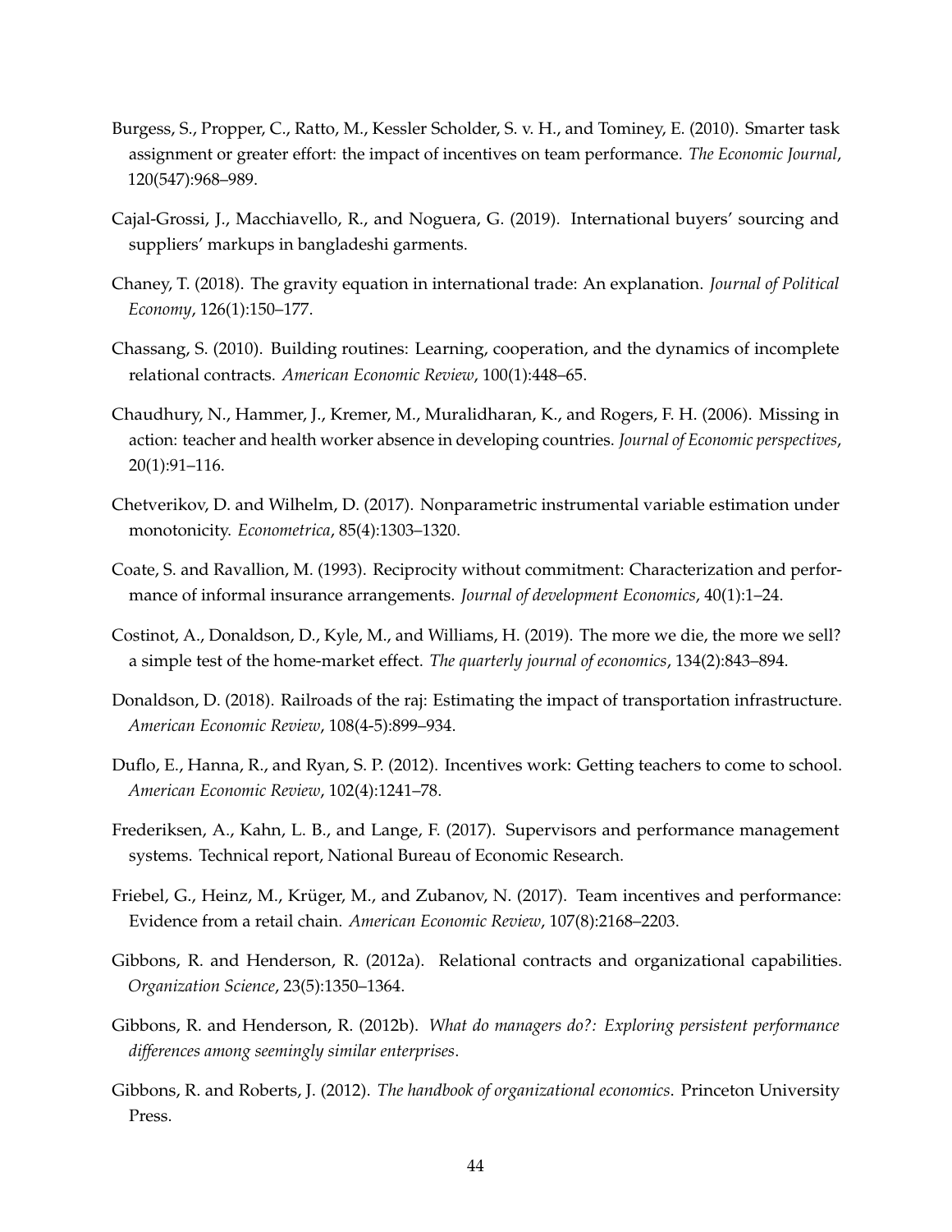Burgess, S., Propper, C., Ratto, M., Kessler Scholder, S. v. H., and Tominey, E. (2010). Smarter task assignment or greater effort: the impact of incentives on team performance. *The Economic Journal*, 120(547):968–989.

Cajal-Grossi, J., Macchiavello, R., and Noguera, G. (2019). International buyers' sourcing and suppliers' markups in bangladeshi garments.

Chaney, T. (2018). The gravity equation in international trade: An explanation. *Journal of Political Economy*, 126(1):150–177.

Chassang, S. (2010). Building routines: Learning, cooperation, and the dynamics of incomplete relational contracts. *American Economic Review*, 100(1):448–65.

Chaudhury, N., Hammer, J., Kremer, M., Muralidharan, K., and Rogers, F. H. (2006). Missing in action: teacher and health worker absence in developing countries. *Journal of Economic perspectives*, 20(1):91–116.

Chetverikov, D. and Wilhelm, D. (2017). Nonparametric instrumental variable estimation under monotonicity. *Econometrica*, 85(4):1303–1320.

Coate, S. and Ravallion, M. (1993). Reciprocity without commitment: Characterization and performance of informal insurance arrangements. *Journal of development Economics*, 40(1):1–24.

Costinot, A., Donaldson, D., Kyle, M., and Williams, H. (2019). The more we die, the more we sell? a simple test of the home-market effect. *The quarterly journal of economics*, 134(2):843–894.

Donaldson, D. (2018). Railroads of the raj: Estimating the impact of transportation infrastructure. *American Economic Review*, 108(4-5):899–934.

Duflo, E., Hanna, R., and Ryan, S. P. (2012). Incentives work: Getting teachers to come to school. *American Economic Review*, 102(4):1241–78.

Frederiksen, A., Kahn, L. B., and Lange, F. (2017). Supervisors and performance management systems. Technical report, National Bureau of Economic Research.

Friebel, G., Heinz, M., Krüger, M., and Zubanov, N. (2017). Team incentives and performance: Evidence from a retail chain. *American Economic Review*, 107(8):2168–2203.

Gibbons, R. and Henderson, R. (2012a). Relational contracts and organizational capabilities. *Organization Science*, 23(5):1350–1364.

Gibbons, R. and Henderson, R. (2012b). *What do managers do?: Exploring persistent performance differences among seemingly similar enterprises*.

Gibbons, R. and Roberts, J. (2012). *The handbook of organizational economics*. Princeton University Press.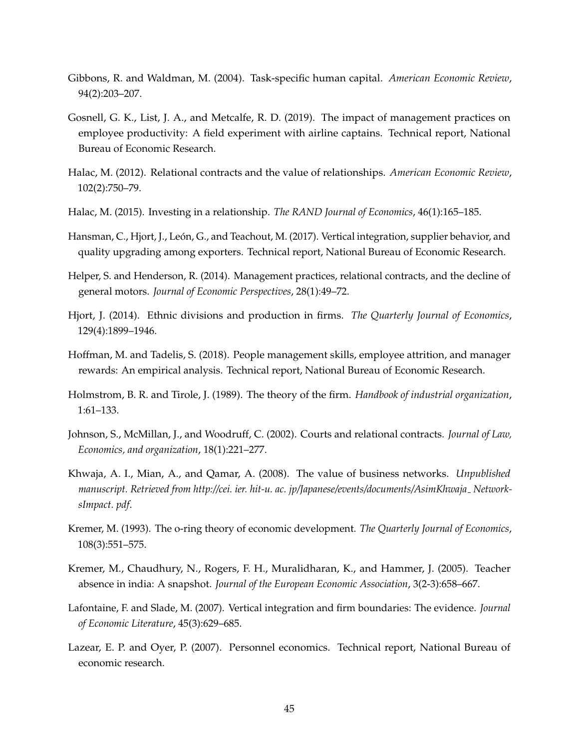Gibbons, R. and Waldman, M. (2004). Task-specific human capital. *American Economic Review*, 94(2):203–207.

Gosnell, G. K., List, J. A., and Metcalfe, R. D. (2019). The impact of management practices on employee productivity: A field experiment with airline captains. Technical report, National Bureau of Economic Research.

Halac, M. (2012). Relational contracts and the value of relationships. *American Economic Review*, 102(2):750–79.

Halac, M. (2015). Investing in a relationship. *The RAND Journal of Economics*, 46(1):165–185.

Hansman, C., Hjort, J., León, G., and Teachout, M. (2017). Vertical integration, supplier behavior, and quality upgrading among exporters. Technical report, National Bureau of Economic Research.

Helper, S. and Henderson, R. (2014). Management practices, relational contracts, and the decline of general motors. *Journal of Economic Perspectives*, 28(1):49–72.

Hjort, J. (2014). Ethnic divisions and production in firms. *The Quarterly Journal of Economics*, 129(4):1899–1946.

Hoffman, M. and Tadelis, S. (2018). People management skills, employee attrition, and manager rewards: An empirical analysis. Technical report, National Bureau of Economic Research.

Holmstrom, B. R. and Tirole, J. (1989). The theory of the firm. *Handbook of industrial organization*, 1:61–133.

Johnson, S., McMillan, J., and Woodruff, C. (2002). Courts and relational contracts. *Journal of Law, Economics, and organization*, 18(1):221–277.

Khwaja, A. I., Mian, A., and Qamar, A. (2008). The value of business networks. *Unpublished manuscript. Retrieved from http://cei. ier. hit-u. ac. jp/Japanese/events/documents/AsimKhwaja_NetworksImpact. pdf*.

Kremer, M. (1993). The o-ring theory of economic development. *The Quarterly Journal of Economics*, 108(3):551–575.

Kremer, M., Chaudhury, N., Rogers, F. H., Muralidharan, K., and Hammer, J. (2005). Teacher absence in india: A snapshot. *Journal of the European Economic Association*, 3(2-3):658–667.

Lafontaine, F. and Slade, M. (2007). Vertical integration and firm boundaries: The evidence. *Journal of Economic Literature*, 45(3):629–685.

Lazear, E. P. and Oyer, P. (2007). Personnel economics. Technical report, National Bureau of economic research.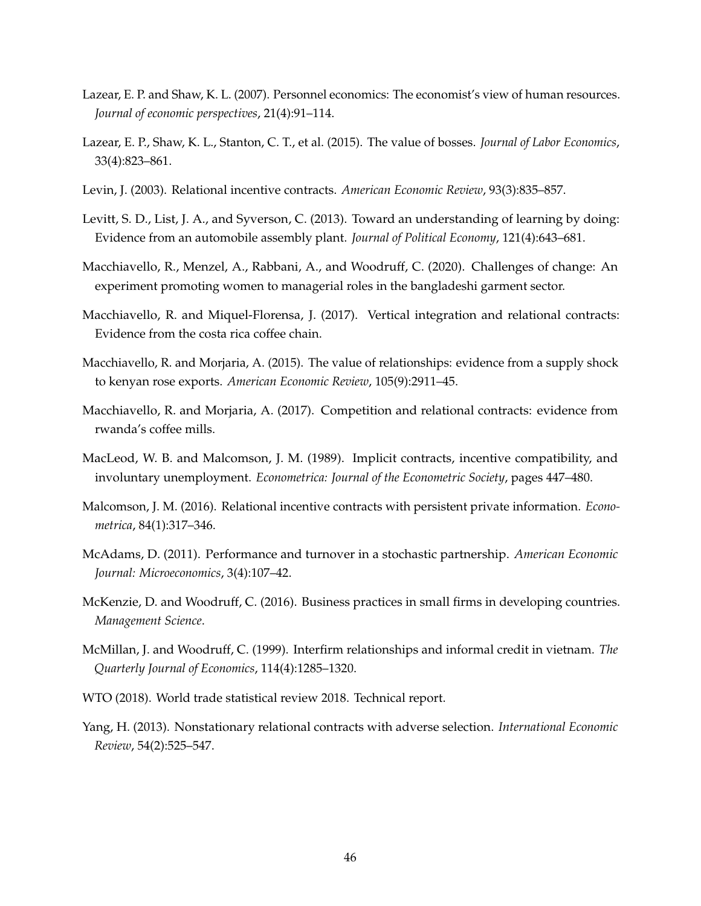Lazear, E. P. and Shaw, K. L. (2007). Personnel economics: The economist's view of human resources. *Journal of economic perspectives*, 21(4):91–114.

Lazear, E. P., Shaw, K. L., Stanton, C. T., et al. (2015). The value of bosses. *Journal of Labor Economics*, 33(4):823–861.

Levin, J. (2003). Relational incentive contracts. *American Economic Review*, 93(3):835–857.

Levitt, S. D., List, J. A., and Syverson, C. (2013). Toward an understanding of learning by doing: Evidence from an automobile assembly plant. *Journal of Political Economy*, 121(4):643–681.

Macchiavello, R., Menzel, A., Rabbani, A., and Woodruff, C. (2020). Challenges of change: An experiment promoting women to managerial roles in the bangladeshi garment sector.

Macchiavello, R. and Miquel-Florensa, J. (2017). Vertical integration and relational contracts: Evidence from the costa rica coffee chain.

Macchiavello, R. and Morjaria, A. (2015). The value of relationships: evidence from a supply shock to kenyan rose exports. *American Economic Review*, 105(9):2911–45.

Macchiavello, R. and Morjaria, A. (2017). Competition and relational contracts: evidence from rwanda's coffee mills.

MacLeod, W. B. and Malcomson, J. M. (1989). Implicit contracts, incentive compatibility, and involuntary unemployment. *Econometrica: Journal of the Econometric Society*, pages 447–480.

Malcomson, J. M. (2016). Relational incentive contracts with persistent private information. *Econometrica*, 84(1):317–346.

McAdams, D. (2011). Performance and turnover in a stochastic partnership. *American Economic Journal: Microeconomics*, 3(4):107–42.

McKenzie, D. and Woodruff, C. (2016). Business practices in small firms in developing countries. *Management Science*.

McMillan, J. and Woodruff, C. (1999). Interfirm relationships and informal credit in vietnam. *The Quarterly Journal of Economics*, 114(4):1285–1320.

WTO (2018). World trade statistical review 2018. Technical report.

Yang, H. (2013). Nonstationary relational contracts with adverse selection. *International Economic Review*, 54(2):525–547.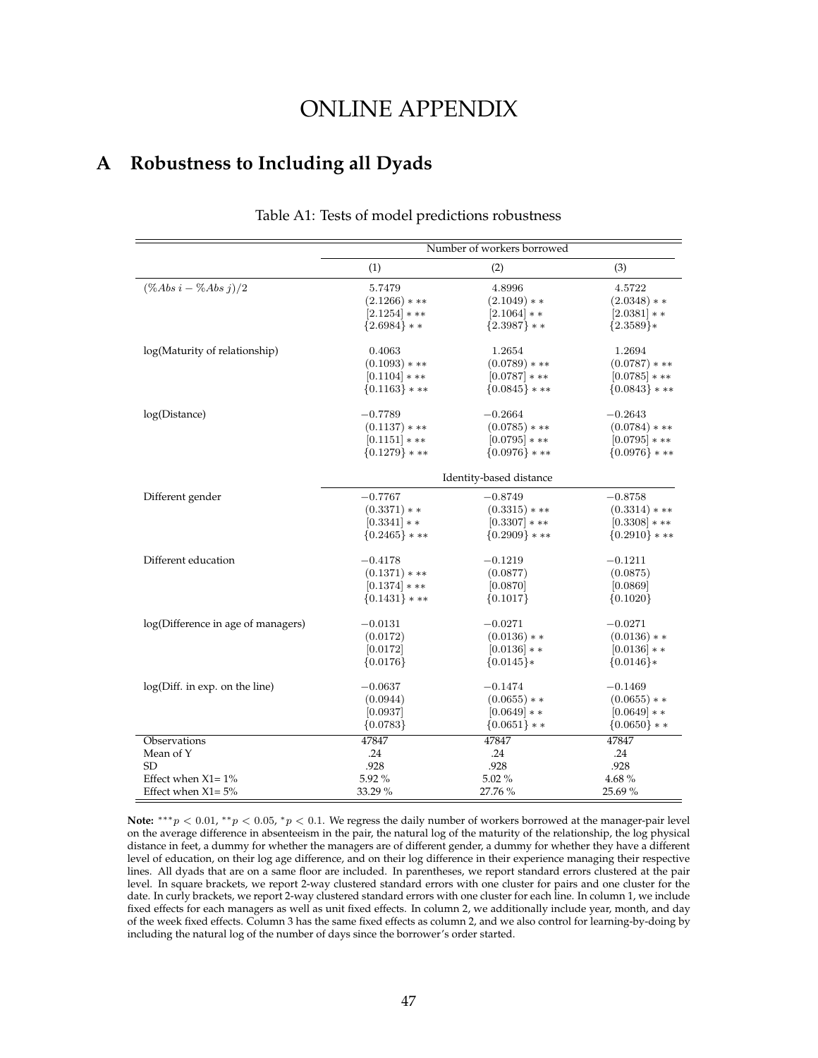# ONLINE APPENDIX

## A Robustness to Including all Dyads

Table A1: Tests of model predictions robustness

| | Number of workers borrowed | | |
|---|---|---|---|
| | (1) | (2) | (3) |
| $(\%Abs\ i - \%Abs\ j)/2$ | 5.7479 | 4.8996 | 4.5722 |
| | (2.1266) *** | (2.1049) ** | (2.0348) ** |
| | [2.1254] *** | [2.1064] ** | [2.0381] ** |
| | {2.6984} ** | {2.3987} ** | {2.3589}* |
| log(Maturity of relationship) | 0.4063 | 1.2654 | 1.2694 |
| | (0.1093) *** | (0.0789) *** | (0.0787) *** |
| | [0.1104] *** | [0.0787] *** | [0.0785] *** |
| | {0.1163} *** | {0.0845} *** | {0.0843} *** |
| log(Distance) | −0.7789 | −0.2664 | −0.2643 |
| | (0.1137) *** | (0.0785) *** | (0.0784) *** |
| | [0.1151] *** | [0.0795] *** | [0.0795] *** |
| | {0.1279} *** | {0.0976} *** | {0.0976} *** |
| | Identity-based distance | | |
| Different gender | −0.7767 | −0.8749 | −0.8758 |
| | (0.3371) ** | (0.3315) *** | (0.3314) *** |
| | [0.3341] ** | [0.3307] *** | [0.3308] *** |
| | {0.2465} *** | {0.2909} *** | {0.2910} *** |
| Different education | −0.4178 | −0.1219 | −0.1211 |
| | (0.1371) *** | (0.0877) | (0.0875) |
| | [0.1374] *** | [0.0870] | [0.0869] |
| | {0.1431} *** | {0.1017} | {0.1020} |
| log(Difference in age of managers) | −0.0131 | −0.0271 | −0.0271 |
| | (0.0172) | (0.0136) ** | (0.0136) ** |
| | [0.0172] | [0.0136] ** | [0.0136] ** |
| | {0.0176} | {0.0145}* | {0.0146}* |
| log(Diff. in exp. on the line) | −0.0637 | −0.1474 | −0.1469 |
| | (0.0944) | (0.0655) ** | (0.0655) ** |
| | [0.0937] | [0.0649] ** | [0.0649] ** |
| | {0.0783} | {0.0651} ** | {0.0650} ** |
| Observations | 47847 | 47847 | 47847 |
| Mean of Y | .24 | .24 | .24 |
| SD | .928 | .928 | .928 |
| Effect when X1= 1% | 5.92 % | 5.02 % | 4.68 % |
| Effect when X1= 5% | 33.29 % | 27.76 % | 25.69 % |

**Note:** $^{***}p < 0.01$, $^{**}p < 0.05$, $^{*}p < 0.1$. We regress the daily number of workers borrowed at the manager-pair level on the average difference in absenteeism in the pair, the natural log of the maturity of the relationship, the log physical distance in feet, a dummy for whether the managers are of different gender, a dummy for whether they have a different level of education, on their log age difference, and on their log difference in their experience managing their respective lines. All dyads that are on a same floor are included. In parentheses, we report standard errors clustered at the pair level. In square brackets, we report 2-way clustered standard errors with one cluster for pairs and one cluster for the date. In curly brackets, we report 2-way clustered standard errors with one cluster for each line. In column 1, we include fixed effects for each managers as well as unit fixed effects. In column 2, we additionally include year, month, and day of the week fixed effects. Column 3 has the same fixed effects as column 2, and we also control for learning-by-doing by including the natural log of the number of days since the borrower's order started.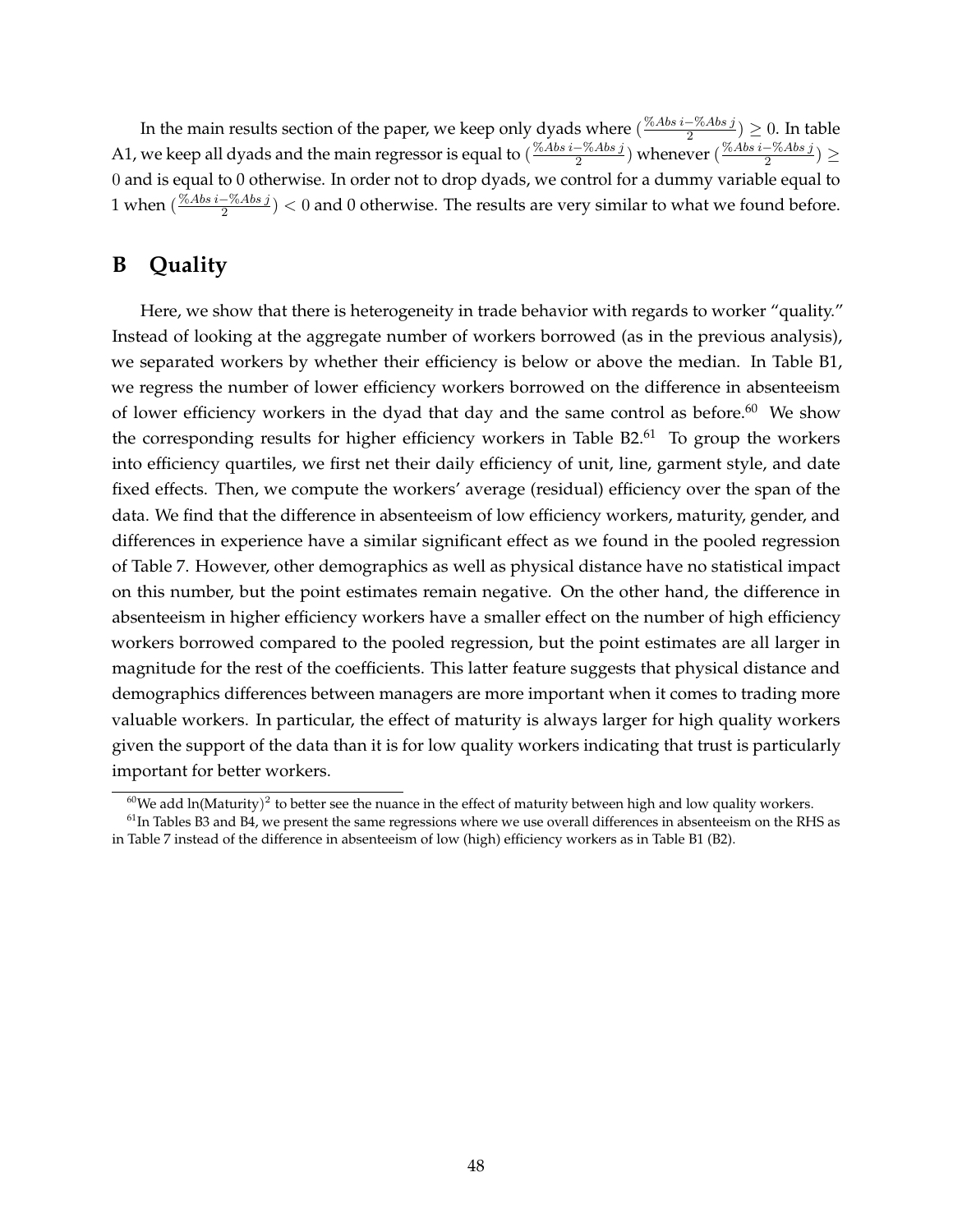In the main results section of the paper, we keep only dyads where $(\frac{\%Abs\ i - \%Abs\ j}{2}) \geq 0$. In table A1, we keep all dyads and the main regressor is equal to $(\frac{\%Abs\ i - \%Abs\ j}{2})$ whenever $(\frac{\%Abs\ i - \%Abs\ j}{2}) \geq 0$ and is equal to 0 otherwise. In order not to drop dyads, we control for a dummy variable equal to 1 when $(\frac{\%Abs\ i - \%Abs\ j}{2}) < 0$ and 0 otherwise. The results are very similar to what we found before.

# B Quality

Here, we show that there is heterogeneity in trade behavior with regards to worker "quality." Instead of looking at the aggregate number of workers borrowed (as in the previous analysis), we separated workers by whether their efficiency is below or above the median. In Table B1, we regress the number of lower efficiency workers borrowed on the difference in absenteeism of lower efficiency workers in the dyad that day and the same control as before.[60] We show the corresponding results for higher efficiency workers in Table B2.[61] To group the workers into efficiency quartiles, we first net their daily efficiency of unit, line, garment style, and date fixed effects. Then, we compute the workers' average (residual) efficiency over the span of the data. We find that the difference in absenteeism of low efficiency workers, maturity, gender, and differences in experience have a similar significant effect as we found in the pooled regression of Table 7. However, other demographics as well as physical distance have no statistical impact on this number, but the point estimates remain negative. On the other hand, the difference in absenteeism in higher efficiency workers have a smaller effect on the number of high efficiency workers borrowed compared to the pooled regression, but the point estimates are all larger in magnitude for the rest of the coefficients. This latter feature suggests that physical distance and demographics differences between managers are more important when it comes to trading more valuable workers. In particular, the effect of maturity is always larger for high quality workers given the support of the data than it is for low quality workers indicating that trust is particularly important for better workers.

[60] We add $\ln(\text{Maturity})^2$ to better see the nuance in the effect of maturity between high and low quality workers.

[61] In Tables B3 and B4, we present the same regressions where we use overall differences in absenteeism on the RHS as in Table 7 instead of the difference in absenteeism of low (high) efficiency workers as in Table B1 (B2).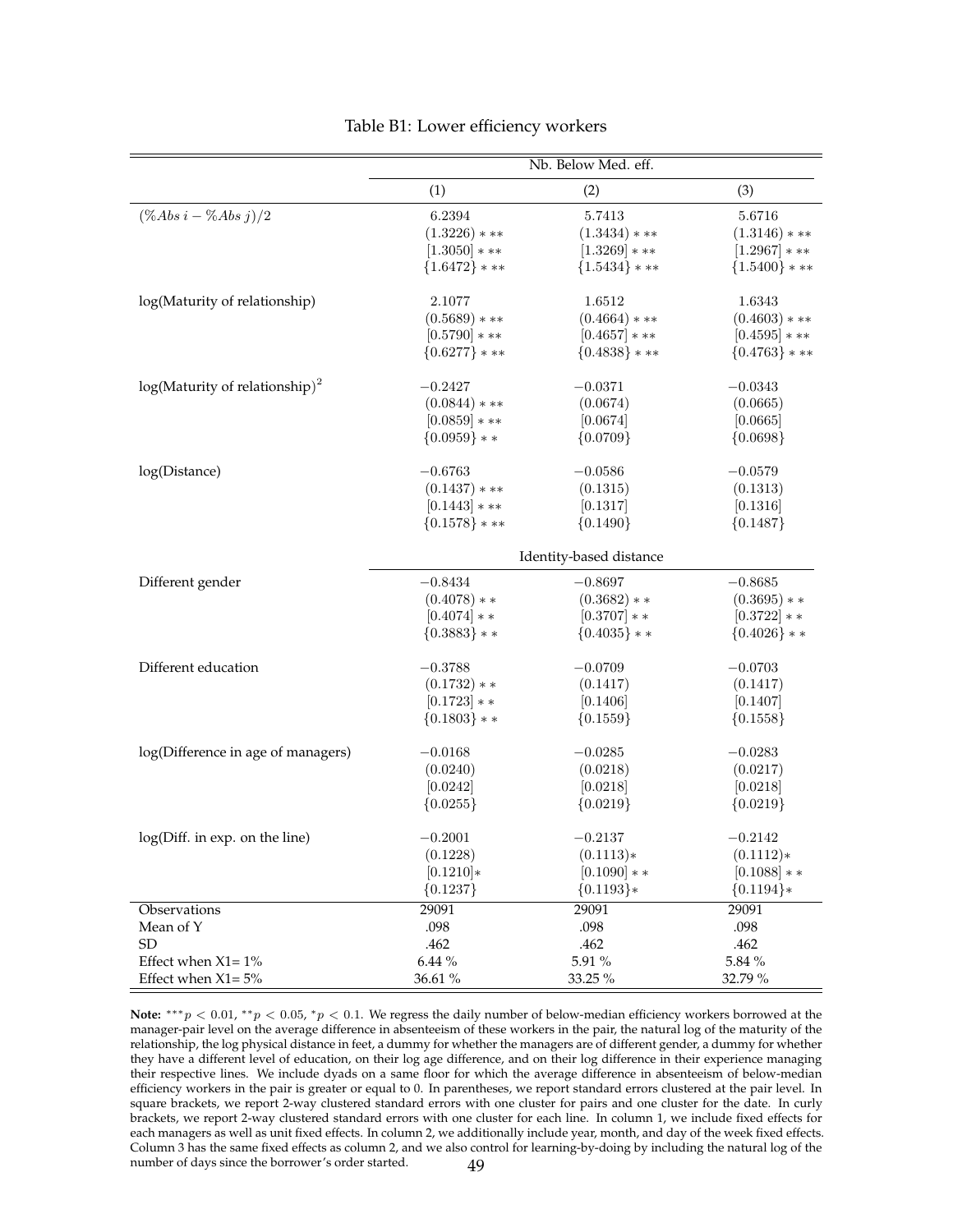Table B1: Lower efficiency workers

| | Nb. Below Med. eff. | | |
|---|---|---|---|
| | (1) | (2) | (3) |
| $(\%Abs\ i - \%Abs\ j)/2$ | 6.2394 | 5.7413 | 5.6716 |
| | $(1.3226)***$ | $(1.3434)***$ | $(1.3146)***$ |
| | $[1.3050]***$ | $[1.3269]***$ | $[1.2967]***$ |
| | $\{1.6472\}***$ | $\{1.5434\}***$ | $\{1.5400\}***$ |
| log(Maturity of relationship) | 2.1077 | 1.6512 | 1.6343 |
| | $(0.5689)***$ | $(0.4664)***$ | $(0.4603)***$ |
| | $[0.5790]***$ | $[0.4657]***$ | $[0.4595]***$ |
| | $\{0.6277\}***$ | $\{0.4838\}***$ | $\{0.4763\}***$ |
| log(Maturity of relationship)$^2$ | $-0.2427$ | $-0.0371$ | $-0.0343$ |
| | $(0.0844)***$ | $(0.0674)$ | $(0.0665)$ |
| | $[0.0859]***$ | $[0.0674]$ | $[0.0665]$ |
| | $\{0.0959\}**$ | $\{0.0709\}$ | $\{0.0698\}$ |
| log(Distance) | $-0.6763$ | $-0.0586$ | $-0.0579$ |
| | $(0.1437)***$ | $(0.1315)$ | $(0.1313)$ |
| | $[0.1443]***$ | $[0.1317]$ | $[0.1316]$ |
| | $\{0.1578\}***$ | $\{0.1490\}$ | $\{0.1487\}$ |
| | Identity-based distance | | |
| Different gender | $-0.8434$ | $-0.8697$ | $-0.8685$ |
| | $(0.4078)**$ | $(0.3682)**$ | $(0.3695)**$ |
| | $[0.4074]**$ | $[0.3707]**$ | $[0.3722]**$ |
| | $\{0.3883\}**$ | $\{0.4035\}**$ | $\{0.4026\}**$ |
| Different education | $-0.3788$ | $-0.0709$ | $-0.0703$ |
| | $(0.1732)**$ | $(0.1417)$ | $(0.1417)$ |
| | $[0.1723]**$ | $[0.1406]$ | $[0.1407]$ |
| | $\{0.1803\}**$ | $\{0.1559\}$ | $\{0.1558\}$ |
| log(Difference in age of managers) | $-0.0168$ | $-0.0285$ | $-0.0283$ |
| | $(0.0240)$ | $(0.0218)$ | $(0.0217)$ |
| | $[0.0242]$ | $[0.0218]$ | $[0.0218]$ |
| | $\{0.0255\}$ | $\{0.0219\}$ | $\{0.0219\}$ |
| log(Diff. in exp. on the line) | $-0.2001$ | $-0.2137$ | $-0.2142$ |
| | $(0.1228)$ | $(0.1113)*$ | $(0.1112)*$ |
| | $[0.1210]*$ | $[0.1090]**$ | $[0.1088]**$ |
| | $\{0.1237\}$ | $\{0.1193\}*$ | $\{0.1194\}*$ |
| Observations | 29091 | 29091 | 29091 |
| Mean of Y | .098 | .098 | .098 |
| SD | .462 | .462 | .462 |
| Effect when X1= 1% | 6.44 % | 5.91 % | 5.84 % |
| Effect when X1= 5% | 36.61 % | 33.25 % | 32.79 % |

**Note:** $^{***}p < 0.01$, $^{**}p < 0.05$, $^{*}p < 0.1$. We regress the daily number of below-median efficiency workers borrowed at the manager-pair level on the average difference in absenteeism of these workers in the pair, the natural log of the maturity of the relationship, the log physical distance in feet, a dummy for whether the managers are of different gender, a dummy for whether they have a different level of education, on their log age difference, and on their log difference in their experience managing their respective lines. We include dyads on a same floor for which the average difference in absenteeism of below-median efficiency workers in the pair is greater or equal to 0. In parentheses, we report standard errors clustered at the pair level. In square brackets, we report 2-way clustered standard errors with one cluster for pairs and one cluster for the date. In curly brackets, we report 2-way clustered standard errors with one cluster for each line. In column 1, we include fixed effects for each managers as well as unit fixed effects. In column 2, we additionally include year, month, and day of the week fixed effects. Column 3 has the same fixed effects as column 2, and we also control for learning-by-doing by including the natural log of the number of days since the borrower's order started.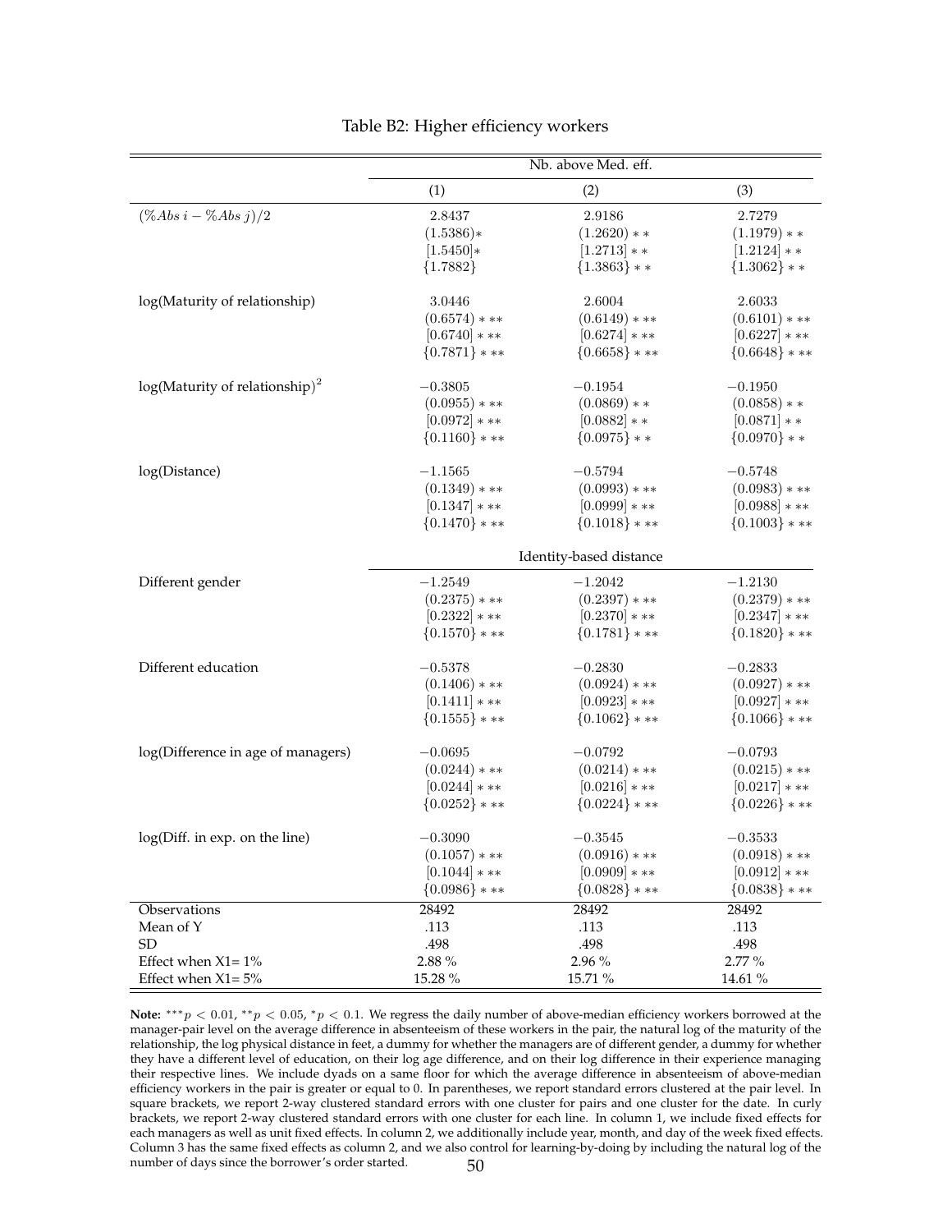# Table B2: Higher efficiency workers

| | Nb. above Med. eff. | | |
|---|---|---|---|
| | (1) | (2) | (3) |
| $(\%Abs\ i - \%Abs\ j)/2$ | 2.8437 | 2.9186 | 2.7279 |
| | $(1.5386)*$ | $(1.2620)**$ | $(1.1979)**$ |
| | $[1.5450]*$ | $[1.2713]**$ | $[1.2124]**$ |
| | $\{1.7882\}$ | $\{1.3863\}**$ | $\{1.3062\}**$ |
| log(Maturity of relationship) | 3.0446 | 2.6004 | 2.6033 |
| | $(0.6574)***$ | $(0.6149)***$ | $(0.6101)***$ |
| | $[0.6740]***$ | $[0.6274]***$ | $[0.6227]***$ |
| | $\{0.7871\}***$ | $\{0.6658\}***$ | $\{0.6648\}***$ |
| log(Maturity of relationship)$^2$ | $-0.3805$ | $-0.1954$ | $-0.1950$ |
| | $(0.0955)***$ | $(0.0869)**$ | $(0.0858)**$ |
| | $[0.0972]***$ | $[0.0882]**$ | $[0.0871]**$ |
| | $\{0.1160\}***$ | $\{0.0975\}**$ | $\{0.0970\}**$ |
| log(Distance) | $-1.1565$ | $-0.5794$ | $-0.5748$ |
| | $(0.1349)***$ | $(0.0993)***$ | $(0.0983)***$ |
| | $[0.1347]***$ | $[0.0999]***$ | $[0.0988]***$ |
| | $\{0.1470\}***$ | $\{0.1018\}***$ | $\{0.1003\}***$ |
| | Identity-based distance | | |
| Different gender | $-1.2549$ | $-1.2042$ | $-1.2130$ |
| | $(0.2375)***$ | $(0.2397)***$ | $(0.2379)***$ |
| | $[0.2322]***$ | $[0.2370]***$ | $[0.2347]***$ |
| | $\{0.1570\}***$ | $\{0.1781\}***$ | $\{0.1820\}***$ |
| Different education | $-0.5378$ | $-0.2830$ | $-0.2833$ |
| | $(0.1406)***$ | $(0.0924)***$ | $(0.0927)***$ |
| | $[0.1411]***$ | $[0.0923]***$ | $[0.0927]***$ |
| | $\{0.1555\}***$ | $\{0.1062\}***$ | $\{0.1066\}***$ |
| log(Difference in age of managers) | $-0.0695$ | $-0.0792$ | $-0.0793$ |
| | $(0.0244)***$ | $(0.0214)***$ | $(0.0215)***$ |
| | $[0.0244]***$ | $[0.0216]***$ | $[0.0217]***$ |
| | $\{0.0252\}***$ | $\{0.0224\}***$ | $\{0.0226\}***$ |
| log(Diff. in exp. on the line) | $-0.3090$ | $-0.3545$ | $-0.3533$ |
| | $(0.1057)***$ | $(0.0916)***$ | $(0.0918)***$ |
| | $[0.1044]***$ | $[0.0909]***$ | $[0.0912]***$ |
| | $\{0.0986\}***$ | $\{0.0828\}***$ | $\{0.0838\}***$ |
| Observations | 28492 | 28492 | 28492 |
| Mean of Y | .113 | .113 | .113 |
| SD | .498 | .498 | .498 |
| Effect when X1= 1% | 2.88 % | 2.96 % | 2.77 % |
| Effect when X1= 5% | 15.28 % | 15.71 % | 14.61 % |

**Note:** $^{***}p < 0.01$, $^{**}p < 0.05$, $^{*}p < 0.1$. We regress the daily number of above-median efficiency workers borrowed at the manager-pair level on the average difference in absenteeism of these workers in the pair, the natural log of the maturity of the relationship, the log physical distance in feet, a dummy for whether the managers are of different gender, a dummy for whether they have a different level of education, on their log age difference, and on their log difference in their experience managing their respective lines. We include dyads on a same floor for which the average difference in absenteeism of above-median efficiency workers in the pair is greater or equal to 0. In parentheses, we report standard errors clustered at the pair level. In square brackets, we report 2-way clustered standard errors with one cluster for pairs and one cluster for the date. In curly brackets, we report 2-way clustered standard errors with one cluster for each line. In column 1, we include fixed effects for each managers as well as unit fixed effects. In column 2, we additionally include year, month, and day of the week fixed effects. Column 3 has the same fixed effects as column 2, and we also control for learning-by-doing by including the natural log of the number of days since the borrower's order started.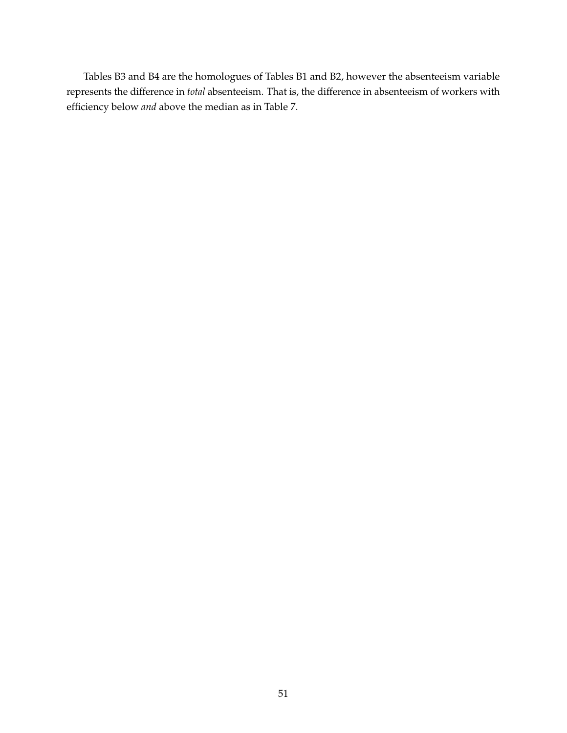Tables B3 and B4 are the homologues of Tables B1 and B2, however the absenteeism variable represents the difference in *total* absenteeism. That is, the difference in absenteeism of workers with efficiency below *and* above the median as in Table 7.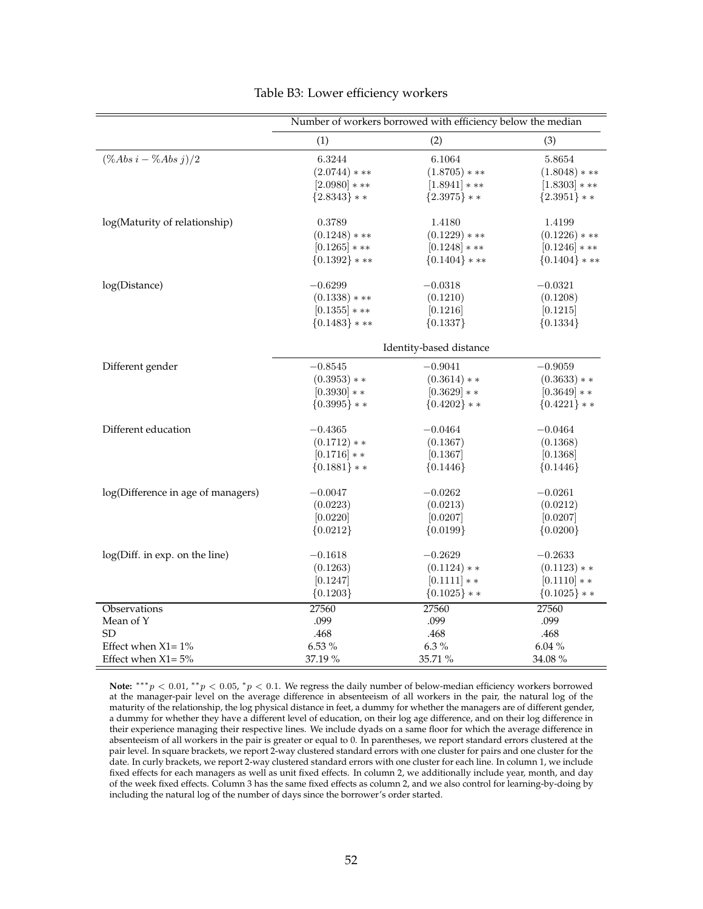Table B3: Lower efficiency workers

| | Number of workers borrowed with efficiency below the median | | |
|---|---|---|---|
| | (1) | (2) | (3) |
| $(\%Abs\ i - \%Abs\ j)/2$ | 6.3244 | 6.1064 | 5.8654 |
| | $(2.0744)***$ | $(1.8705)***$ | $(1.8048)***$ |
| | $[2.0980]***$ | $[1.8941]***$ | $[1.8303]***$ |
| | $\{2.8343\}**$ | $\{2.3975\}**$ | $\{2.3951\}**$ |
| log(Maturity of relationship) | 0.3789 | 1.4180 | 1.4199 |
| | $(0.1248)***$ | $(0.1229)***$ | $(0.1226)***$ |
| | $[0.1265]***$ | $[0.1248]***$ | $[0.1246]***$ |
| | $\{0.1392\}***$ | $\{0.1404\}***$ | $\{0.1404\}***$ |
| log(Distance) | $-0.6299$ | $-0.0318$ | $-0.0321$ |
| | $(0.1338)***$ | $(0.1210)$ | $(0.1208)$ |
| | $[0.1355]***$ | $[0.1216]$ | $[0.1215]$ |
| | $\{0.1483\}***$ | $\{0.1337\}$ | $\{0.1334\}$ |
| | Identity-based distance | | |
| Different gender | $-0.8545$ | $-0.9041$ | $-0.9059$ |
| | $(0.3953)**$ | $(0.3614)**$ | $(0.3633)**$ |
| | $[0.3930]**$ | $[0.3629]**$ | $[0.3649]**$ |
| | $\{0.3995\}**$ | $\{0.4202\}**$ | $\{0.4221\}**$ |
| Different education | $-0.4365$ | $-0.0464$ | $-0.0464$ |
| | $(0.1712)**$ | $(0.1367)$ | $(0.1368)$ |
| | $[0.1716]**$ | $[0.1367]$ | $[0.1368]$ |
| | $\{0.1881\}**$ | $\{0.1446\}$ | $\{0.1446\}$ |
| log(Difference in age of managers) | $-0.0047$ | $-0.0262$ | $-0.0261$ |
| | $(0.0223)$ | $(0.0213)$ | $(0.0212)$ |
| | $[0.0220]$ | $[0.0207]$ | $[0.0207]$ |
| | $\{0.0212\}$ | $\{0.0199\}$ | $\{0.0200\}$ |
| log(Diff. in exp. on the line) | $-0.1618$ | $-0.2629$ | $-0.2633$ |
| | $(0.1263)$ | $(0.1124)**$ | $(0.1123)**$ |
| | $[0.1247]$ | $[0.1111]**$ | $[0.1110]**$ |
| | $\{0.1203\}$ | $\{0.1025\}**$ | $\{0.1025\}**$ |
| Observations | 27560 | 27560 | 27560 |
| Mean of Y | .099 | .099 | .099 |
| SD | .468 | .468 | .468 |
| Effect when X1= 1% | 6.53 % | 6.3 % | 6.04 % |
| Effect when X1= 5% | 37.19 % | 35.71 % | 34.08 % |

**Note:** $^{***}p < 0.01$, $^{**}p < 0.05$, $^{*}p < 0.1$. We regress the daily number of below-median efficiency workers borrowed at the manager-pair level on the average difference in absenteeism of all workers in the pair, the natural log of the maturity of the relationship, the log physical distance in feet, a dummy for whether the managers are of different gender, a dummy for whether they have a different level of education, on their log age difference, and on their log difference in their experience managing their respective lines. We include dyads on a same floor for which the average difference in absenteeism of all workers in the pair is greater or equal to 0. In parentheses, we report standard errors clustered at the pair level. In square brackets, we report 2-way clustered standard errors with one cluster for pairs and one cluster for the date. In curly brackets, we report 2-way clustered standard errors with one cluster for each line. In column 1, we include fixed effects for each managers as well as unit fixed effects. In column 2, we additionally include year, month, and day of the week fixed effects. Column 3 has the same fixed effects as column 2, and we also control for learning-by-doing by including the natural log of the number of days since the borrower's order started.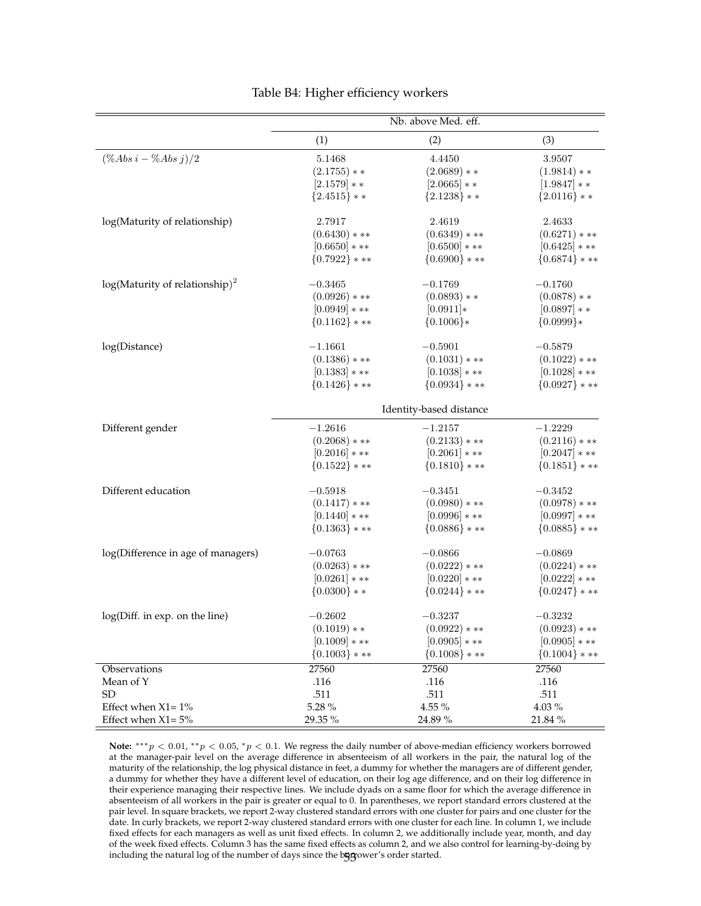Table B4: Higher efficiency workers

| | Nb. above Med. eff. | | |
|---|---|---|---|
| | (1) | (2) | (3) |
| $(\%Abs\ i - \%Abs\ j)/2$ | 5.1468 | 4.4450 | 3.9507 |
| | $(2.1755)**$ | $(2.0689)**$ | $(1.9814)**$ |
| | $[2.1579]**$ | $[2.0665]**$ | $[1.9847]**$ |
| | $\{2.4515\}**$ | $\{2.1238\}**$ | $\{2.0116\}**$ |
| log(Maturity of relationship) | 2.7917 | 2.4619 | 2.4633 |
| | $(0.6430)***$ | $(0.6349)***$ | $(0.6271)***$ |
| | $[0.6650]***$ | $[0.6500]***$ | $[0.6425]***$ |
| | $\{0.7922\}***$ | $\{0.6900\}***$ | $\{0.6874\}***$ |
| log(Maturity of relationship)$^2$ | $-0.3465$ | $-0.1769$ | $-0.1760$ |
| | $(0.0926)***$ | $(0.0893)**$ | $(0.0878)**$ |
| | $[0.0949]***$ | $[0.0911]*$ | $[0.0897]**$ |
| | $\{0.1162\}***$ | $\{0.1006\}*$ | $\{0.0999\}*$ |
| log(Distance) | $-1.1661$ | $-0.5901$ | $-0.5879$ |
| | $(0.1386)***$ | $(0.1031)***$ | $(0.1022)***$ |
| | $[0.1383]***$ | $[0.1038]***$ | $[0.1028]***$ |
| | $\{0.1426\}***$ | $\{0.0934\}***$ | $\{0.0927\}***$ |
| | Identity-based distance | | |
| Different gender | $-1.2616$ | $-1.2157$ | $-1.2229$ |
| | $(0.2068)***$ | $(0.2133)***$ | $(0.2116)***$ |
| | $[0.2016]***$ | $[0.2061]***$ | $[0.2047]***$ |
| | $\{0.1522\}***$ | $\{0.1810\}***$ | $\{0.1851\}***$ |
| Different education | $-0.5918$ | $-0.3451$ | $-0.3452$ |
| | $(0.1417)***$ | $(0.0980)***$ | $(0.0978)***$ |
| | $[0.1440]***$ | $[0.0996]***$ | $[0.0997]***$ |
| | $\{0.1363\}***$ | $\{0.0886\}***$ | $\{0.0885\}***$ |
| log(Difference in age of managers) | $-0.0763$ | $-0.0866$ | $-0.0869$ |
| | $(0.0263)***$ | $(0.0222)***$ | $(0.0224)***$ |
| | $[0.0261]***$ | $[0.0220]***$ | $[0.0222]***$ |
| | $\{0.0300\}**$ | $\{0.0244\}***$ | $\{0.0247\}***$ |
| log(Diff. in exp. on the line) | $-0.2602$ | $-0.3237$ | $-0.3232$ |
| | $(0.1019)**$ | $(0.0922)***$ | $(0.0923)***$ |
| | $[0.1009]***$ | $[0.0905]***$ | $[0.0905]***$ |
| | $\{0.1003\}***$ | $\{0.1008\}***$ | $\{0.1004\}***$ |
| Observations | 27560 | 27560 | 27560 |
| Mean of Y | .116 | .116 | .116 |
| SD | .511 | .511 | .511 |
| Effect when X1= 1% | 5.28 % | 4.55 % | 4.03 % |
| Effect when X1= 5% | 29.35 % | 24.89 % | 21.84 % |

**Note:** $^{***}p < 0.01$, $^{**}p < 0.05$, $^{*}p < 0.1$. We regress the daily number of above-median efficiency workers borrowed at the manager-pair level on the average difference in absenteeism of all workers in the pair, the natural log of the maturity of the relationship, the log physical distance in feet, a dummy for whether the managers are of different gender, a dummy for whether they have a different level of education, on their log age difference, and on their log difference in their experience managing their respective lines. We include dyads on a same floor for which the average difference in absenteeism of all workers in the pair is greater or equal to 0. In parentheses, we report standard errors clustered at the pair level. In square brackets, we report 2-way clustered standard errors with one cluster for pairs and one cluster for the date. In curly brackets, we report 2-way clustered standard errors with one cluster for each line. In column 1, we include fixed effects for each managers as well as unit fixed effects. In column 2, we additionally include year, month, and day of the week fixed effects. Column 3 has the same fixed effects as column 2, and we also control for learning-by-doing by including the natural log of the number of days since the borrower's order started.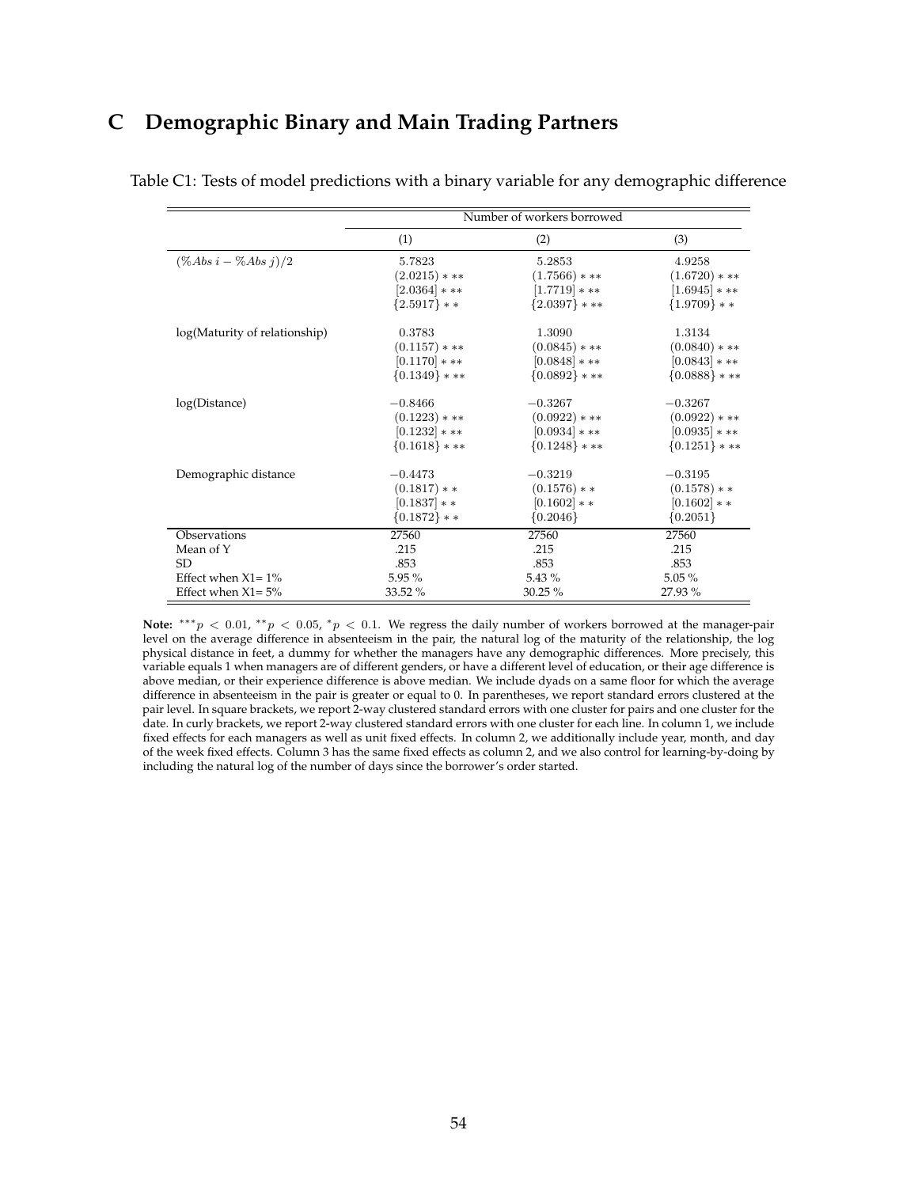# C Demographic Binary and Main Trading Partners

Table C1: Tests of model predictions with a binary variable for any demographic difference

| | Number of workers borrowed | | |
|---|---|---|---|
| | (1) | (2) | (3) |
| $(\%Abs\ i - \%Abs\ j)/2$ | 5.7823 | 5.2853 | 4.9258 |
| | $(2.0215)***$ | $(1.7566)***$ | $(1.6720)***$ |
| | $[2.0364]***$ | $[1.7719]***$ | $[1.6945]***$ |
| | $\{2.5917\}**$ | $\{2.0397\}***$ | $\{1.9709\}**$ |
| log(Maturity of relationship) | 0.3783 | 1.3090 | 1.3134 |
| | $(0.1157)***$ | $(0.0845)***$ | $(0.0840)***$ |
| | $[0.1170]***$ | $[0.0848]***$ | $[0.0843]***$ |
| | $\{0.1349\}***$ | $\{0.0892\}***$ | $\{0.0888\}***$ |
| log(Distance) | $-0.8466$ | $-0.3267$ | $-0.3267$ |
| | $(0.1223)***$ | $(0.0922)***$ | $(0.0922)***$ |
| | $[0.1232]***$ | $[0.0934]***$ | $[0.0935]***$ |
| | $\{0.1618\}***$ | $\{0.1248\}***$ | $\{0.1251\}***$ |
| Demographic distance | $-0.4473$ | $-0.3219$ | $-0.3195$ |
| | $(0.1817)**$ | $(0.1576)**$ | $(0.1578)**$ |
| | $[0.1837]**$ | $[0.1602]**$ | $[0.1602]**$ |
| | $\{0.1872\}**$ | $\{0.2046\}$ | $\{0.2051\}$ |
| Observations | 27560 | 27560 | 27560 |
| Mean of Y | .215 | .215 | .215 |
| SD | .853 | .853 | .853 |
| Effect when X1= 1% | 5.95 % | 5.43 % | 5.05 % |
| Effect when X1= 5% | 33.52 % | 30.25 % | 27.93 % |

**Note:** $^{***}p < 0.01$, $^{**}p < 0.05$, $^{*}p < 0.1$. We regress the daily number of workers borrowed at the manager-pair level on the average difference in absenteeism in the pair, the natural log of the maturity of the relationship, the log physical distance in feet, a dummy for whether the managers have any demographic differences. More precisely, this variable equals 1 when managers are of different genders, or have a different level of education, or their age difference is above median, or their experience difference is above median. We include dyads on a same floor for which the average difference in absenteeism in the pair is greater or equal to 0. In parentheses, we report standard errors clustered at the pair level. In square brackets, we report 2-way clustered standard errors with one cluster for pairs and one cluster for the date. In curly brackets, we report 2-way clustered standard errors with one cluster for each line. In column 1, we include fixed effects for each managers as well as unit fixed effects. In column 2, we additionally include year, month, and day of the week fixed effects. Column 3 has the same fixed effects as column 2, and we also control for learning-by-doing by including the natural log of the number of days since the borrower's order started.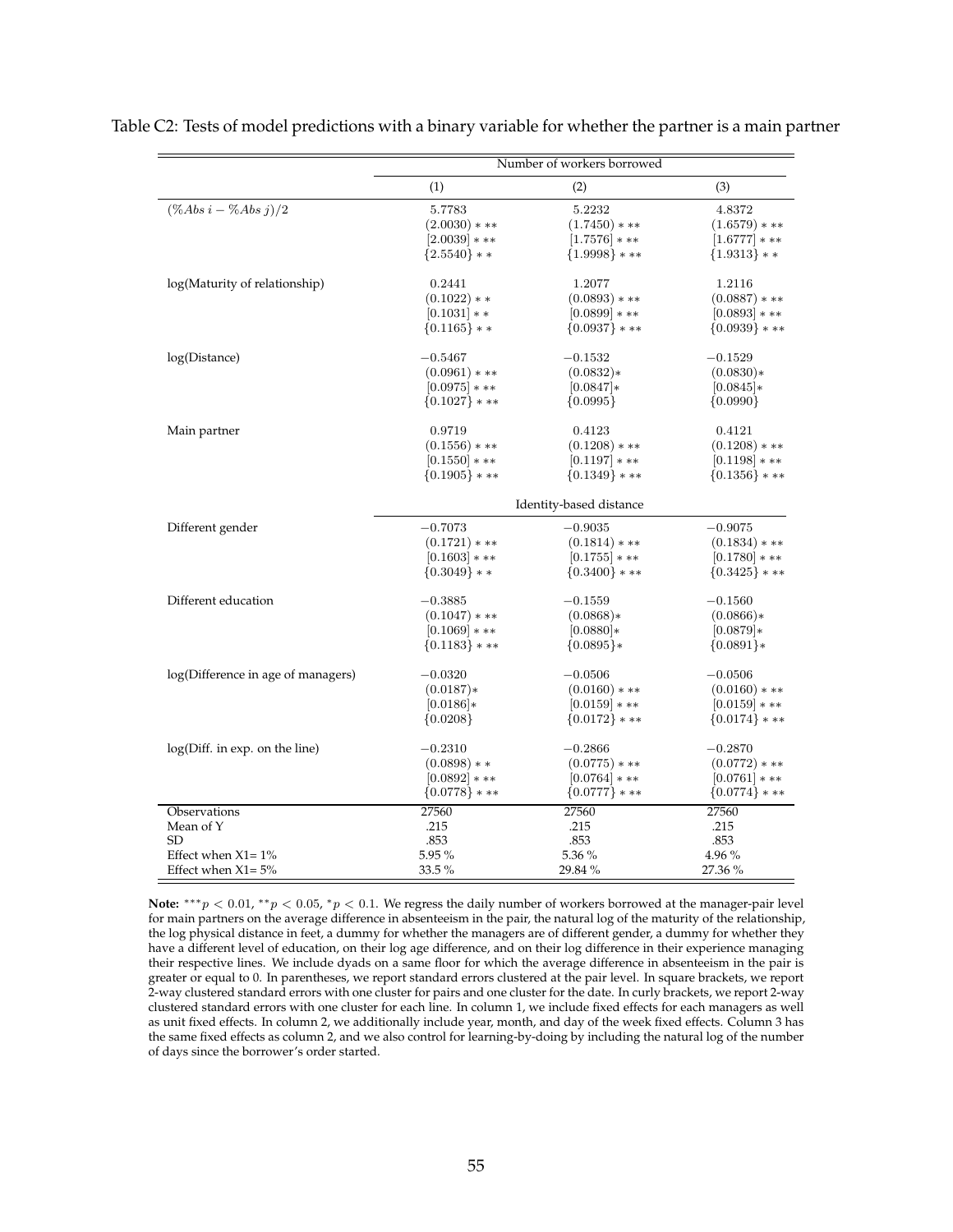Table C2: Tests of model predictions with a binary variable for whether the partner is a main partner

| | Number of workers borrowed | | |
|---|---|---|---|
| | (1) | (2) | (3) |
| $(\%Abs\ i - \%Abs\ j)/2$ | 5.7783 | 5.2232 | 4.8372 |
| | $(2.0030)***$ | $(1.7450)***$ | $(1.6579)***$ |
| | $[2.0039]***$ | $[1.7576]***$ | $[1.6777]***$ |
| | $\{2.5540\}**$ | $\{1.9998\}***$ | $\{1.9313\}**$ |
| log(Maturity of relationship) | 0.2441 | 1.2077 | 1.2116 |
| | $(0.1022)**$ | $(0.0893)***$ | $(0.0887)***$ |
| | $[0.1031]**$ | $[0.0899]***$ | $[0.0893]***$ |
| | $\{0.1165\}**$ | $\{0.0937\}***$ | $\{0.0939\}***$ |
| log(Distance) | $-0.5467$ | $-0.1532$ | $-0.1529$ |
| | $(0.0961)***$ | $(0.0832)*$ | $(0.0830)*$ |
| | $[0.0975]***$ | $[0.0847]*$ | $[0.0845]*$ |
| | $\{0.1027\}***$ | $\{0.0995\}$ | $\{0.0990\}$ |
| Main partner | 0.9719 | 0.4123 | 0.4121 |
| | $(0.1556)***$ | $(0.1208)***$ | $(0.1208)***$ |
| | $[0.1550]***$ | $[0.1197]***$ | $[0.1198]***$ |
| | $\{0.1905\}***$ | $\{0.1349\}***$ | $\{0.1356\}***$ |
| | Identity-based distance | | |
| Different gender | $-0.7073$ | $-0.9035$ | $-0.9075$ |
| | $(0.1721)***$ | $(0.1814)***$ | $(0.1834)***$ |
| | $[0.1603]***$ | $[0.1755]***$ | $[0.1780]***$ |
| | $\{0.3049\}**$ | $\{0.3400\}***$ | $\{0.3425\}***$ |
| Different education | $-0.3885$ | $-0.1559$ | $-0.1560$ |
| | $(0.1047)***$ | $(0.0868)*$ | $(0.0866)*$ |
| | $[0.1069]***$ | $[0.0880]*$ | $[0.0879]*$ |
| | $\{0.1183\}***$ | $\{0.0895\}*$ | $\{0.0891\}*$ |
| log(Difference in age of managers) | $-0.0320$ | $-0.0506$ | $-0.0506$ |
| | $(0.0187)*$ | $(0.0160)***$ | $(0.0160)***$ |
| | $[0.0186]*$ | $[0.0159]***$ | $[0.0159]***$ |
| | $\{0.0208\}$ | $\{0.0172\}***$ | $\{0.0174\}***$ |
| log(Diff. in exp. on the line) | $-0.2310$ | $-0.2866$ | $-0.2870$ |
| | $(0.0898)**$ | $(0.0775)***$ | $(0.0772)***$ |
| | $[0.0892]***$ | $[0.0764]***$ | $[0.0761]***$ |
| | $\{0.0778\}***$ | $\{0.0777\}***$ | $\{0.0774\}***$ |
| Observations | 27560 | 27560 | 27560 |
| Mean of Y | .215 | .215 | .215 |
| SD | .853 | .853 | .853 |
| Effect when X1= 1% | 5.95 % | 5.36 % | 4.96 % |
| Effect when X1= 5% | 33.5 % | 29.84 % | 27.36 % |

**Note:** $^{***}p < 0.01$, $^{**}p < 0.05$, $^{*}p < 0.1$. We regress the daily number of workers borrowed at the manager-pair level for main partners on the average difference in absenteeism in the pair, the natural log of the maturity of the relationship, the log physical distance in feet, a dummy for whether the managers are of different gender, a dummy for whether they have a different level of education, on their log age difference, and on their log difference in their experience managing their respective lines. We include dyads on a same floor for which the average difference in absenteeism in the pair is greater or equal to 0. In parentheses, we report standard errors clustered at the pair level. In square brackets, we report 2-way clustered standard errors with one cluster for pairs and one cluster for the date. In curly brackets, we report 2-way clustered standard errors with one cluster for each line. In column 1, we include fixed effects for each managers as well as unit fixed effects. In column 2, we additionally include year, month, and day of the week fixed effects. Column 3 has the same fixed effects as column 2, and we also control for learning-by-doing by including the natural log of the number of days since the borrower's order started.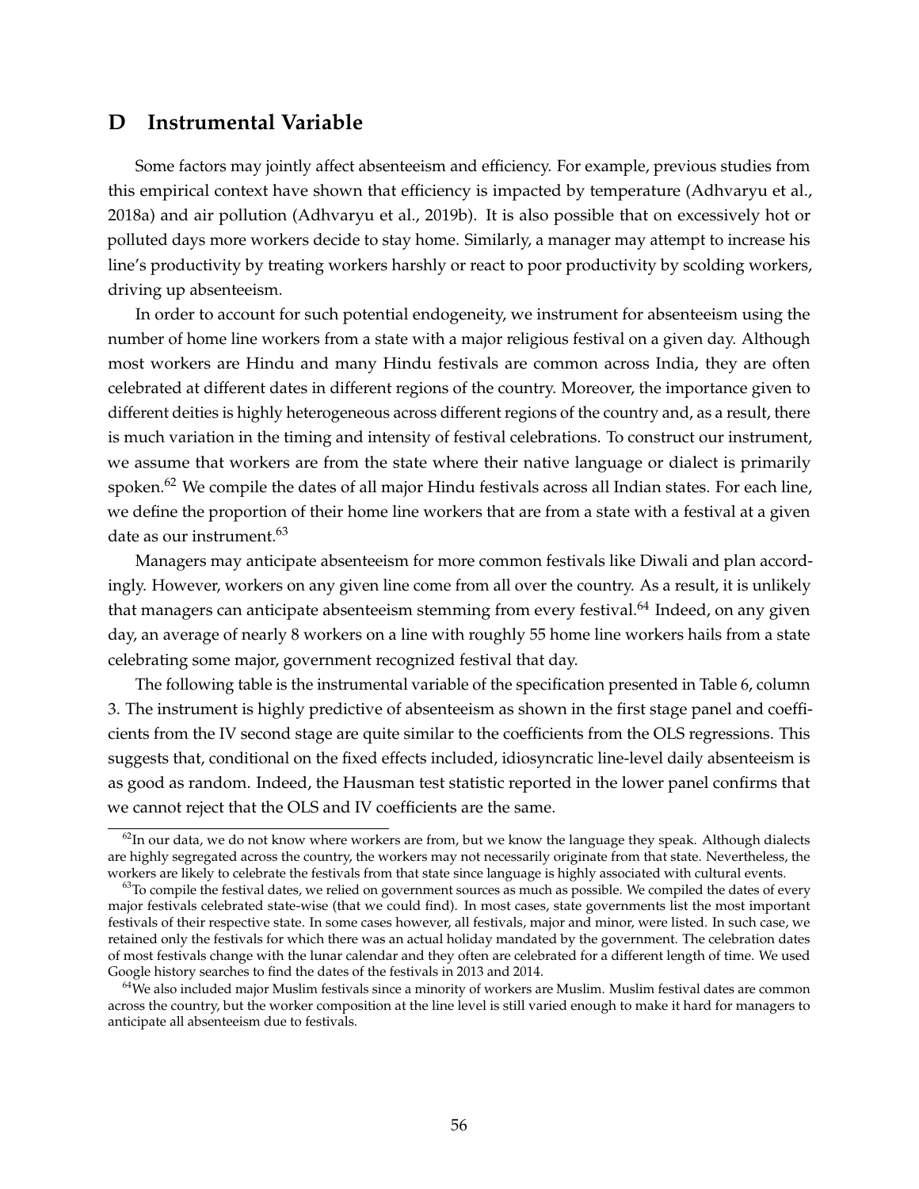# D Instrumental Variable

Some factors may jointly affect absenteeism and efficiency. For example, previous studies from this empirical context have shown that efficiency is impacted by temperature (Adhvaryu et al., 2018a) and air pollution (Adhvaryu et al., 2019b). It is also possible that on excessively hot or polluted days more workers decide to stay home. Similarly, a manager may attempt to increase his line's productivity by treating workers harshly or react to poor productivity by scolding workers, driving up absenteeism.

In order to account for such potential endogeneity, we instrument for absenteeism using the number of home line workers from a state with a major religious festival on a given day. Although most workers are Hindu and many Hindu festivals are common across India, they are often celebrated at different dates in different regions of the country. Moreover, the importance given to different deities is highly heterogeneous across different regions of the country and, as a result, there is much variation in the timing and intensity of festival celebrations. To construct our instrument, we assume that workers are from the state where their native language or dialect is primarily spoken.[62] We compile the dates of all major Hindu festivals across all Indian states. For each line, we define the proportion of their home line workers that are from a state with a festival at a given date as our instrument.[63]

Managers may anticipate absenteeism for more common festivals like Diwali and plan accordingly. However, workers on any given line come from all over the country. As a result, it is unlikely that managers can anticipate absenteeism stemming from every festival.[64] Indeed, on any given day, an average of nearly 8 workers on a line with roughly 55 home line workers hails from a state celebrating some major, government recognized festival that day.

The following table is the instrumental variable of the specification presented in Table 6, column 3. The instrument is highly predictive of absenteeism as shown in the first stage panel and coefficients from the IV second stage are quite similar to the coefficients from the OLS regressions. This suggests that, conditional on the fixed effects included, idiosyncratic line-level daily absenteeism is as good as random. Indeed, the Hausman test statistic reported in the lower panel confirms that we cannot reject that the OLS and IV coefficients are the same.

[62] In our data, we do not know where workers are from, but we know the language they speak. Although dialects are highly segregated across the country, the workers may not necessarily originate from that state. Nevertheless, the workers are likely to celebrate the festivals from that state since language is highly associated with cultural events.

[63] To compile the festival dates, we relied on government sources as much as possible. We compiled the dates of every major festivals celebrated state-wise (that we could find). In most cases, state governments list the most important festivals of their respective state. In some cases however, all festivals, major and minor, were listed. In such case, we retained only the festivals for which there was an actual holiday mandated by the government. The celebration dates of most festivals change with the lunar calendar and they often are celebrated for a different length of time. We used Google history searches to find the dates of the festivals in 2013 and 2014.

[64] We also included major Muslim festivals since a minority of workers are Muslim. Muslim festival dates are common across the country, but the worker composition at the line level is still varied enough to make it hard for managers to anticipate all absenteeism due to festivals.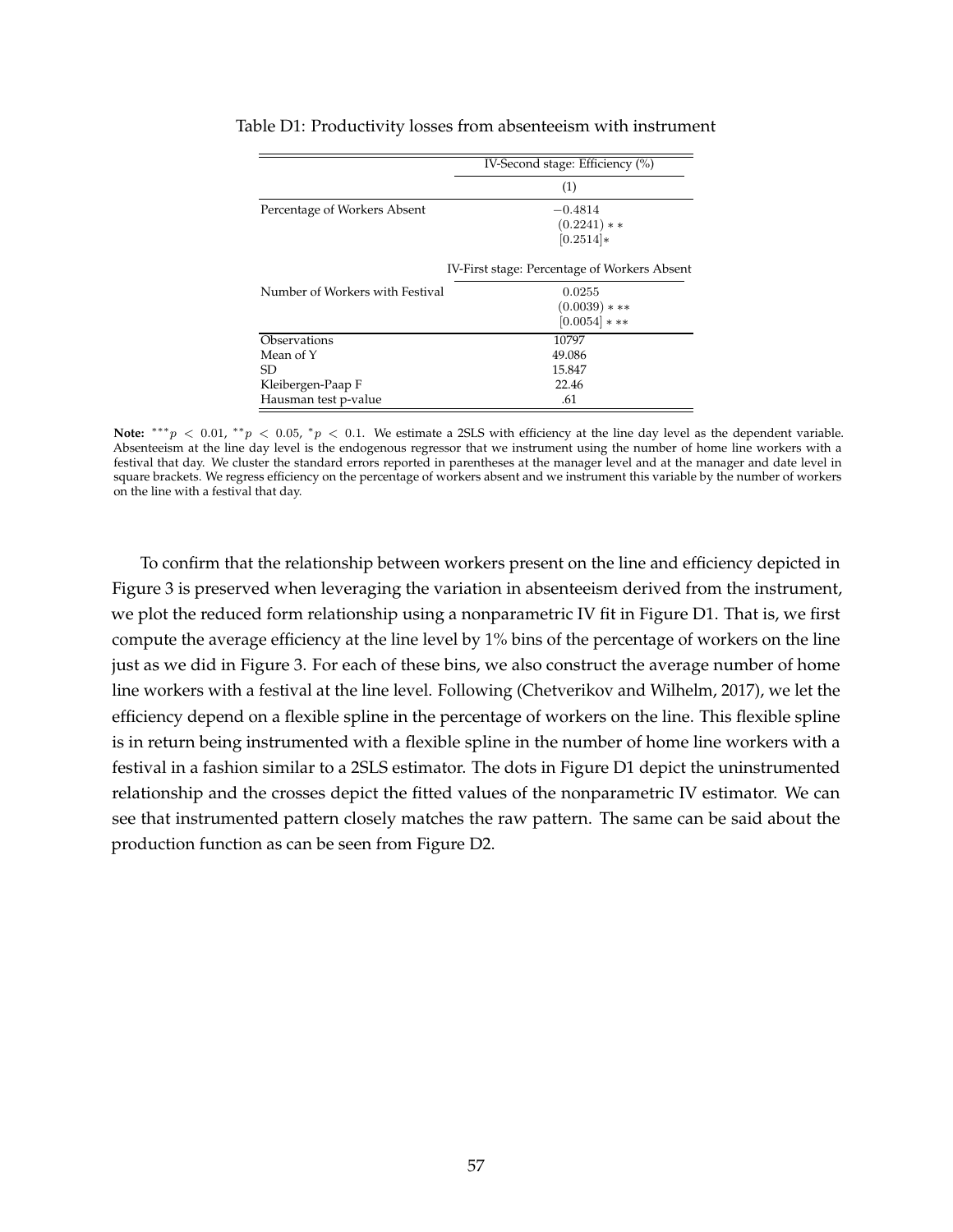Table D1: Productivity losses from absenteeism with instrument

| | IV-Second stage: Efficiency (%) |
|---|---|
| | (1) |
| Percentage of Workers Absent | −0.4814 |
| | (0.2241) ** |
| | [0.2514]* |
| | IV-First stage: Percentage of Workers Absent |
| Number of Workers with Festival | 0.0255 |
| | (0.0039) *** |
| | [0.0054] *** |
| Observations | 10797 |
| Mean of Y | 49.086 |
| SD | 15.847 |
| Kleibergen-Paap F | 22.46 |
| Hausman test p-value | .61 |

**Note:** $^{***}p < 0.01$, $^{**}p < 0.05$, $^{*}p < 0.1$. We estimate a 2SLS with efficiency at the line day level as the dependent variable. Absenteeism at the line day level is the endogenous regressor that we instrument using the number of home line workers with a festival that day. We cluster the standard errors reported in parentheses at the manager level and at the manager and date level in square brackets. We regress efficiency on the percentage of workers absent and we instrument this variable by the number of workers on the line with a festival that day.

To confirm that the relationship between workers present on the line and efficiency depicted in Figure 3 is preserved when leveraging the variation in absenteeism derived from the instrument, we plot the reduced form relationship using a nonparametric IV fit in Figure D1. That is, we first compute the average efficiency at the line level by 1% bins of the percentage of workers on the line just as we did in Figure 3. For each of these bins, we also construct the average number of home line workers with a festival at the line level. Following (Chetverikov and Wilhelm, 2017), we let the efficiency depend on a flexible spline in the percentage of workers on the line. This flexible spline is in return being instrumented with a flexible spline in the number of home line workers with a festival in a fashion similar to a 2SLS estimator. The dots in Figure D1 depict the uninstrumented relationship and the crosses depict the fitted values of the nonparametric IV estimator. We can see that instrumented pattern closely matches the raw pattern. The same can be said about the production function as can be seen from Figure D2.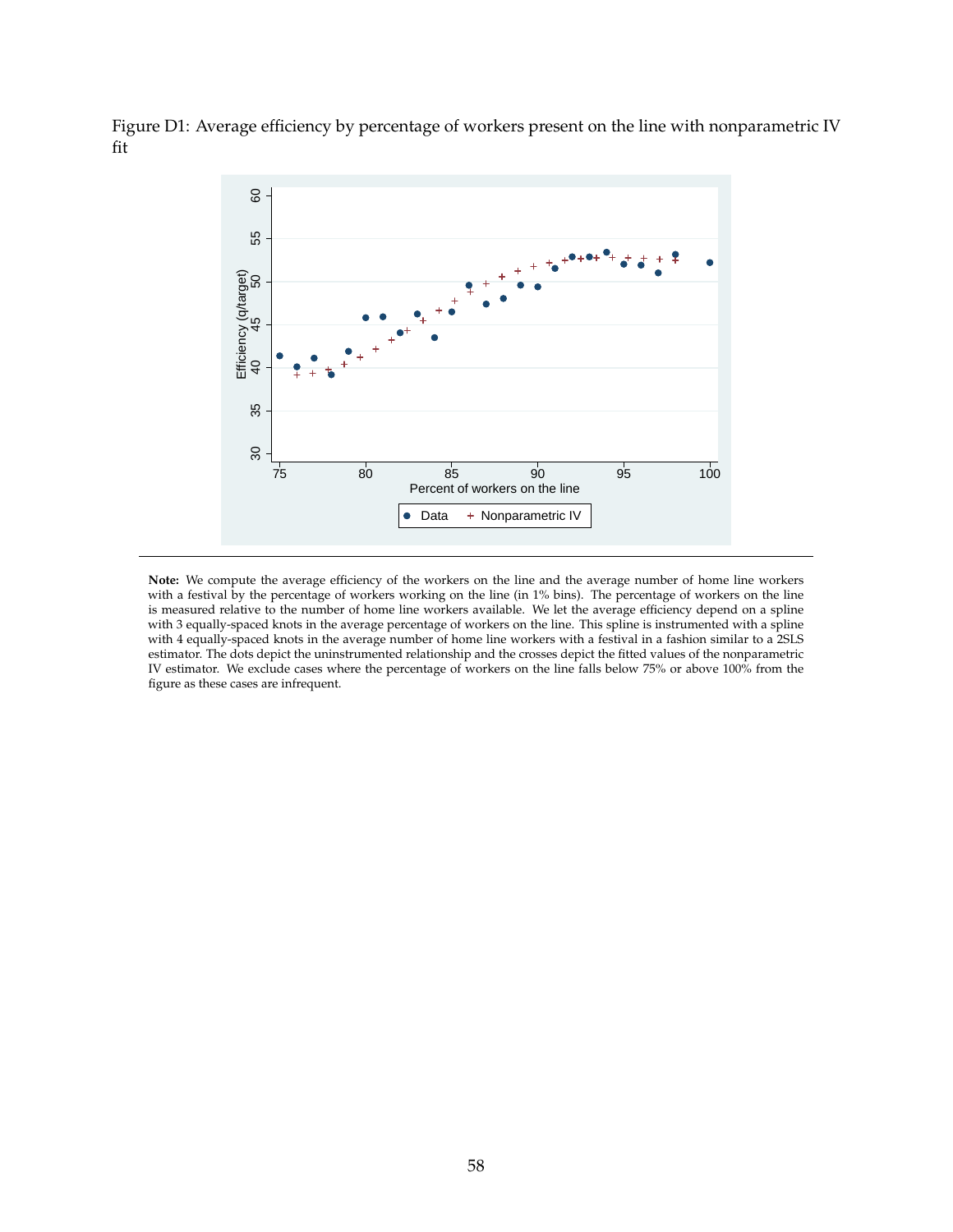Figure D1: Average efficiency by percentage of workers present on the line with nonparametric IV fit

**Note:** We compute the average efficiency of the workers on the line and the average number of home line workers with a festival by the percentage of workers working on the line (in 1% bins). The percentage of workers on the line is measured relative to the number of home line workers available. We let the average efficiency depend on a spline with 3 equally-spaced knots in the average percentage of workers on the line. This spline is instrumented with a spline with 4 equally-spaced knots in the average number of home line workers with a festival in a fashion similar to a 2SLS estimator. The dots depict the uninstrumented relationship and the crosses depict the fitted values of the nonparametric IV estimator. We exclude cases where the percentage of workers on the line falls below 75% or above 100% from the figure as these cases are infrequent.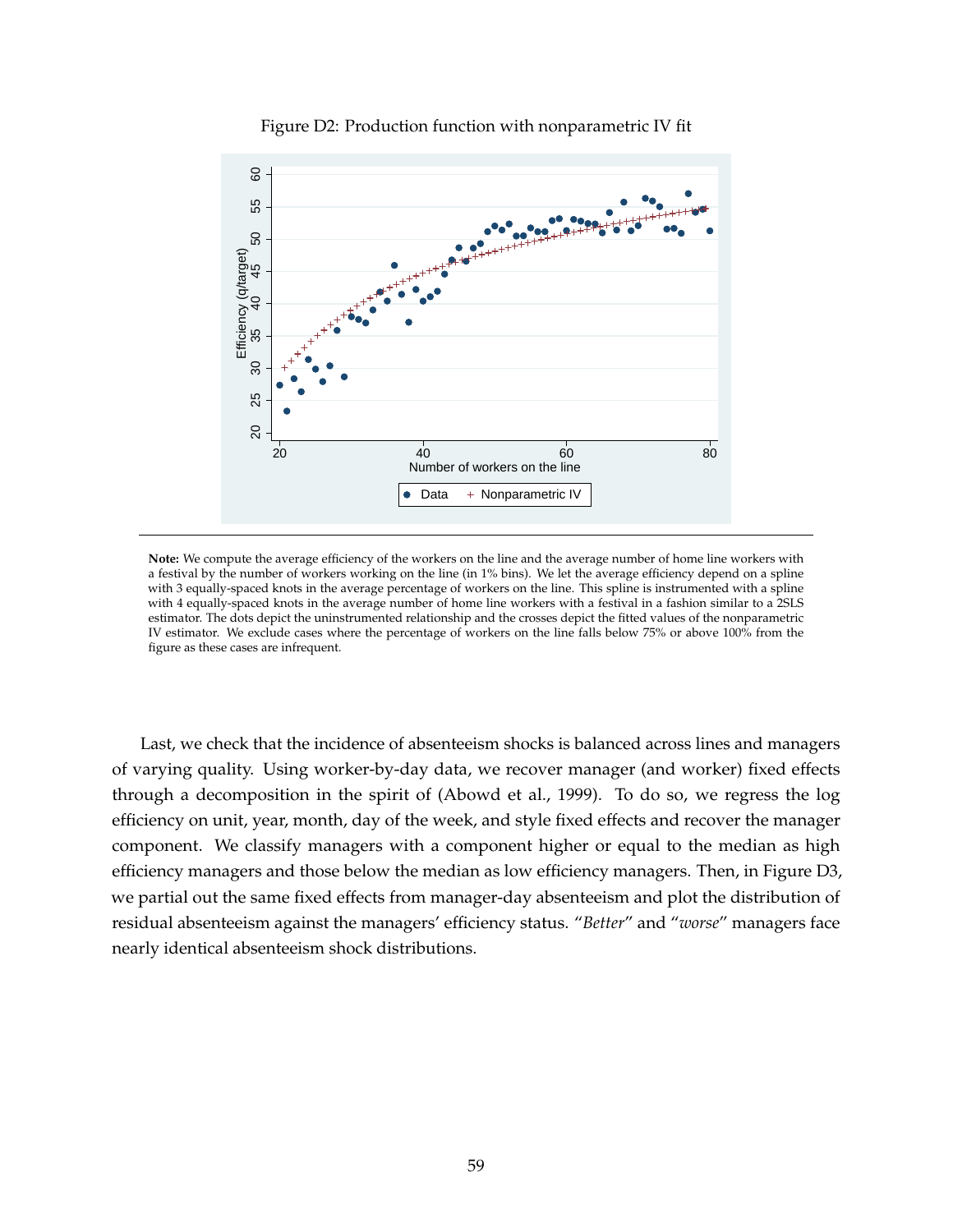Figure D2: Production function with nonparametric IV fit

**Note:** We compute the average efficiency of the workers on the line and the average number of home line workers with a festival by the number of workers working on the line (in 1% bins). We let the average efficiency depend on a spline with 3 equally-spaced knots in the average percentage of workers on the line. This spline is instrumented with a spline with 4 equally-spaced knots in the average number of home line workers with a festival in a fashion similar to a 2SLS estimator. The dots depict the uninstrumented relationship and the crosses depict the fitted values of the nonparametric IV estimator. We exclude cases where the percentage of workers on the line falls below 75% or above 100% from the figure as these cases are infrequent.

Last, we check that the incidence of absenteeism shocks is balanced across lines and managers of varying quality. Using worker-by-day data, we recover manager (and worker) fixed effects through a decomposition in the spirit of (Abowd et al., 1999). To do so, we regress the log efficiency on unit, year, month, day of the week, and style fixed effects and recover the manager component. We classify managers with a component higher or equal to the median as high efficiency managers and those below the median as low efficiency managers. Then, in Figure D3, we partial out the same fixed effects from manager-day absenteeism and plot the distribution of residual absenteeism against the managers' efficiency status. "*Better*" and "*worse*" managers face nearly identical absenteeism shock distributions.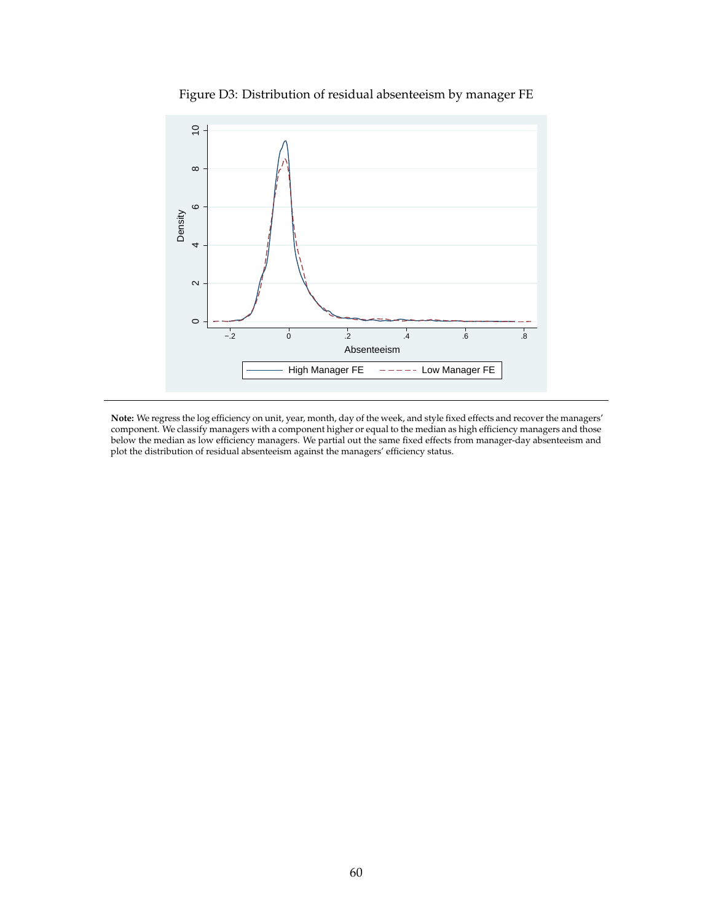Figure D3: Distribution of residual absenteeism by manager FE

**Note:** We regress the log efficiency on unit, year, month, day of the week, and style fixed effects and recover the managers' component. We classify managers with a component higher or equal to the median as high efficiency managers and those below the median as low efficiency managers. We partial out the same fixed effects from manager-day absenteeism and plot the distribution of residual absenteeism against the managers' efficiency status.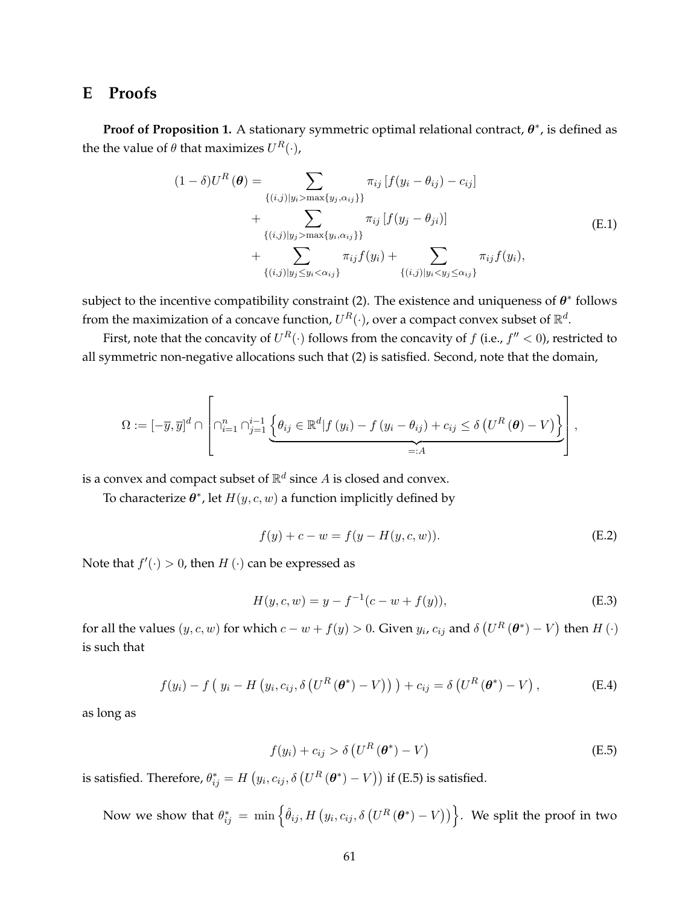# E Proofs

**Proof of Proposition 1.** A stationary symmetric optimal relational contract, $\boldsymbol{\theta}^*$, is defined as the the value of $\theta$ that maximizes $U^R(\cdot)$,

$$
\begin{aligned}
(1-\delta)U^R(\boldsymbol{\theta}) = & \sum_{\{(i,j)|y_i>\max\{y_j,\alpha_{ij}\}\}} \pi_{ij}\left[f(y_i-\theta_{ij})-c_{ij}\right] \\
& + \sum_{\{(i,j)|y_j>\max\{y_i,\alpha_{ij}\}\}} \pi_{ij}\left[f(y_j-\theta_{ji})\right] \\
& + \sum_{\{(i,j)|y_j\leq y_i<\alpha_{ij}\}} \pi_{ij} f(y_i) + \sum_{\{(i,j)|y_i<y_j\leq\alpha_{ij}\}} \pi_{ij} f(y_i),
\end{aligned}
\tag{E.1}
$$

subject to the incentive compatibility constraint (2). The existence and uniqueness of $\boldsymbol{\theta}^*$ follows from the maximization of a concave function, $U^R(\cdot)$, over a compact convex subset of $\mathbb{R}^d$.

First, note that the concavity of $U^R(\cdot)$ follows from the concavity of $f$ (i.e., $f''<0$), restricted to all symmetric non-negative allocations such that (2) is satisfied. Second, note that the domain,

$$
\Omega := [-\overline{y},\overline{y}]^d \cap \left[\cap_{i=1}^{n}\cap_{j=1}^{i-1} \underbrace{\left\{\theta_{ij}\in\mathbb{R}^d | f\left(y_i\right)-f\left(y_i-\theta_{ij}\right)+c_{ij}\leq\delta\left(U^R\left(\boldsymbol{\theta}\right)-V\right)\right\}}_{=:A}\right],
$$

is a convex and compact subset of $\mathbb{R}^d$ since $A$ is closed and convex.

To characterize $\boldsymbol{\theta}^*$, let $H(y,c,w)$ a function implicitly defined by

$$
f(y)+c-w = f(y-H(y,c,w)).
\tag{E.2}
$$

Note that $f'(\cdot)>0$, then $H(\cdot)$ can be expressed as

$$
H(y,c,w) = y - f^{-1}(c-w+f(y)),
\tag{E.3}
$$

for all the values $(y,c,w)$ for which $c-w+f(y)>0$. Given $y_i$, $c_{ij}$ and $\delta\left(U^R\left(\boldsymbol{\theta}^*\right)-V\right)$ then $H(\cdot)$ is such that

$$
f(y_i) - f\left(\, y_i - H\left(y_i, c_{ij}, \delta\left(U^R\left(\boldsymbol{\theta}^*\right)-V\right)\right)\,\right) + c_{ij} = \delta\left(U^R\left(\boldsymbol{\theta}^*\right)-V\right),
\tag{E.4}
$$

as long as

$$
f(y_i)+c_{ij} > \delta\left(U^R\left(\boldsymbol{\theta}^*\right)-V\right)
\tag{E.5}
$$

is satisfied. Therefore, $\theta^*_{ij} = H\left(y_i, c_{ij}, \delta\left(U^R\left(\boldsymbol{\theta}^*\right)-V\right)\right)$ if (E.5) is satisfied.

Now we show that $\theta^*_{ij} = \min\left\{\hat{\theta}_{ij}, H\left(y_i, c_{ij}, \delta\left(U^R\left(\boldsymbol{\theta}^*\right)-V\right)\right)\right\}$. We split the proof in two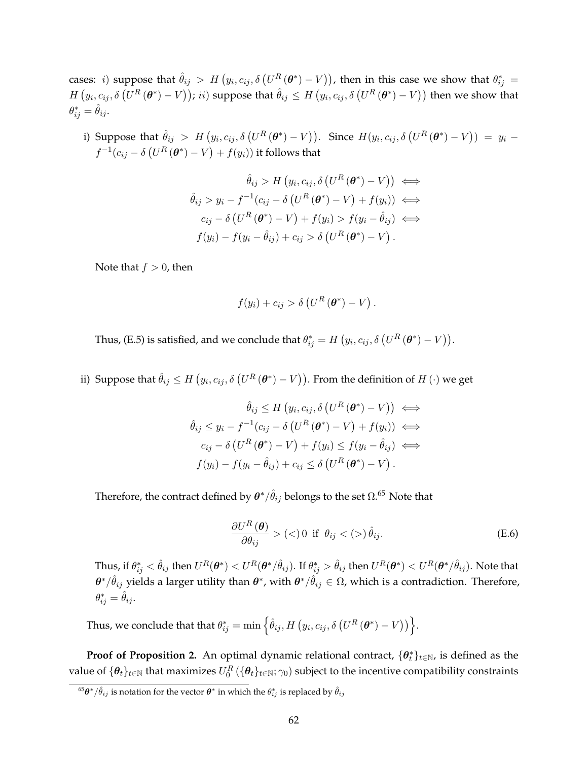cases: $i)$ suppose that $\hat{\theta}_{ij} > H\left(y_i, c_{ij}, \delta\left(U^R\left(\boldsymbol{\theta}^*\right) - V\right)\right)$, then in this case we show that $\theta^*_{ij} = H\left(y_i, c_{ij}, \delta\left(U^R\left(\boldsymbol{\theta}^*\right) - V\right)\right)$; $ii)$ suppose that $\hat{\theta}_{ij} \leq H\left(y_i, c_{ij}, \delta\left(U^R\left(\boldsymbol{\theta}^*\right) - V\right)\right)$ then we show that $\theta^*_{ij} = \hat{\theta}_{ij}$.

i) Suppose that $\hat{\theta}_{ij} > H\left(y_i, c_{ij}, \delta\left(U^R\left(\boldsymbol{\theta}^*\right) - V\right)\right)$. Since $H(y_i, c_{ij}, \delta\left(U^R\left(\boldsymbol{\theta}^*\right) - V\right)) = y_i - f^{-1}(c_{ij} - \delta\left(U^R\left(\boldsymbol{\theta}^*\right) - V\right) + f(y_i))$ it follows that

$$
\begin{aligned}
\hat{\theta}_{ij} > H\left(y_i, c_{ij}, \delta\left(U^R\left(\boldsymbol{\theta}^*\right) - V\right)\right) &\iff \\
\hat{\theta}_{ij} > y_i - f^{-1}(c_{ij} - \delta\left(U^R\left(\boldsymbol{\theta}^*\right) - V\right) + f(y_i)) &\iff \\
c_{ij} - \delta\left(U^R\left(\boldsymbol{\theta}^*\right) - V\right) + f(y_i) > f(y_i - \hat{\theta}_{ij}) &\iff \\
f(y_i) - f(y_i - \hat{\theta}_{ij}) + c_{ij} > \delta\left(U^R\left(\boldsymbol{\theta}^*\right) - V\right).&
\end{aligned}
$$

Note that $f > 0$, then

$$
f(y_i) + c_{ij} > \delta\left(U^R\left(\boldsymbol{\theta}^*\right) - V\right).
$$

Thus, (E.5) is satisfied, and we conclude that $\theta^*_{ij} = H\left(y_i, c_{ij}, \delta\left(U^R\left(\boldsymbol{\theta}^*\right) - V\right)\right)$.

ii) Suppose that $\hat{\theta}_{ij} \leq H\left(y_i, c_{ij}, \delta\left(U^R\left(\boldsymbol{\theta}^*\right) - V\right)\right)$. From the definition of $H(\cdot)$ we get

$$
\begin{aligned}
\hat{\theta}_{ij} \leq H\left(y_i, c_{ij}, \delta\left(U^R\left(\boldsymbol{\theta}^*\right) - V\right)\right) &\iff \\
\hat{\theta}_{ij} \leq y_i - f^{-1}(c_{ij} - \delta\left(U^R\left(\boldsymbol{\theta}^*\right) - V\right) + f(y_i)) &\iff \\
c_{ij} - \delta\left(U^R\left(\boldsymbol{\theta}^*\right) - V\right) + f(y_i) \leq f(y_i - \hat{\theta}_{ij}) &\iff \\
f(y_i) - f(y_i - \hat{\theta}_{ij}) + c_{ij} \leq \delta\left(U^R\left(\boldsymbol{\theta}^*\right) - V\right).&
\end{aligned}
$$

Therefore, the contract defined by $\boldsymbol{\theta}^*/\hat{\theta}_{ij}$ belongs to the set $\Omega$.[65] Note that

$$
\frac{\partial U^R\left(\boldsymbol{\theta}\right)}{\partial \theta_{ij}} > (<)\, 0 \text{ if } \theta_{ij} < (>)\, \hat{\theta}_{ij}. \tag{E.6}
$$

Thus, if $\theta^*_{ij} < \hat{\theta}_{ij}$ then $U^R(\boldsymbol{\theta}^*) < U^R(\boldsymbol{\theta}^*/\hat{\theta}_{ij})$. If $\theta^*_{ij} > \hat{\theta}_{ij}$ then $U^R(\boldsymbol{\theta}^*) < U^R(\boldsymbol{\theta}^*/\hat{\theta}_{ij})$. Note that $\boldsymbol{\theta}^*/\hat{\theta}_{ij}$ yields a larger utility than $\boldsymbol{\theta}^*$, with $\boldsymbol{\theta}^*/\hat{\theta}_{ij} \in \Omega$, which is a contradiction. Therefore, $\theta^*_{ij} = \hat{\theta}_{ij}$.

Thus, we conclude that that $\theta^*_{ij} = \min\left\{\hat{\theta}_{ij}, H\left(y_i, c_{ij}, \delta\left(U^R\left(\boldsymbol{\theta}^*\right) - V\right)\right)\right\}$.

**Proof of Proposition 2.** An optimal dynamic relational contract, $\{\boldsymbol{\theta}^*_t\}_{t\in\mathbb{N}}$, is defined as the value of $\{\boldsymbol{\theta}_t\}_{t\in\mathbb{N}}$ that maximizes $U^R_0\left(\{\boldsymbol{\theta}_t\}_{t\in\mathbb{N}}; \gamma_0\right)$ subject to the incentive compatibility constraints

[65] $\boldsymbol{\theta}^*/\hat{\theta}_{ij}$ is notation for the vector $\boldsymbol{\theta}^*$ in which the $\theta^*_{ij}$ is replaced by $\hat{\theta}_{ij}$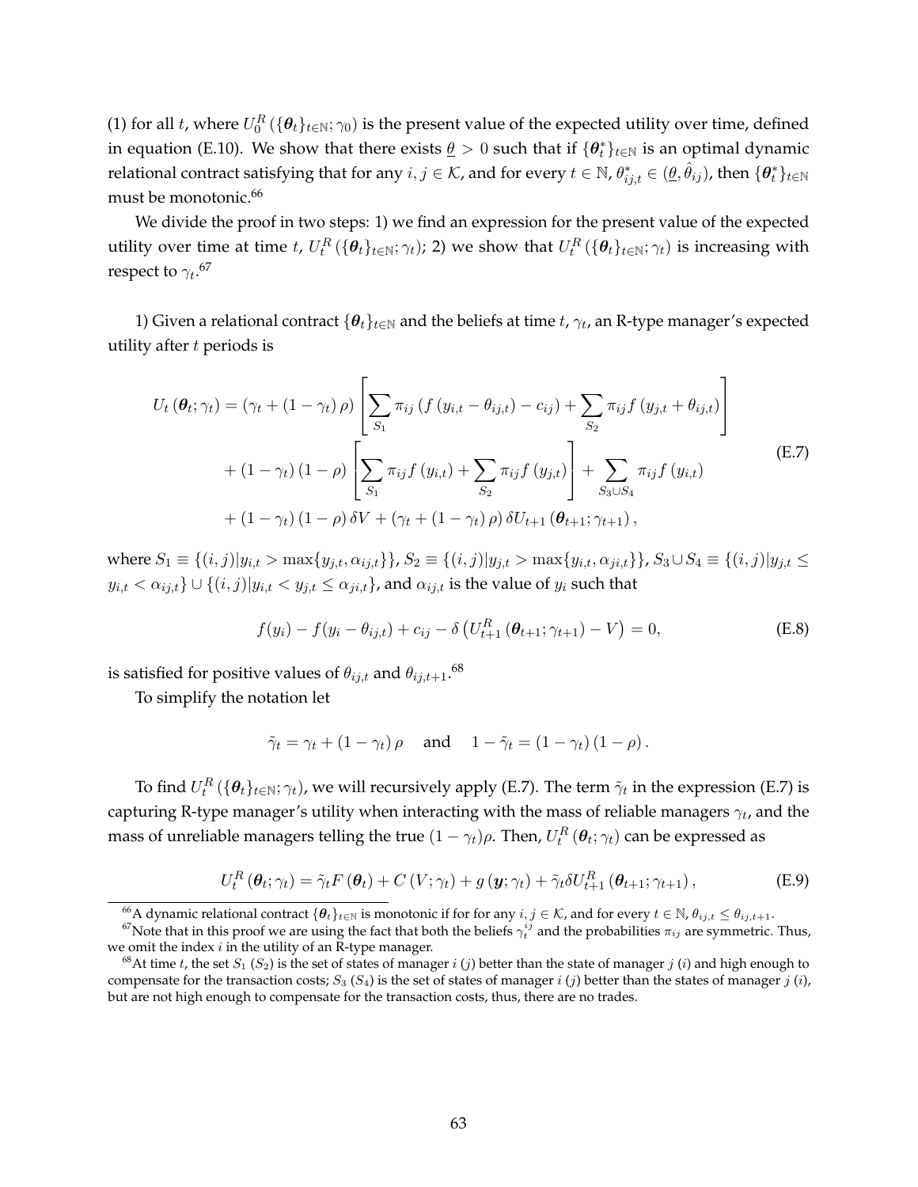(1) for all $t$, where $U_0^R(\{\boldsymbol{\theta}_t\}_{t\in\mathbb{N}};\gamma_0)$ is the present value of the expected utility over time, defined in equation (E.10). We show that there exists $\underline{\theta} > 0$ such that if $\{\boldsymbol{\theta}_t^*\}_{t\in\mathbb{N}}$ is an optimal dynamic relational contract satisfying that for any $i, j \in \mathcal{K}$, and for every $t \in \mathbb{N}$, $\theta^*_{ij,t} \in (\underline{\theta}, \hat{\theta}_{ij})$, then $\{\boldsymbol{\theta}_t^*\}_{t\in\mathbb{N}}$ must be monotonic.[66]

We divide the proof in two steps: 1) we find an expression for the present value of the expected utility over time at time $t$, $U_t^R(\{\boldsymbol{\theta}_t\}_{t\in\mathbb{N}};\gamma_t)$; 2) we show that $U_t^R(\{\boldsymbol{\theta}_t\}_{t\in\mathbb{N}};\gamma_t)$ is increasing with respect to $\gamma_t$.[67]

1) Given a relational contract $\{\boldsymbol{\theta}_t\}_{t\in\mathbb{N}}$ and the beliefs at time $t$, $\gamma_t$, an R-type manager's expected utility after $t$ periods is

$$
\begin{aligned}
U_t(\boldsymbol{\theta}_t;\gamma_t) &= (\gamma_t + (1-\gamma_t)\rho)\left[\sum_{S_1}\pi_{ij}\left(f(y_{i,t}-\theta_{ij,t})-c_{ij}\right)+\sum_{S_2}\pi_{ij}f(y_{j,t}+\theta_{ij,t})\right] \\
&\quad + (1-\gamma_t)(1-\rho)\left[\sum_{S_1}\pi_{ij}f(y_{i,t})+\sum_{S_2}\pi_{ij}f(y_{j,t})\right]+\sum_{S_3\cup S_4}\pi_{ij}f(y_{i,t}) \\
&\quad + (1-\gamma_t)(1-\rho)\,\delta V + (\gamma_t+(1-\gamma_t)\rho)\,\delta U_{t+1}(\boldsymbol{\theta}_{t+1};\gamma_{t+1}),
\end{aligned}
\tag{E.7}
$$

where $S_1 \equiv \{(i,j)|y_{i,t} > \max\{y_{j,t},\alpha_{ij,t}\}\}$, $S_2 \equiv \{(i,j)|y_{j,t} > \max\{y_{i,t},\alpha_{ji,t}\}\}$, $S_3 \cup S_4 \equiv \{(i,j)|y_{j,t} \le y_{i,t} < \alpha_{ij,t}\} \cup \{(i,j)|y_{i,t} < y_{j,t} \le \alpha_{ji,t}\}$, and $\alpha_{ij,t}$ is the value of $y_i$ such that

$$
f(y_i) - f(y_i - \theta_{ij,t}) + c_{ij} - \delta\left(U^R_{t+1}(\boldsymbol{\theta}_{t+1};\gamma_{t+1}) - V\right) = 0,
\tag{E.8}
$$

is satisfied for positive values of $\theta_{ij,t}$ and $\theta_{ij,t+1}$.[68]

To simplify the notation let

$$
\tilde{\gamma}_t = \gamma_t + (1-\gamma_t)\rho \quad \text{and} \quad 1-\tilde{\gamma}_t = (1-\gamma_t)(1-\rho).
$$

To find $U_t^R(\{\boldsymbol{\theta}_t\}_{t\in\mathbb{N}};\gamma_t)$, we will recursively apply (E.7). The term $\tilde{\gamma}_t$ in the expression (E.7) is capturing R-type manager's utility when interacting with the mass of reliable managers $\gamma_t$, and the mass of unreliable managers telling the true $(1-\gamma_t)\rho$. Then, $U_t^R(\boldsymbol{\theta}_t;\gamma_t)$ can be expressed as

$$
U_t^R(\boldsymbol{\theta}_t;\gamma_t) = \tilde{\gamma}_t F(\boldsymbol{\theta}_t) + C(V;\gamma_t) + g(\boldsymbol{y};\gamma_t) + \tilde{\gamma}_t\delta U^R_{t+1}(\boldsymbol{\theta}_{t+1};\gamma_{t+1}),
\tag{E.9}
$$

[66] A dynamic relational contract $\{\boldsymbol{\theta}_t\}_{t\in\mathbb{N}}$ is monotonic if for for any $i, j \in \mathcal{K}$, and for every $t \in \mathbb{N}$, $\theta_{ij,t} \le \theta_{ij,t+1}$.

[67] Note that in this proof we are using the fact that both the beliefs $\gamma_t^{ij}$ and the probabilities $\pi_{ij}$ are symmetric. Thus, we omit the index $i$ in the utility of an R-type manager.

[68] At time $t$, the set $S_1$ ($S_2$) is the set of states of manager $i$ ($j$) better than the state of manager $j$ ($i$) and high enough to compensate for the transaction costs; $S_3$ ($S_4$) is the set of states of manager $i$ ($j$) better than the states of manager $j$ ($i$), but are not high enough to compensate for the transaction costs, thus, there are no trades.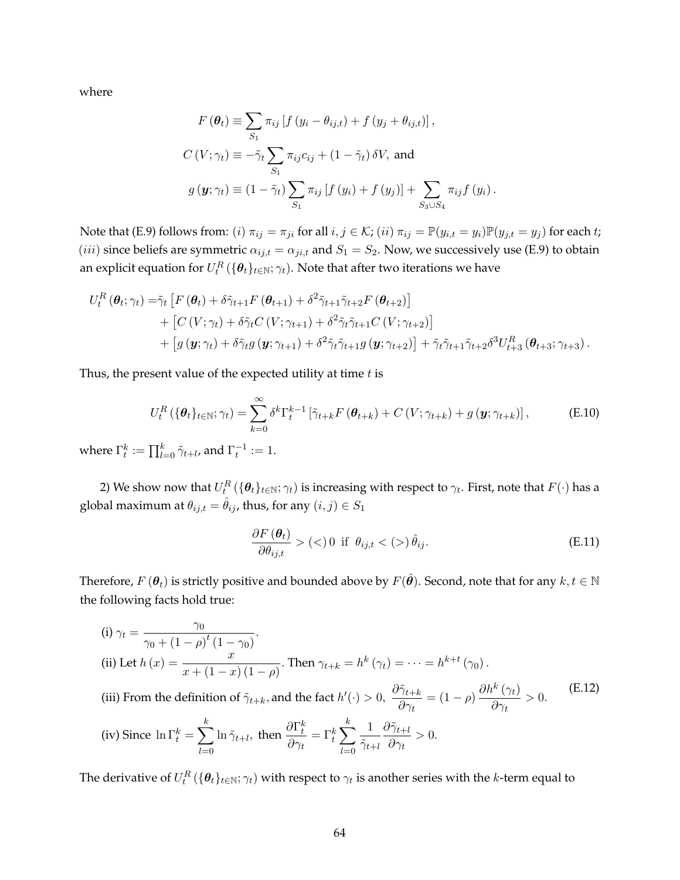where

$$
\begin{aligned}
F(\boldsymbol{\theta}_t) &\equiv \sum_{S_1} \pi_{ij} \left[ f(y_i - \theta_{ij,t}) + f(y_j + \theta_{ij,t}) \right], \\
C(V;\gamma_t) &\equiv -\tilde{\gamma}_t \sum_{S_1} \pi_{ij} c_{ij} + (1-\tilde{\gamma}_t)\,\delta V, \text{ and} \\
g(\boldsymbol{y};\gamma_t) &\equiv (1-\tilde{\gamma}_t) \sum_{S_1} \pi_{ij} \left[ f(y_i) + f(y_j) \right] + \sum_{S_3 \cup S_4} \pi_{ij} f(y_i).
\end{aligned}
$$

Note that (E.9) follows from: $(i)$ $\pi_{ij} = \pi_{ji}$ for all $i, j \in \mathcal{K}$; $(ii)$ $\pi_{ij} = \mathbb{P}(y_{i,t} = y_i)\mathbb{P}(y_{j,t} = y_j)$ for each $t$; $(iii)$ since beliefs are symmetric $\alpha_{ij,t} = \alpha_{ji,t}$ and $S_1 = S_2$. Now, we successively use (E.9) to obtain an explicit equation for $U_t^R(\{\boldsymbol{\theta}_t\}_{t\in\mathbb{N}};\gamma_t)$. Note that after two iterations we have

$$
\begin{aligned}
U_t^R(\boldsymbol{\theta}_t;\gamma_t) =& \tilde{\gamma}_t \left[ F(\boldsymbol{\theta}_t) + \delta\tilde{\gamma}_{t+1} F(\boldsymbol{\theta}_{t+1}) + \delta^2 \tilde{\gamma}_{t+1}\tilde{\gamma}_{t+2} F(\boldsymbol{\theta}_{t+2}) \right] \\
&+ \left[ C(V;\gamma_t) + \delta\tilde{\gamma}_t C(V;\gamma_{t+1}) + \delta^2 \tilde{\gamma}_t \tilde{\gamma}_{t+1} C(V;\gamma_{t+2}) \right] \\
&+ \left[ g(\boldsymbol{y};\gamma_t) + \delta\tilde{\gamma}_t g(\boldsymbol{y};\gamma_{t+1}) + \delta^2 \tilde{\gamma}_t\tilde{\gamma}_{t+1} g(\boldsymbol{y};\gamma_{t+2}) \right] + \tilde{\gamma}_t\tilde{\gamma}_{t+1}\tilde{\gamma}_{t+2}\delta^3 U_{t+3}^R(\boldsymbol{\theta}_{t+3};\gamma_{t+3}).
\end{aligned}
$$

Thus, the present value of the expected utility at time $t$ is

$$
U_t^R(\{\boldsymbol{\theta}_t\}_{t\in\mathbb{N}};\gamma_t) = \sum_{k=0}^{\infty} \delta^k \Gamma_t^{k-1} \left[ \tilde{\gamma}_{t+k} F(\boldsymbol{\theta}_{t+k}) + C(V;\gamma_{t+k}) + g(\boldsymbol{y};\gamma_{t+k}) \right], \tag{E.10}
$$

where $\Gamma_t^k := \prod_{l=0}^{k} \tilde{\gamma}_{t+l}$, and $\Gamma_t^{-1} := 1$.

2) We show now that $U_t^R(\{\boldsymbol{\theta}_t\}_{t\in\mathbb{N}};\gamma_t)$ is increasing with respect to $\gamma_t$. First, note that $F(\cdot)$ has a global maximum at $\theta_{ij,t} = \hat{\theta}_{ij}$, thus, for any $(i,j) \in S_1$

$$
\frac{\partial F(\boldsymbol{\theta}_t)}{\partial \theta_{ij,t}} > (<)\, 0 \;\text{ if }\; \theta_{ij,t} < (>)\, \hat{\theta}_{ij}. \tag{E.11}
$$

Therefore, $F(\boldsymbol{\theta}_t)$ is strictly positive and bounded above by $F(\hat{\boldsymbol{\theta}})$. Second, note that for any $k, t \in \mathbb{N}$ the following facts hold true:

$$
\begin{aligned}
&\text{(i) } \gamma_t = \frac{\gamma_0}{\gamma_0 + (1-\rho)^t (1-\gamma_0)}. \\
&\text{(ii) Let } h(x) = \frac{x}{x + (1-x)(1-\rho)}. \text{ Then } \gamma_{t+k} = h^k(\gamma_t) = \cdots = h^{k+t}(\gamma_0). \\
&\text{(iii) From the definition of } \tilde{\gamma}_{t+k}, \text{and the fact } h'(\cdot) > 0,\ \frac{\partial \tilde{\gamma}_{t+k}}{\partial \gamma_t} = (1-\rho)\frac{\partial h^k(\gamma_t)}{\partial \gamma_t} > 0. \\
&\text{(iv) Since } \ln \Gamma_t^k = \sum_{l=0}^{k} \ln \tilde{\gamma}_{t+l}, \text{ then } \frac{\partial \Gamma_t^k}{\partial \gamma_t} = \Gamma_t^k \sum_{l=0}^{k} \frac{1}{\tilde{\gamma}_{t+l}} \frac{\partial \tilde{\gamma}_{t+l}}{\partial \gamma_t} > 0.
\end{aligned} \tag{E.12}
$$

The derivative of $U_t^R(\{\boldsymbol{\theta}_t\}_{t\in\mathbb{N}};\gamma_t)$ with respect to $\gamma_t$ is another series with the $k$-term equal to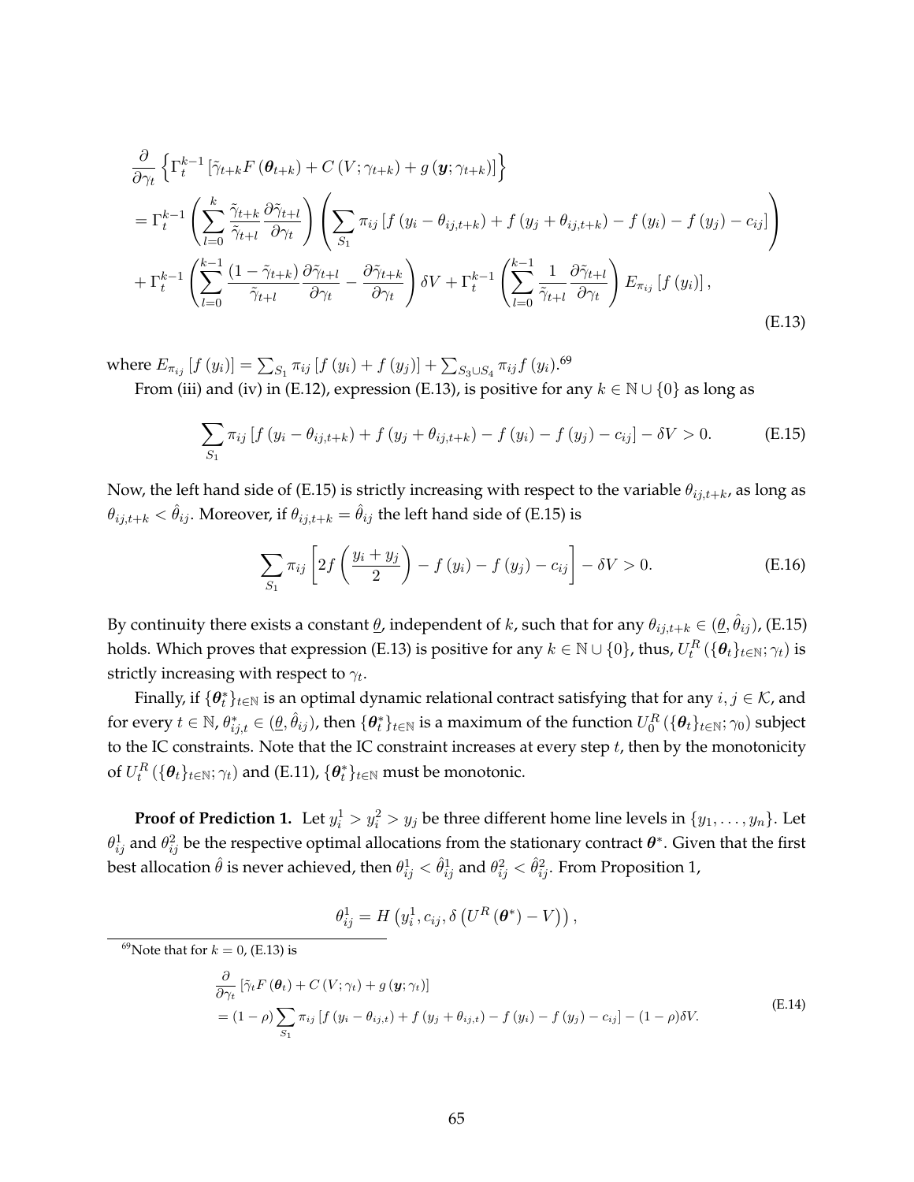$$
\begin{aligned}
&\frac{\partial}{\partial \gamma_t}\left\{\Gamma_t^{k-1}\left[\tilde{\gamma}_{t+k} F\left(\boldsymbol{\theta}_{t+k}\right)+C\left(V ; \gamma_{t+k}\right)+g\left(\boldsymbol{y} ; \gamma_{t+k}\right)\right]\right\} \\
&=\Gamma_t^{k-1}\left(\sum_{l=0}^{k} \frac{\tilde{\gamma}_{t+k}}{\tilde{\gamma}_{t+l}} \frac{\partial \tilde{\gamma}_{t+l}}{\partial \gamma_t}\right)\left(\sum_{S_1} \pi_{ij}\left[f\left(y_i-\theta_{ij, t+k}\right)+f\left(y_j+\theta_{ij, t+k}\right)-f\left(y_i\right)-f\left(y_j\right)-c_{ij}\right]\right) \\
&+\Gamma_t^{k-1}\left(\sum_{l=0}^{k-1} \frac{\left(1-\tilde{\gamma}_{t+k}\right)}{\tilde{\gamma}_{t+l}} \frac{\partial \tilde{\gamma}_{t+l}}{\partial \gamma_t}-\frac{\partial \tilde{\gamma}_{t+k}}{\partial \gamma_t}\right) \delta V+\Gamma_t^{k-1}\left(\sum_{l=0}^{k-1} \frac{1}{\tilde{\gamma}_{t+l}} \frac{\partial \tilde{\gamma}_{t+l}}{\partial \gamma_t}\right) E_{\pi_{ij}}\left[f\left(y_i\right)\right],
\end{aligned}
\tag{E.13}
$$

where $E_{\pi_{ij}}\left[f\left(y_i\right)\right]=\sum_{S_1} \pi_{ij}\left[f\left(y_i\right)+f\left(y_j\right)\right]+\sum_{S_3 \cup S_4} \pi_{ij} f\left(y_i\right)$.[69]

From (iii) and (iv) in (E.12), expression (E.13), is positive for any $k \in \mathbb{N} \cup\{0\}$ as long as

$$
\sum_{S_1} \pi_{ij}\left[f\left(y_i-\theta_{ij, t+k}\right)+f\left(y_j+\theta_{ij, t+k}\right)-f\left(y_i\right)-f\left(y_j\right)-c_{ij}\right]-\delta V>0. \tag{E.15}
$$

Now, the left hand side of (E.15) is strictly increasing with respect to the variable $\theta_{ij,t+k}$, as long as $\theta_{ij,t+k} < \hat{\theta}_{ij}$. Moreover, if $\theta_{ij,t+k} = \hat{\theta}_{ij}$ the left hand side of (E.15) is

$$
\sum_{S_1} \pi_{ij}\left[2 f\left(\frac{y_i+y_j}{2}\right)-f\left(y_i\right)-f\left(y_j\right)-c_{ij}\right]-\delta V>0. \tag{E.16}
$$

By continuity there exists a constant $\underline{\theta}$, independent of $k$, such that for any $\theta_{ij,t+k} \in (\underline{\theta}, \hat{\theta}_{ij})$, (E.15) holds. Which proves that expression (E.13) is positive for any $k \in \mathbb{N} \cup \{0\}$, thus, $U_t^R(\{\boldsymbol{\theta}_t\}_{t\in\mathbb{N}}; \gamma_t)$ is strictly increasing with respect to $\gamma_t$.

Finally, if $\{\boldsymbol{\theta}_t^*\}_{t\in\mathbb{N}}$ is an optimal dynamic relational contract satisfying that for any $i, j \in \mathcal{K}$, and for every $t \in \mathbb{N}$, $\theta_{ij,t}^* \in (\underline{\theta}, \hat{\theta}_{ij})$, then $\{\boldsymbol{\theta}_t^*\}_{t\in\mathbb{N}}$ is a maximum of the function $U_0^R(\{\boldsymbol{\theta}_t\}_{t\in\mathbb{N}}; \gamma_0)$ subject to the IC constraints. Note that the IC constraint increases at every step $t$, then by the monotonicity of $U_t^R(\{\boldsymbol{\theta}_t\}_{t\in\mathbb{N}}; \gamma_t)$ and (E.11), $\{\boldsymbol{\theta}_t^*\}_{t\in\mathbb{N}}$ must be monotonic.

**Proof of Prediction 1.** Let $y_i^1 > y_i^2 > y_j$ be three different home line levels in $\{y_1, \ldots, y_n\}$. Let $\theta_{ij}^1$ and $\theta_{ij}^2$ be the respective optimal allocations from the stationary contract $\boldsymbol{\theta}^*$. Given that the first best allocation $\hat{\theta}$ is never achieved, then $\theta_{ij}^1 < \hat{\theta}_{ij}^1$ and $\theta_{ij}^2 < \hat{\theta}_{ij}^2$. From Proposition 1,

$$
\theta_{ij}^1 = H\left(y_i^1, c_{ij}, \delta\left(U^R\left(\boldsymbol{\theta}^*\right) - V\right)\right),
$$

[69] Note that for $k = 0$, (E.13) is

$$
\begin{aligned}
&\frac{\partial}{\partial \gamma_t}\left[\tilde{\gamma}_t F\left(\boldsymbol{\theta}_t\right)+C\left(V ; \gamma_t\right)+g\left(\boldsymbol{y} ; \gamma_t\right)\right] \\
&=(1-\rho) \sum_{S_1} \pi_{ij}\left[f\left(y_i-\theta_{ij, t}\right)+f\left(y_j+\theta_{ij, t}\right)-f\left(y_i\right)-f\left(y_j\right)-c_{ij}\right]-(1-\rho) \delta V.
\end{aligned}
\tag{E.14}
$$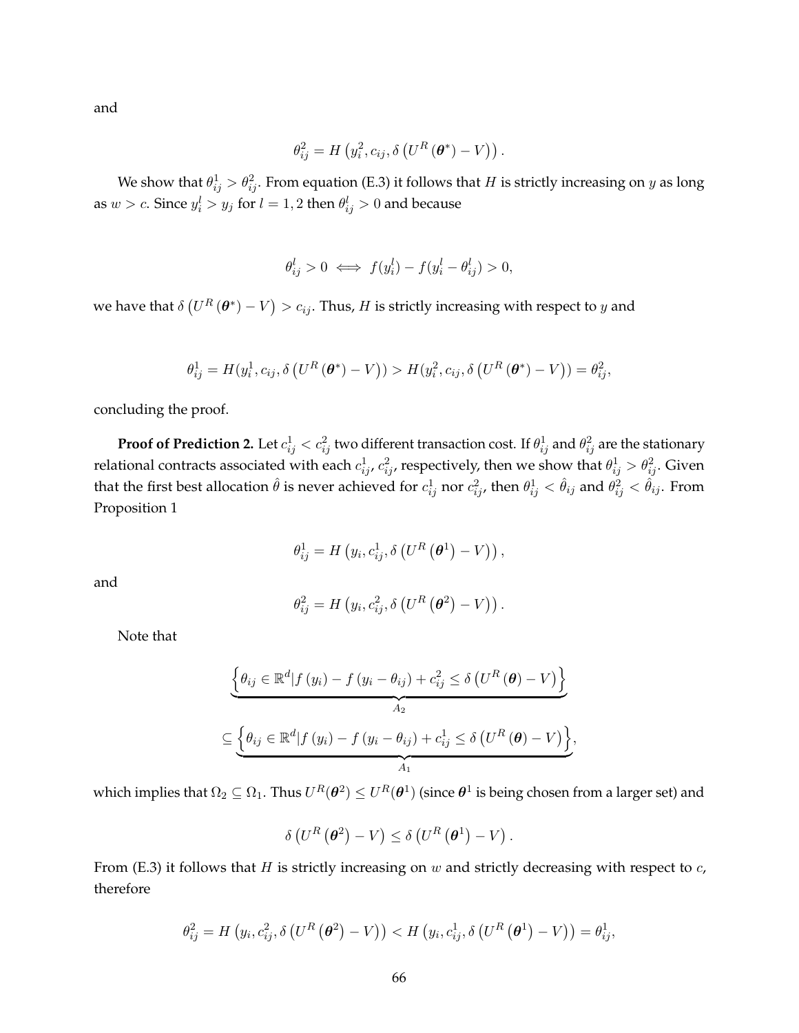and

$$\theta_{ij}^2 = H\left(y_i^2, c_{ij}, \delta\left(U^R\left(\boldsymbol{\theta}^*\right) - V\right)\right).$$

We show that $\theta_{ij}^1 > \theta_{ij}^2$. From equation (E.3) it follows that $H$ is strictly increasing on $y$ as long as $w > c$. Since $y_i^l > y_j$ for $l = 1, 2$ then $\theta_{ij}^l > 0$ and because

$$\theta_{ij}^l > 0 \iff f(y_i^l) - f(y_i^l - \theta_{ij}^l) > 0,$$

we have that $\delta\left(U^R\left(\boldsymbol{\theta}^*\right) - V\right) > c_{ij}$. Thus, $H$ is strictly increasing with respect to $y$ and

$$\theta_{ij}^1 = H(y_i^1, c_{ij}, \delta\left(U^R\left(\boldsymbol{\theta}^*\right) - V\right)) > H(y_i^2, c_{ij}, \delta\left(U^R\left(\boldsymbol{\theta}^*\right) - V\right)) = \theta_{ij}^2,$$

concluding the proof.

**Proof of Prediction 2.** Let $c_{ij}^1 < c_{ij}^2$ two different transaction cost. If $\theta_{ij}^1$ and $\theta_{ij}^2$ are the stationary relational contracts associated with each $c_{ij}^1$, $c_{ij}^2$, respectively, then we show that $\theta_{ij}^1 > \theta_{ij}^2$. Given that the first best allocation $\hat{\theta}$ is never achieved for $c_{ij}^1$ nor $c_{ij}^2$, then $\theta_{ij}^1 < \hat{\theta}_{ij}$ and $\theta_{ij}^2 < \hat{\theta}_{ij}$. From Proposition 1

$$\theta_{ij}^1 = H\left(y_i, c_{ij}^1, \delta\left(U^R\left(\boldsymbol{\theta}^1\right) - V\right)\right),$$

and

$$\theta_{ij}^2 = H\left(y_i, c_{ij}^2, \delta\left(U^R\left(\boldsymbol{\theta}^2\right) - V\right)\right).$$

Note that

$$\underbrace{\left\{\theta_{ij} \in \mathbb{R}^d | f\left(y_i\right) - f\left(y_i - \theta_{ij}\right) + c_{ij}^2 \leq \delta\left(U^R\left(\boldsymbol{\theta}\right) - V\right)\right\}}_{A_2}$$

$$\subseteq \underbrace{\left\{\theta_{ij} \in \mathbb{R}^d | f\left(y_i\right) - f\left(y_i - \theta_{ij}\right) + c_{ij}^1 \leq \delta\left(U^R\left(\boldsymbol{\theta}\right) - V\right)\right\}}_{A_1},$$

which implies that $\Omega_2 \subseteq \Omega_1$. Thus $U^R(\boldsymbol{\theta}^2) \leq U^R(\boldsymbol{\theta}^1)$ (since $\boldsymbol{\theta}^1$ is being chosen from a larger set) and

$$\delta\left(U^R\left(\boldsymbol{\theta}^2\right) - V\right) \leq \delta\left(U^R\left(\boldsymbol{\theta}^1\right) - V\right).$$

From (E.3) it follows that $H$ is strictly increasing on $w$ and strictly decreasing with respect to $c$, therefore

$$\theta_{ij}^2 = H\left(y_i, c_{ij}^2, \delta\left(U^R\left(\boldsymbol{\theta}^2\right) - V\right)\right) < H\left(y_i, c_{ij}^1, \delta\left(U^R\left(\boldsymbol{\theta}^1\right) - V\right)\right) = \theta_{ij}^1,$$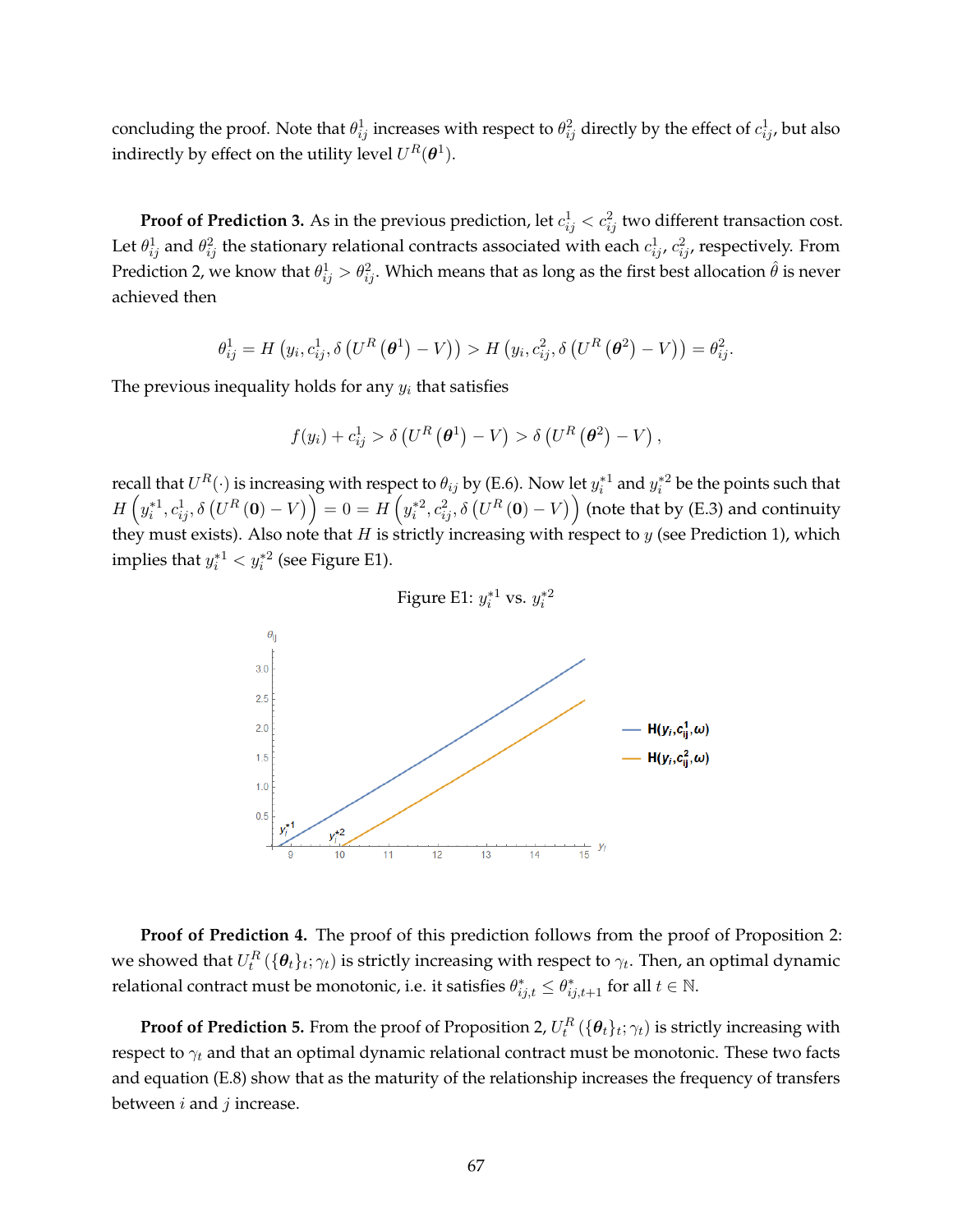concluding the proof. Note that $\theta^1_{ij}$ increases with respect to $\theta^2_{ij}$ directly by the effect of $c^1_{ij}$, but also indirectly by effect on the utility level $U^R(\boldsymbol{\theta}^1)$.

**Proof of Prediction 3.** As in the previous prediction, let $c^1_{ij} < c^2_{ij}$ two different transaction cost. Let $\theta^1_{ij}$ and $\theta^2_{ij}$ the stationary relational contracts associated with each $c^1_{ij}$, $c^2_{ij}$, respectively. From Prediction 2, we know that $\theta^1_{ij} > \theta^2_{ij}$. Which means that as long as the first best allocation $\hat{\theta}$ is never achieved then

$$\theta^1_{ij} = H\left(y_i, c^1_{ij}, \delta\left(U^R\left(\boldsymbol{\theta}^1\right) - V\right)\right) > H\left(y_i, c^2_{ij}, \delta\left(U^R\left(\boldsymbol{\theta}^2\right) - V\right)\right) = \theta^2_{ij}.$$

The previous inequality holds for any $y_i$ that satisfies

$$f(y_i) + c^1_{ij} > \delta\left(U^R\left(\boldsymbol{\theta}^1\right) - V\right) > \delta\left(U^R\left(\boldsymbol{\theta}^2\right) - V\right),$$

recall that $U^R(\cdot)$ is increasing with respect to $\theta_{ij}$ by (E.6). Now let $y^{*1}_i$ and $y^{*2}_i$ be the points such that $H\left(y^{*1}_i, c^1_{ij}, \delta\left(U^R\left(\mathbf{0}\right) - V\right)\right) = 0 = H\left(y^{*2}_i, c^2_{ij}, \delta\left(U^R\left(\mathbf{0}\right) - V\right)\right)$ (note that by (E.3) and continuity they must exists). Also note that $H$ is strictly increasing with respect to $y$ (see Prediction 1), which implies that $y^{*1}_i < y^{*2}_i$ (see Figure E1).

Figure E1: $y^{*1}_i$ vs. $y^{*2}_i$

**Proof of Prediction 4.** The proof of this prediction follows from the proof of Proposition 2: we showed that $U^R_t(\{\boldsymbol{\theta}_t\}_t; \gamma_t)$ is strictly increasing with respect to $\gamma_t$. Then, an optimal dynamic relational contract must be monotonic, i.e. it satisfies $\theta^*_{ij,t} \leq \theta^*_{ij,t+1}$ for all $t \in \mathbb{N}$.

**Proof of Prediction 5.** From the proof of Proposition 2, $U^R_t(\{\boldsymbol{\theta}_t\}_t; \gamma_t)$ is strictly increasing with respect to $\gamma_t$ and that an optimal dynamic relational contract must be monotonic. These two facts and equation (E.8) show that as the maturity of the relationship increases the frequency of transfers between $i$ and $j$ increase.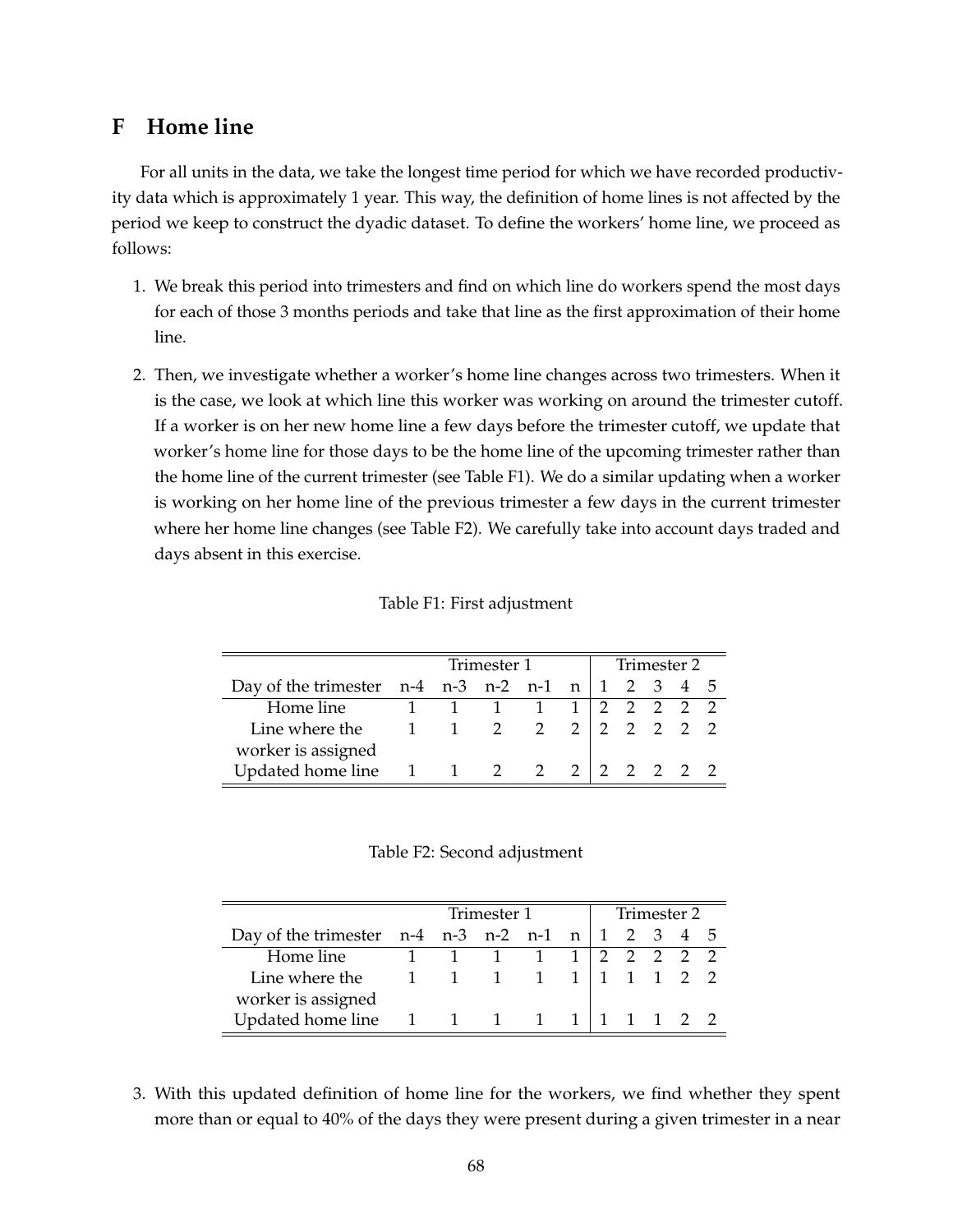## F Home line

For all units in the data, we take the longest time period for which we have recorded productivity data which is approximately 1 year. This way, the definition of home lines is not affected by the period we keep to construct the dyadic dataset. To define the workers' home line, we proceed as follows:

1. We break this period into trimesters and find on which line do workers spend the most days for each of those 3 months periods and take that line as the first approximation of their home line.
2. Then, we investigate whether a worker's home line changes across two trimesters. When it is the case, we look at which line this worker was working on around the trimester cutoff. If a worker is on her new home line a few days before the trimester cutoff, we update that worker's home line for those days to be the home line of the upcoming trimester rather than the home line of the current trimester (see Table F1). We do a similar updating when a worker is working on her home line of the previous trimester a few days in the current trimester where her home line changes (see Table F2). We carefully take into account days traded and days absent in this exercise.

Table F1: First adjustment

| | Trimester 1 | | | | | Trimester 2 | | | | |
|---|---|---|---|---|---|---|---|---|---|---|
| Day of the trimester | n-4 | n-3 | n-2 | n-1 | n | 1 | 2 | 3 | 4 | 5 |
| Home line | 1 | 1 | 1 | 1 | 1 | 2 | 2 | 2 | 2 | 2 |
| Line where the worker is assigned | 1 | 1 | 2 | 2 | 2 | 2 | 2 | 2 | 2 | 2 |
| Updated home line | 1 | 1 | 2 | 2 | 2 | 2 | 2 | 2 | 2 | 2 |

Table F2: Second adjustment

| | Trimester 1 | | | | | Trimester 2 | | | | |
|---|---|---|---|---|---|---|---|---|---|---|
| Day of the trimester | n-4 | n-3 | n-2 | n-1 | n | 1 | 2 | 3 | 4 | 5 |
| Home line | 1 | 1 | 1 | 1 | 1 | 2 | 2 | 2 | 2 | 2 |
| Line where the worker is assigned | 1 | 1 | 1 | 1 | 1 | 1 | 1 | 1 | 2 | 2 |
| Updated home line | 1 | 1 | 1 | 1 | 1 | 1 | 1 | 1 | 2 | 2 |

3. With this updated definition of home line for the workers, we find whether they spent more than or equal to 40% of the days they were present during a given trimester in a near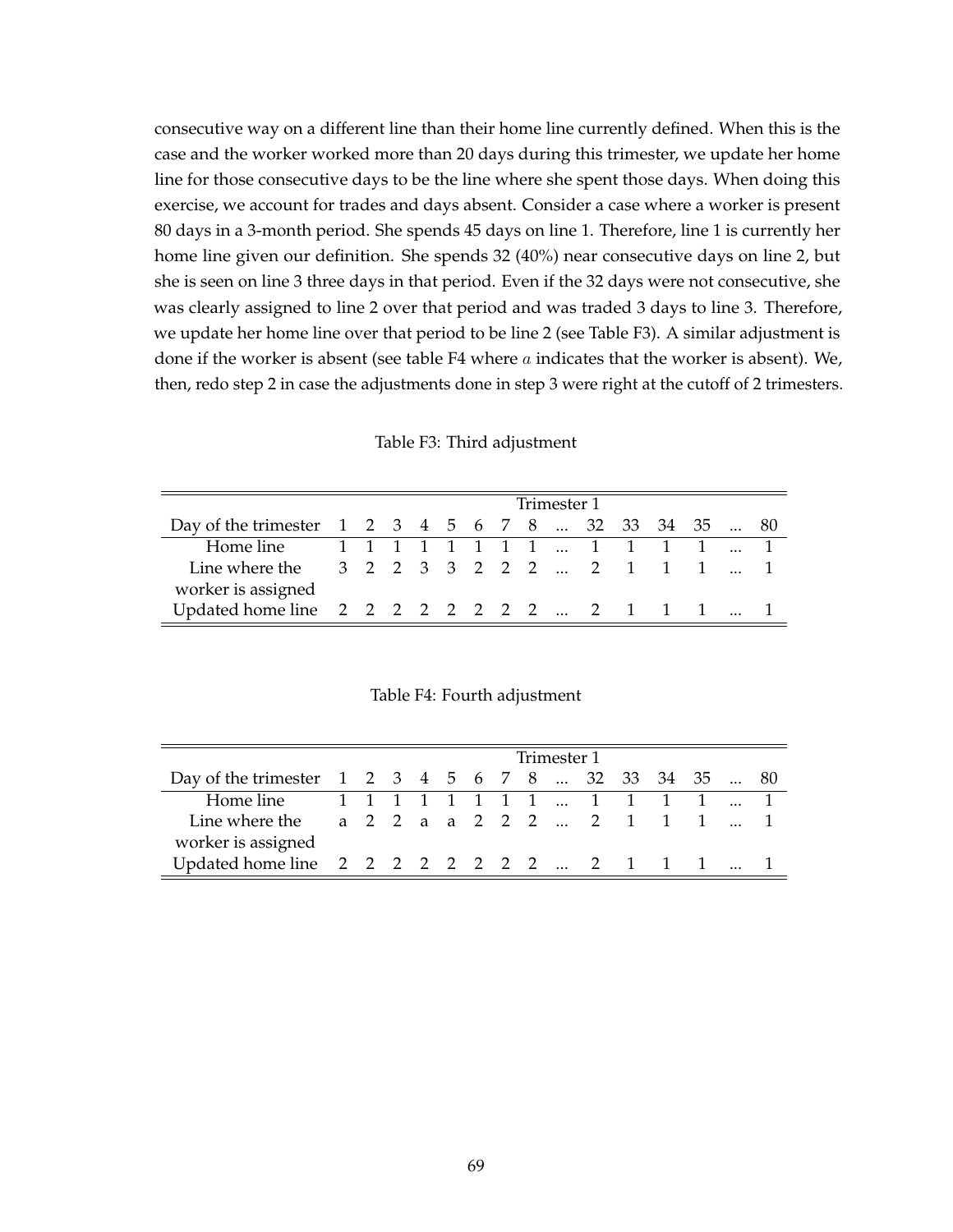consecutive way on a different line than their home line currently defined. When this is the case and the worker worked more than 20 days during this trimester, we update her home line for those consecutive days to be the line where she spent those days. When doing this exercise, we account for trades and days absent. Consider a case where a worker is present 80 days in a 3-month period. She spends 45 days on line 1. Therefore, line 1 is currently her home line given our definition. She spends 32 (40%) near consecutive days on line 2, but she is seen on line 3 three days in that period. Even if the 32 days were not consecutive, she was clearly assigned to line 2 over that period and was traded 3 days to line 3. Therefore, we update her home line over that period to be line 2 (see Table F3). A similar adjustment is done if the worker is absent (see table F4 where $a$ indicates that the worker is absent). We, then, redo step 2 in case the adjustments done in step 3 were right at the cutoff of 2 trimesters.

Table F3: Third adjustment

| | Trimester 1 | | | | | | | | | | | | | | |
|---|---|---|---|---|---|---|---|---|---|---|---|---|---|---|---|
| Day of the trimester | 1 | 2 | 3 | 4 | 5 | 6 | 7 | 8 | ... | 32 | 33 | 34 | 35 | ... | 80 |
| Home line | 1 | 1 | 1 | 1 | 1 | 1 | 1 | 1 | ... | 1 | 1 | 1 | 1 | ... | 1 |
| Line where the worker is assigned | 3 | 2 | 2 | 3 | 3 | 2 | 2 | 2 | ... | 2 | 1 | 1 | 1 | ... | 1 |
| Updated home line | 2 | 2 | 2 | 2 | 2 | 2 | 2 | 2 | ... | 2 | 1 | 1 | 1 | ... | 1 |

Table F4: Fourth adjustment

| | Trimester 1 | | | | | | | | | | | | | | |
|---|---|---|---|---|---|---|---|---|---|---|---|---|---|---|---|
| Day of the trimester | 1 | 2 | 3 | 4 | 5 | 6 | 7 | 8 | ... | 32 | 33 | 34 | 35 | ... | 80 |
| Home line | 1 | 1 | 1 | 1 | 1 | 1 | 1 | 1 | ... | 1 | 1 | 1 | 1 | ... | 1 |
| Line where the worker is assigned | a | 2 | 2 | a | a | 2 | 2 | 2 | ... | 2 | 1 | 1 | 1 | ... | 1 |
| Updated home line | 2 | 2 | 2 | 2 | 2 | 2 | 2 | 2 | ... | 2 | 1 | 1 | 1 | ... | 1 |